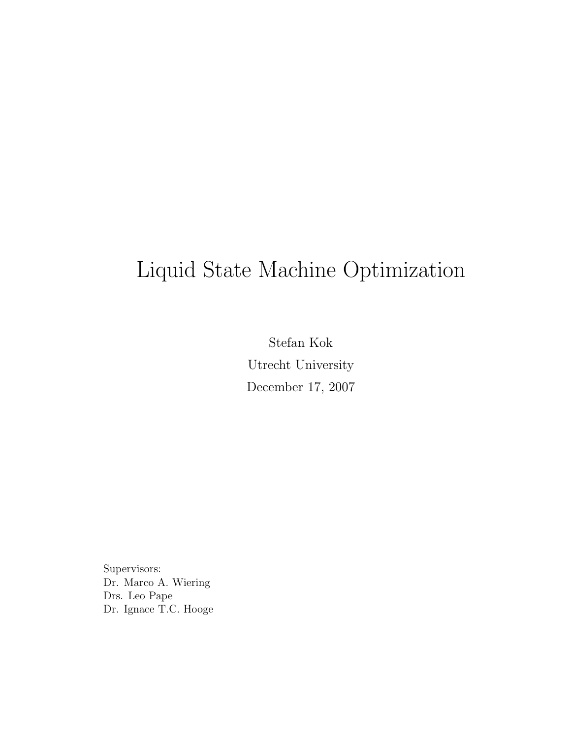# Liquid State Machine Optimization

Stefan Kok

Utrecht University

December 17, 2007

Supervisors:
Dr. Marco A. Wiering
Drs. Leo Pape
Dr. Ignace T.C. Hooge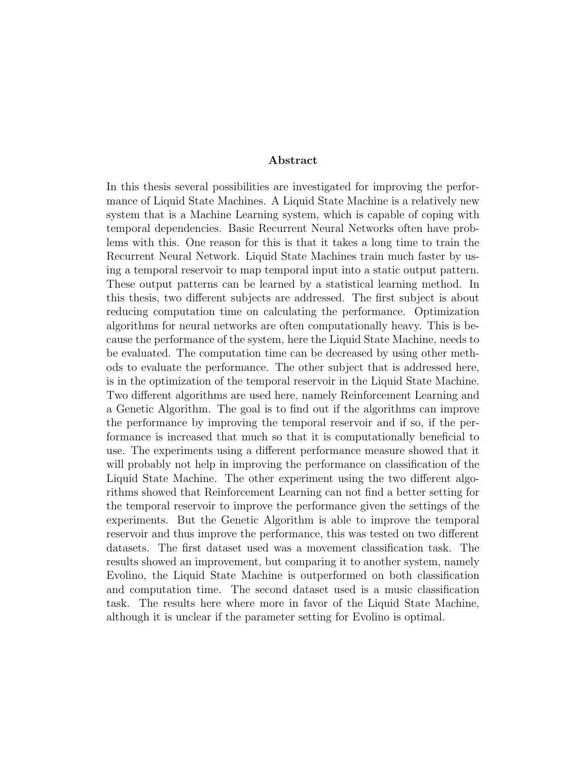## Abstract

In this thesis several possibilities are investigated for improving the performance of Liquid State Machines. A Liquid State Machine is a relatively new system that is a Machine Learning system, which is capable of coping with temporal dependencies. Basic Recurrent Neural Networks often have problems with this. One reason for this is that it takes a long time to train the Recurrent Neural Network. Liquid State Machines train much faster by using a temporal reservoir to map temporal input into a static output pattern. These output patterns can be learned by a statistical learning method. In this thesis, two different subjects are addressed. The first subject is about reducing computation time on calculating the performance. Optimization algorithms for neural networks are often computationally heavy. This is because the performance of the system, here the Liquid State Machine, needs to be evaluated. The computation time can be decreased by using other methods to evaluate the performance. The other subject that is addressed here, is in the optimization of the temporal reservoir in the Liquid State Machine. Two different algorithms are used here, namely Reinforcement Learning and a Genetic Algorithm. The goal is to find out if the algorithms can improve the performance by improving the temporal reservoir and if so, if the performance is increased that much so that it is computationally beneficial to use. The experiments using a different performance measure showed that it will probably not help in improving the performance on classification of the Liquid State Machine. The other experiment using the two different algorithms showed that Reinforcement Learning can not find a better setting for the temporal reservoir to improve the performance given the settings of the experiments. But the Genetic Algorithm is able to improve the temporal reservoir and thus improve the performance, this was tested on two different datasets. The first dataset used was a movement classification task. The results showed an improvement, but comparing it to another system, namely Evolino, the Liquid State Machine is outperformed on both classification and computation time. The second dataset used is a music classification task. The results here where more in favor of the Liquid State Machine, although it is unclear if the parameter setting for Evolino is optimal.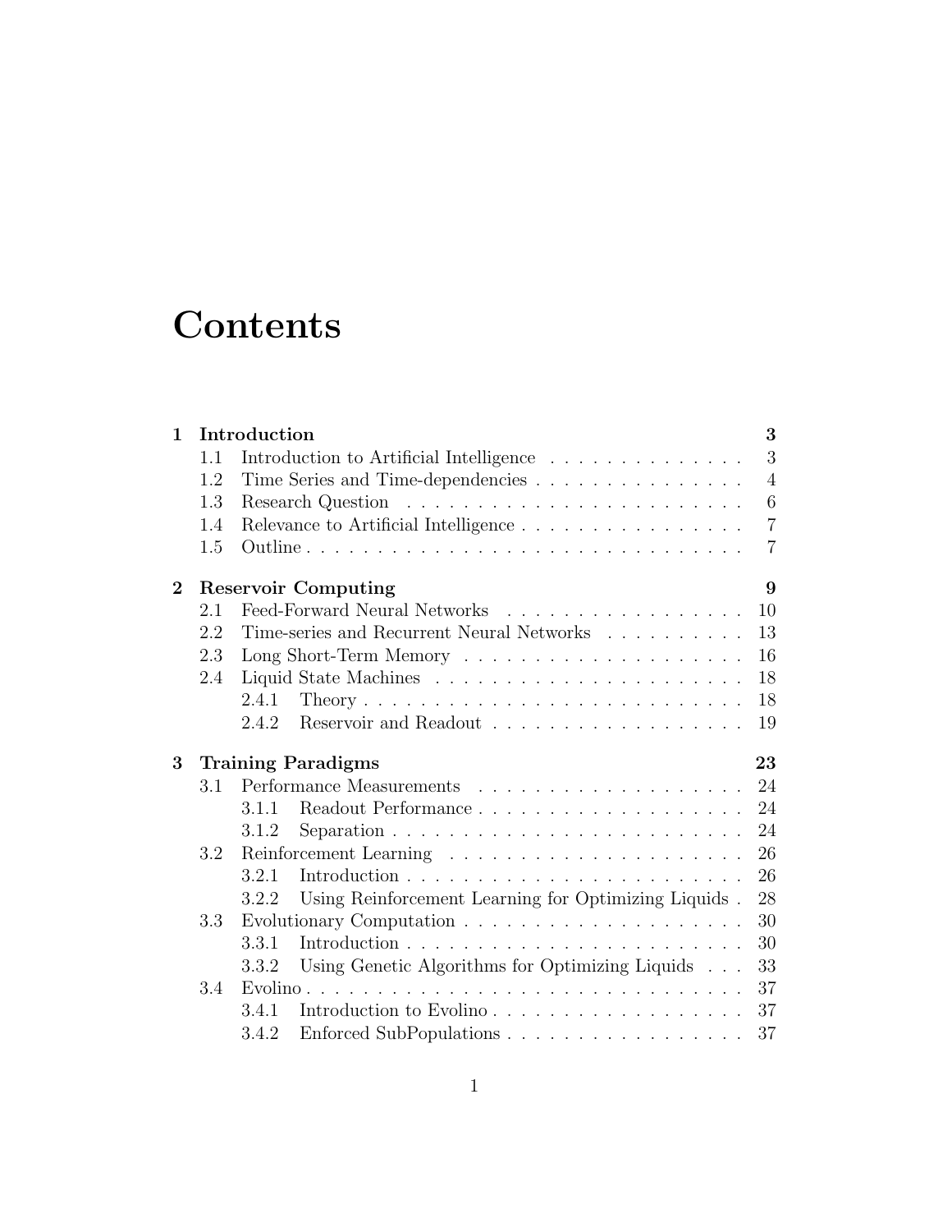# Contents

| | | |
|---|---|---|
| **1** | **Introduction** | **3** |
| 1.1 | Introduction to Artificial Intelligence | 3 |
| 1.2 | Time Series and Time-dependencies | 4 |
| 1.3 | Research Question | 6 |
| 1.4 | Relevance to Artificial Intelligence | 7 |
| 1.5 | Outline | 7 |
| **2** | **Reservoir Computing** | **9** |
| 2.1 | Feed-Forward Neural Networks | 10 |
| 2.2 | Time-series and Recurrent Neural Networks | 13 |
| 2.3 | Long Short-Term Memory | 16 |
| 2.4 | Liquid State Machines | 18 |
| 2.4.1 | Theory | 18 |
| 2.4.2 | Reservoir and Readout | 19 |
| **3** | **Training Paradigms** | **23** |
| 3.1 | Performance Measurements | 24 |
| 3.1.1 | Readout Performance | 24 |
| 3.1.2 | Separation | 24 |
| 3.2 | Reinforcement Learning | 26 |
| 3.2.1 | Introduction | 26 |
| 3.2.2 | Using Reinforcement Learning for Optimizing Liquids | 28 |
| 3.3 | Evolutionary Computation | 30 |
| 3.3.1 | Introduction | 30 |
| 3.3.2 | Using Genetic Algorithms for Optimizing Liquids | 33 |
| 3.4 | Evolino | 37 |
| 3.4.1 | Introduction to Evolino | 37 |
| 3.4.2 | Enforced SubPopulations | 37 |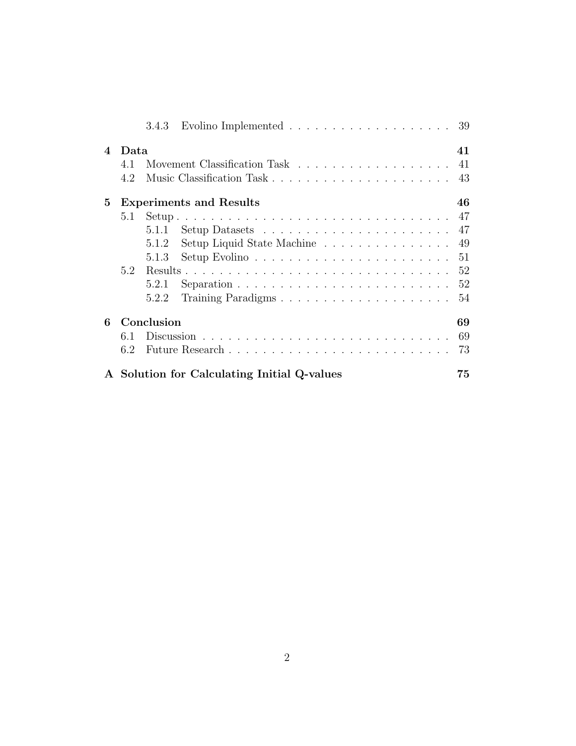3.4.3 Evolino Implemented . . . . . . . . . . . . . . . . . . . 39

**4 Data** **41**

4.1 Movement Classification Task . . . . . . . . . . . . . . . . . . . 41

4.2 Music Classification Task . . . . . . . . . . . . . . . . . . . . . 43

**5 Experiments and Results** **46**

5.1 Setup . . . . . . . . . . . . . . . . . . . . . . . . . . . . . . . . 47

5.1.1 Setup Datasets . . . . . . . . . . . . . . . . . . . . . 47

5.1.2 Setup Liquid State Machine . . . . . . . . . . . . . . . 49

5.1.3 Setup Evolino . . . . . . . . . . . . . . . . . . . . . . 51

5.2 Results . . . . . . . . . . . . . . . . . . . . . . . . . . . . . . . 52

5.2.1 Separation . . . . . . . . . . . . . . . . . . . . . . . . 52

5.2.2 Training Paradigms . . . . . . . . . . . . . . . . . . . 54

**6 Conclusion** **69**

6.1 Discussion . . . . . . . . . . . . . . . . . . . . . . . . . . . . . 69

6.2 Future Research . . . . . . . . . . . . . . . . . . . . . . . . . . 73

**A Solution for Calculating Initial Q-values** **75**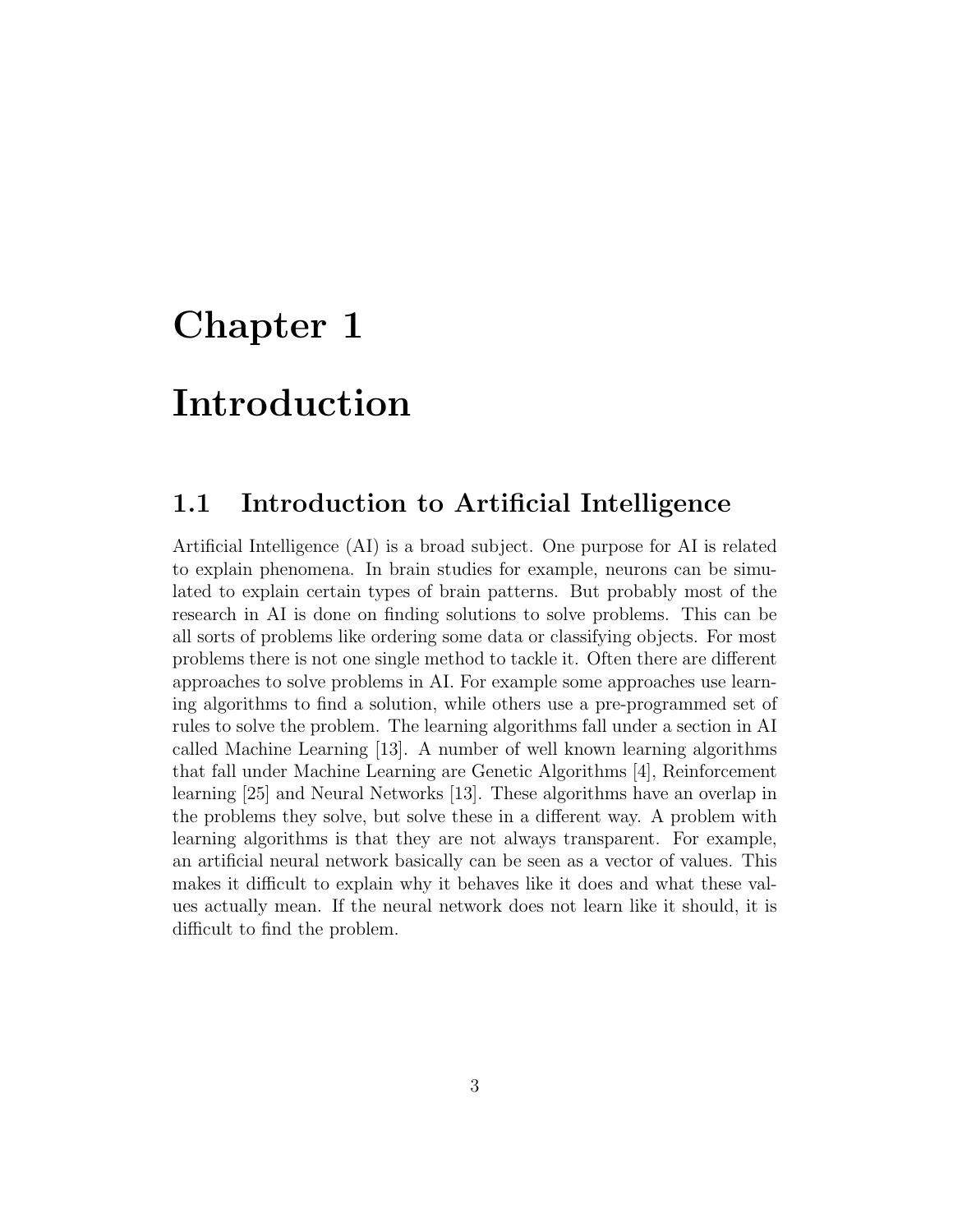# Chapter 1

# Introduction

## 1.1 Introduction to Artificial Intelligence

Artificial Intelligence (AI) is a broad subject. One purpose for AI is related to explain phenomena. In brain studies for example, neurons can be simulated to explain certain types of brain patterns. But probably most of the research in AI is done on finding solutions to solve problems. This can be all sorts of problems like ordering some data or classifying objects. For most problems there is not one single method to tackle it. Often there are different approaches to solve problems in AI. For example some approaches use learning algorithms to find a solution, while others use a pre-programmed set of rules to solve the problem. The learning algorithms fall under a section in AI called Machine Learning [13]. A number of well known learning algorithms that fall under Machine Learning are Genetic Algorithms [4], Reinforcement learning [25] and Neural Networks [13]. These algorithms have an overlap in the problems they solve, but solve these in a different way. A problem with learning algorithms is that they are not always transparent. For example, an artificial neural network basically can be seen as a vector of values. This makes it difficult to explain why it behaves like it does and what these values actually mean. If the neural network does not learn like it should, it is difficult to find the problem.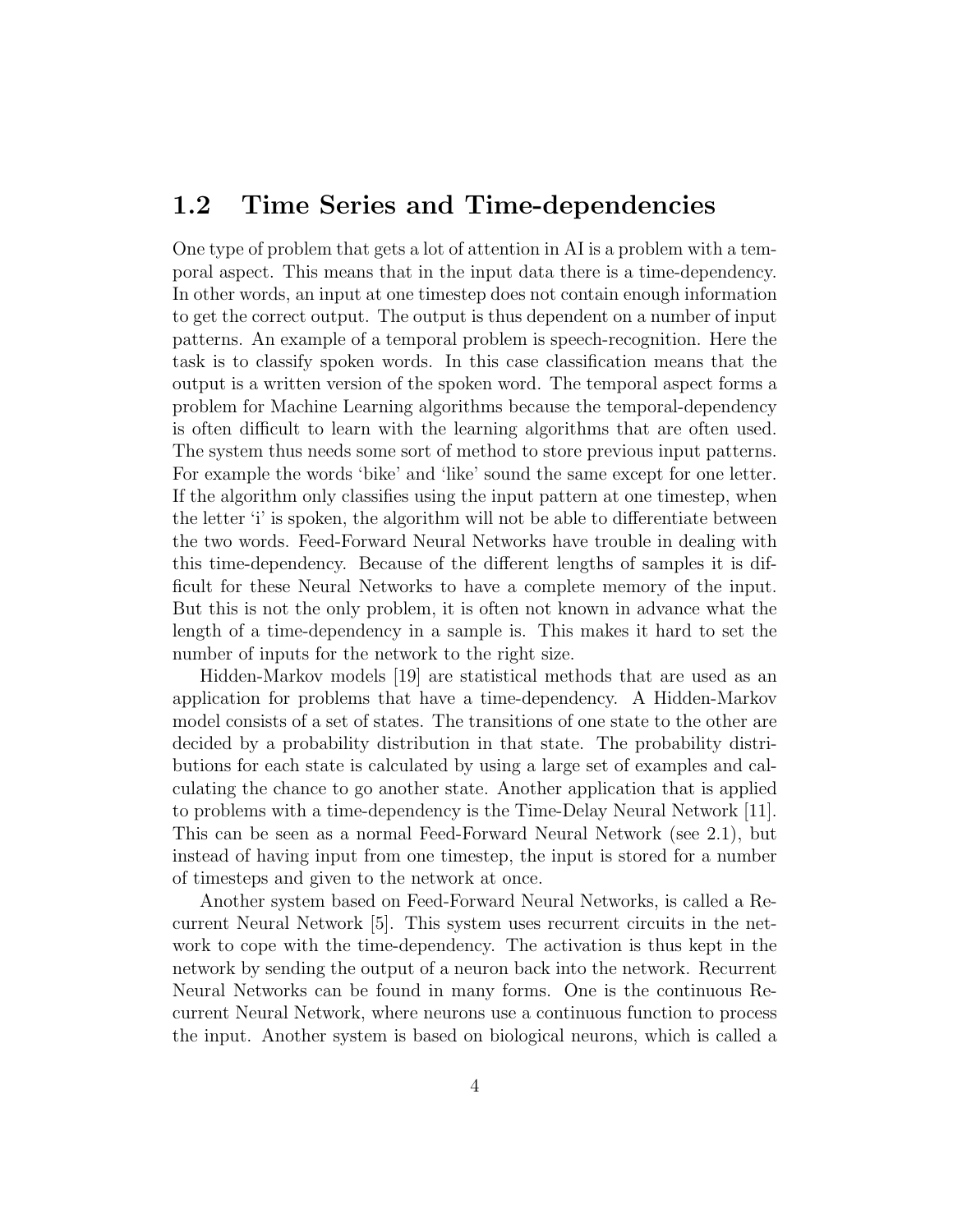## 1.2 Time Series and Time-dependencies

One type of problem that gets a lot of attention in AI is a problem with a temporal aspect. This means that in the input data there is a time-dependency. In other words, an input at one timestep does not contain enough information to get the correct output. The output is thus dependent on a number of input patterns. An example of a temporal problem is speech-recognition. Here the task is to classify spoken words. In this case classification means that the output is a written version of the spoken word. The temporal aspect forms a problem for Machine Learning algorithms because the temporal-dependency is often difficult to learn with the learning algorithms that are often used. The system thus needs some sort of method to store previous input patterns. For example the words 'bike' and 'like' sound the same except for one letter. If the algorithm only classifies using the input pattern at one timestep, when the letter 'i' is spoken, the algorithm will not be able to differentiate between the two words. Feed-Forward Neural Networks have trouble in dealing with this time-dependency. Because of the different lengths of samples it is difficult for these Neural Networks to have a complete memory of the input. But this is not the only problem, it is often not known in advance what the length of a time-dependency in a sample is. This makes it hard to set the number of inputs for the network to the right size.

Hidden-Markov models [19] are statistical methods that are used as an application for problems that have a time-dependency. A Hidden-Markov model consists of a set of states. The transitions of one state to the other are decided by a probability distribution in that state. The probability distributions for each state is calculated by using a large set of examples and calculating the chance to go another state. Another application that is applied to problems with a time-dependency is the Time-Delay Neural Network [11]. This can be seen as a normal Feed-Forward Neural Network (see 2.1), but instead of having input from one timestep, the input is stored for a number of timesteps and given to the network at once.

Another system based on Feed-Forward Neural Networks, is called a Recurrent Neural Network [5]. This system uses recurrent circuits in the network to cope with the time-dependency. The activation is thus kept in the network by sending the output of a neuron back into the network. Recurrent Neural Networks can be found in many forms. One is the continuous Recurrent Neural Network, where neurons use a continuous function to process the input. Another system is based on biological neurons, which is called a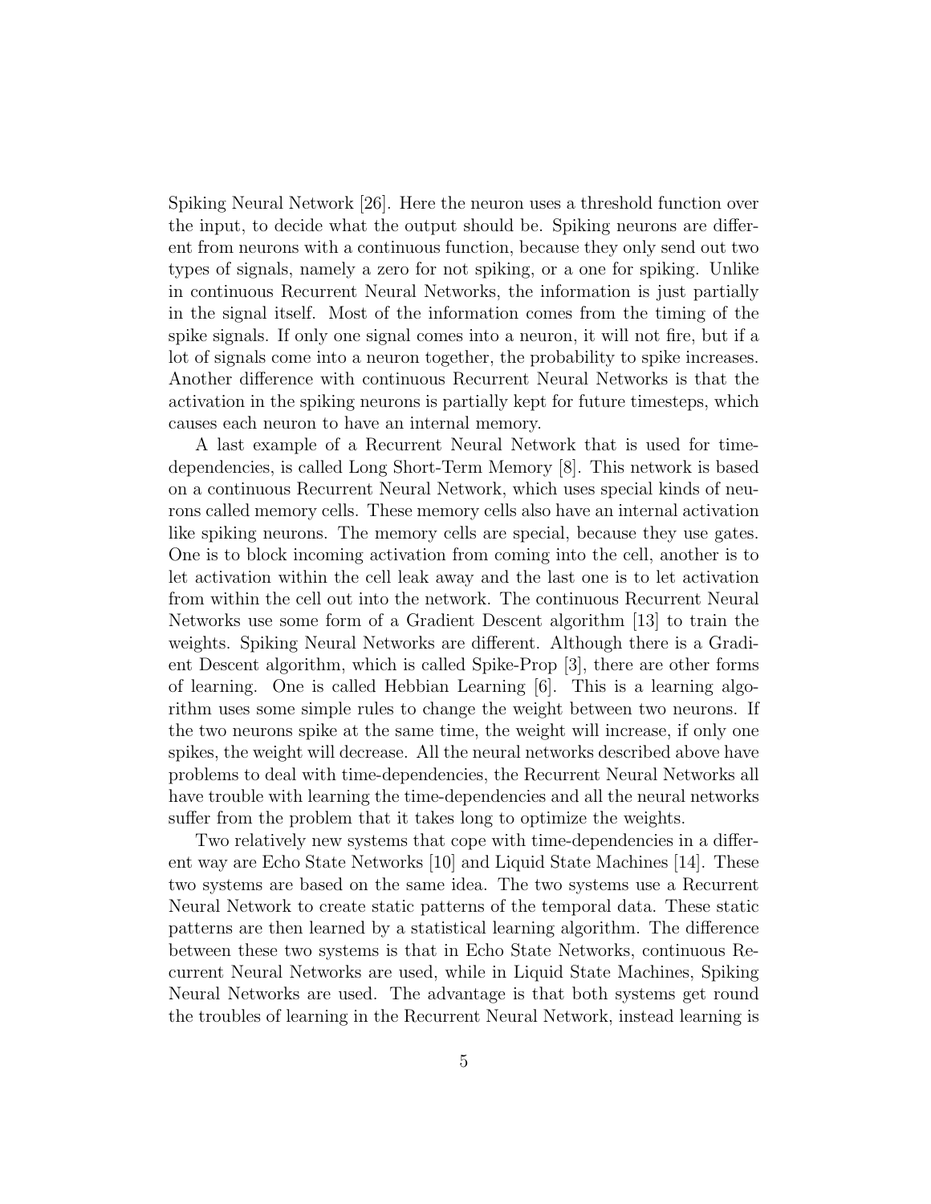Spiking Neural Network [26]. Here the neuron uses a threshold function over the input, to decide what the output should be. Spiking neurons are different from neurons with a continuous function, because they only send out two types of signals, namely a zero for not spiking, or a one for spiking. Unlike in continuous Recurrent Neural Networks, the information is just partially in the signal itself. Most of the information comes from the timing of the spike signals. If only one signal comes into a neuron, it will not fire, but if a lot of signals come into a neuron together, the probability to spike increases. Another difference with continuous Recurrent Neural Networks is that the activation in the spiking neurons is partially kept for future timesteps, which causes each neuron to have an internal memory.

A last example of a Recurrent Neural Network that is used for time-dependencies, is called Long Short-Term Memory [8]. This network is based on a continuous Recurrent Neural Network, which uses special kinds of neurons called memory cells. These memory cells also have an internal activation like spiking neurons. The memory cells are special, because they use gates. One is to block incoming activation from coming into the cell, another is to let activation within the cell leak away and the last one is to let activation from within the cell out into the network. The continuous Recurrent Neural Networks use some form of a Gradient Descent algorithm [13] to train the weights. Spiking Neural Networks are different. Although there is a Gradient Descent algorithm, which is called Spike-Prop [3], there are other forms of learning. One is called Hebbian Learning [6]. This is a learning algorithm uses some simple rules to change the weight between two neurons. If the two neurons spike at the same time, the weight will increase, if only one spikes, the weight will decrease. All the neural networks described above have problems to deal with time-dependencies, the Recurrent Neural Networks all have trouble with learning the time-dependencies and all the neural networks suffer from the problem that it takes long to optimize the weights.

Two relatively new systems that cope with time-dependencies in a different way are Echo State Networks [10] and Liquid State Machines [14]. These two systems are based on the same idea. The two systems use a Recurrent Neural Network to create static patterns of the temporal data. These static patterns are then learned by a statistical learning algorithm. The difference between these two systems is that in Echo State Networks, continuous Recurrent Neural Networks are used, while in Liquid State Machines, Spiking Neural Networks are used. The advantage is that both systems get round the troubles of learning in the Recurrent Neural Network, instead learning is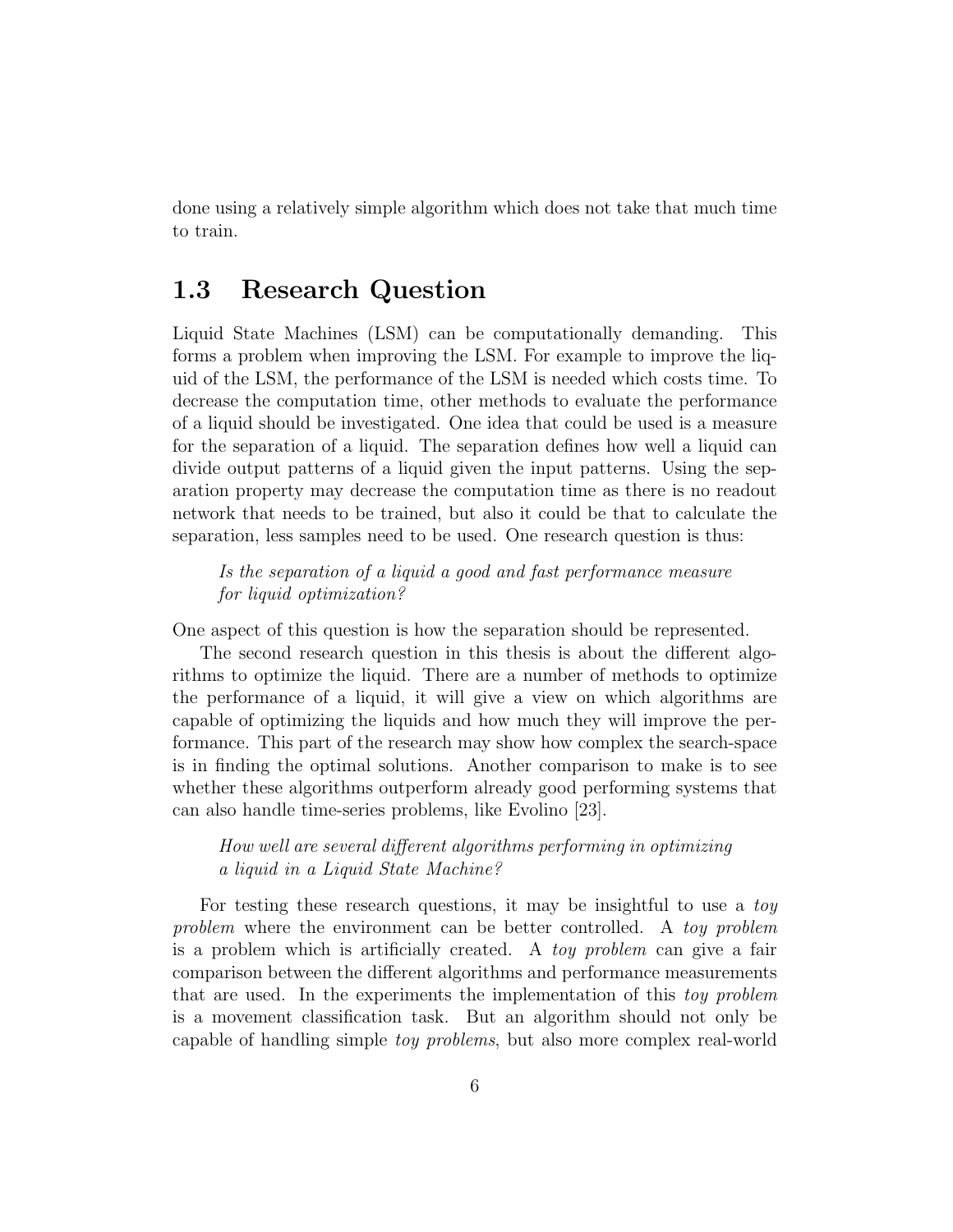done using a relatively simple algorithm which does not take that much time to train.

## 1.3 Research Question

Liquid State Machines (LSM) can be computationally demanding. This forms a problem when improving the LSM. For example to improve the liquid of the LSM, the performance of the LSM is needed which costs time. To decrease the computation time, other methods to evaluate the performance of a liquid should be investigated. One idea that could be used is a measure for the separation of a liquid. The separation defines how well a liquid can divide output patterns of a liquid given the input patterns. Using the separation property may decrease the computation time as there is no readout network that needs to be trained, but also it could be that to calculate the separation, less samples need to be used. One research question is thus:

> *Is the separation of a liquid a good and fast performance measure for liquid optimization?*

One aspect of this question is how the separation should be represented.

The second research question in this thesis is about the different algorithms to optimize the liquid. There are a number of methods to optimize the performance of a liquid, it will give a view on which algorithms are capable of optimizing the liquids and how much they will improve the performance. This part of the research may show how complex the search-space is in finding the optimal solutions. Another comparison to make is to see whether these algorithms outperform already good performing systems that can also handle time-series problems, like Evolino [23].

> *How well are several different algorithms performing in optimizing a liquid in a Liquid State Machine?*

For testing these research questions, it may be insightful to use a *toy problem* where the environment can be better controlled. A *toy problem* is a problem which is artificially created. A *toy problem* can give a fair comparison between the different algorithms and performance measurements that are used. In the experiments the implementation of this *toy problem* is a movement classification task. But an algorithm should not only be capable of handling simple *toy problems*, but also more complex real-world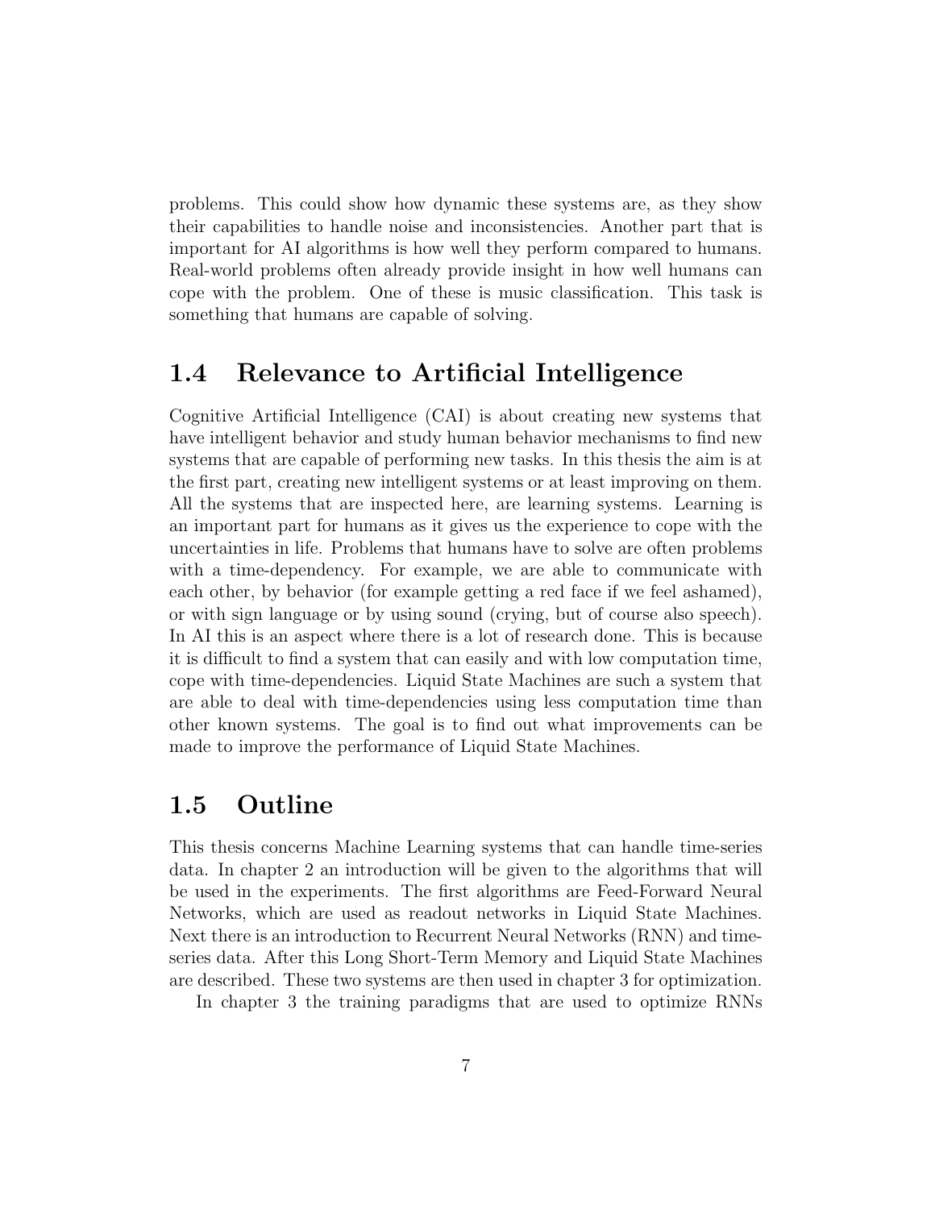problems. This could show how dynamic these systems are, as they show their capabilities to handle noise and inconsistencies. Another part that is important for AI algorithms is how well they perform compared to humans. Real-world problems often already provide insight in how well humans can cope with the problem. One of these is music classification. This task is something that humans are capable of solving.

## 1.4 Relevance to Artificial Intelligence

Cognitive Artificial Intelligence (CAI) is about creating new systems that have intelligent behavior and study human behavior mechanisms to find new systems that are capable of performing new tasks. In this thesis the aim is at the first part, creating new intelligent systems or at least improving on them. All the systems that are inspected here, are learning systems. Learning is an important part for humans as it gives us the experience to cope with the uncertainties in life. Problems that humans have to solve are often problems with a time-dependency. For example, we are able to communicate with each other, by behavior (for example getting a red face if we feel ashamed), or with sign language or by using sound (crying, but of course also speech). In AI this is an aspect where there is a lot of research done. This is because it is difficult to find a system that can easily and with low computation time, cope with time-dependencies. Liquid State Machines are such a system that are able to deal with time-dependencies using less computation time than other known systems. The goal is to find out what improvements can be made to improve the performance of Liquid State Machines.

## 1.5 Outline

This thesis concerns Machine Learning systems that can handle time-series data. In chapter 2 an introduction will be given to the algorithms that will be used in the experiments. The first algorithms are Feed-Forward Neural Networks, which are used as readout networks in Liquid State Machines. Next there is an introduction to Recurrent Neural Networks (RNN) and time-series data. After this Long Short-Term Memory and Liquid State Machines are described. These two systems are then used in chapter 3 for optimization.

In chapter 3 the training paradigms that are used to optimize RNNs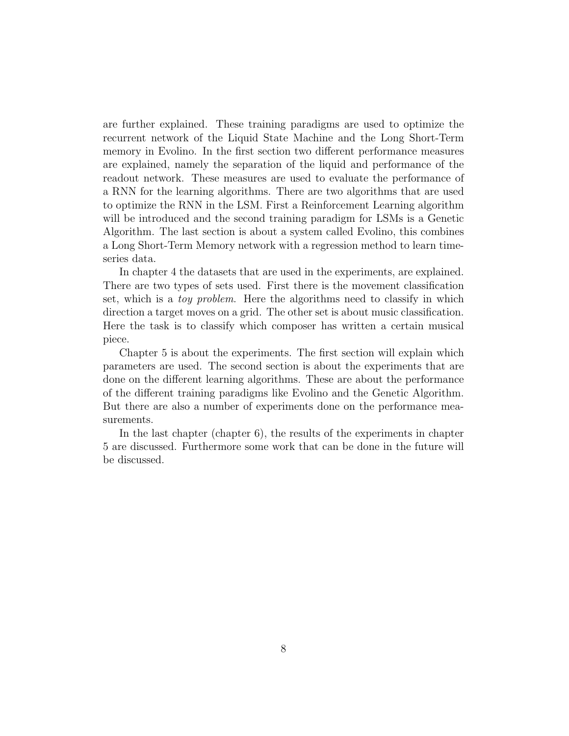are further explained. These training paradigms are used to optimize the recurrent network of the Liquid State Machine and the Long Short-Term memory in Evolino. In the first section two different performance measures are explained, namely the separation of the liquid and performance of the readout network. These measures are used to evaluate the performance of a RNN for the learning algorithms. There are two algorithms that are used to optimize the RNN in the LSM. First a Reinforcement Learning algorithm will be introduced and the second training paradigm for LSMs is a Genetic Algorithm. The last section is about a system called Evolino, this combines a Long Short-Term Memory network with a regression method to learn time-series data.

In chapter 4 the datasets that are used in the experiments, are explained. There are two types of sets used. First there is the movement classification set, which is a *toy problem*. Here the algorithms need to classify in which direction a target moves on a grid. The other set is about music classification. Here the task is to classify which composer has written a certain musical piece.

Chapter 5 is about the experiments. The first section will explain which parameters are used. The second section is about the experiments that are done on the different learning algorithms. These are about the performance of the different training paradigms like Evolino and the Genetic Algorithm. But there are also a number of experiments done on the performance measurements.

In the last chapter (chapter 6), the results of the experiments in chapter 5 are discussed. Furthermore some work that can be done in the future will be discussed.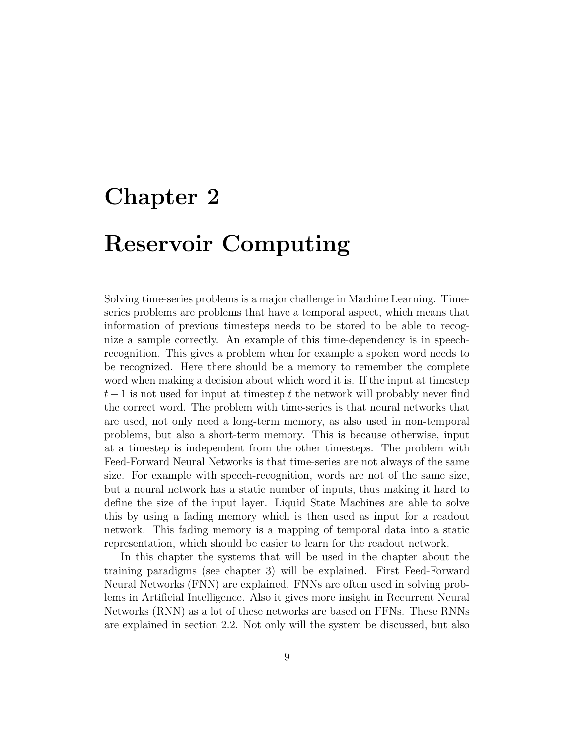# Chapter 2

# Reservoir Computing

Solving time-series problems is a major challenge in Machine Learning. Time-series problems are problems that have a temporal aspect, which means that information of previous timesteps needs to be stored to be able to recognize a sample correctly. An example of this time-dependency is in speech-recognition. This gives a problem when for example a spoken word needs to be recognized. Here there should be a memory to remember the complete word when making a decision about which word it is. If the input at timestep $t-1$ is not used for input at timestep $t$ the network will probably never find the correct word. The problem with time-series is that neural networks that are used, not only need a long-term memory, as also used in non-temporal problems, but also a short-term memory. This is because otherwise, input at a timestep is independent from the other timesteps. The problem with Feed-Forward Neural Networks is that time-series are not always of the same size. For example with speech-recognition, words are not of the same size, but a neural network has a static number of inputs, thus making it hard to define the size of the input layer. Liquid State Machines are able to solve this by using a fading memory which is then used as input for a readout network. This fading memory is a mapping of temporal data into a static representation, which should be easier to learn for the readout network.

In this chapter the systems that will be used in the chapter about the training paradigms (see chapter 3) will be explained. First Feed-Forward Neural Networks (FNN) are explained. FNNs are often used in solving problems in Artificial Intelligence. Also it gives more insight in Recurrent Neural Networks (RNN) as a lot of these networks are based on FFNs. These RNNs are explained in section 2.2. Not only will the system be discussed, but also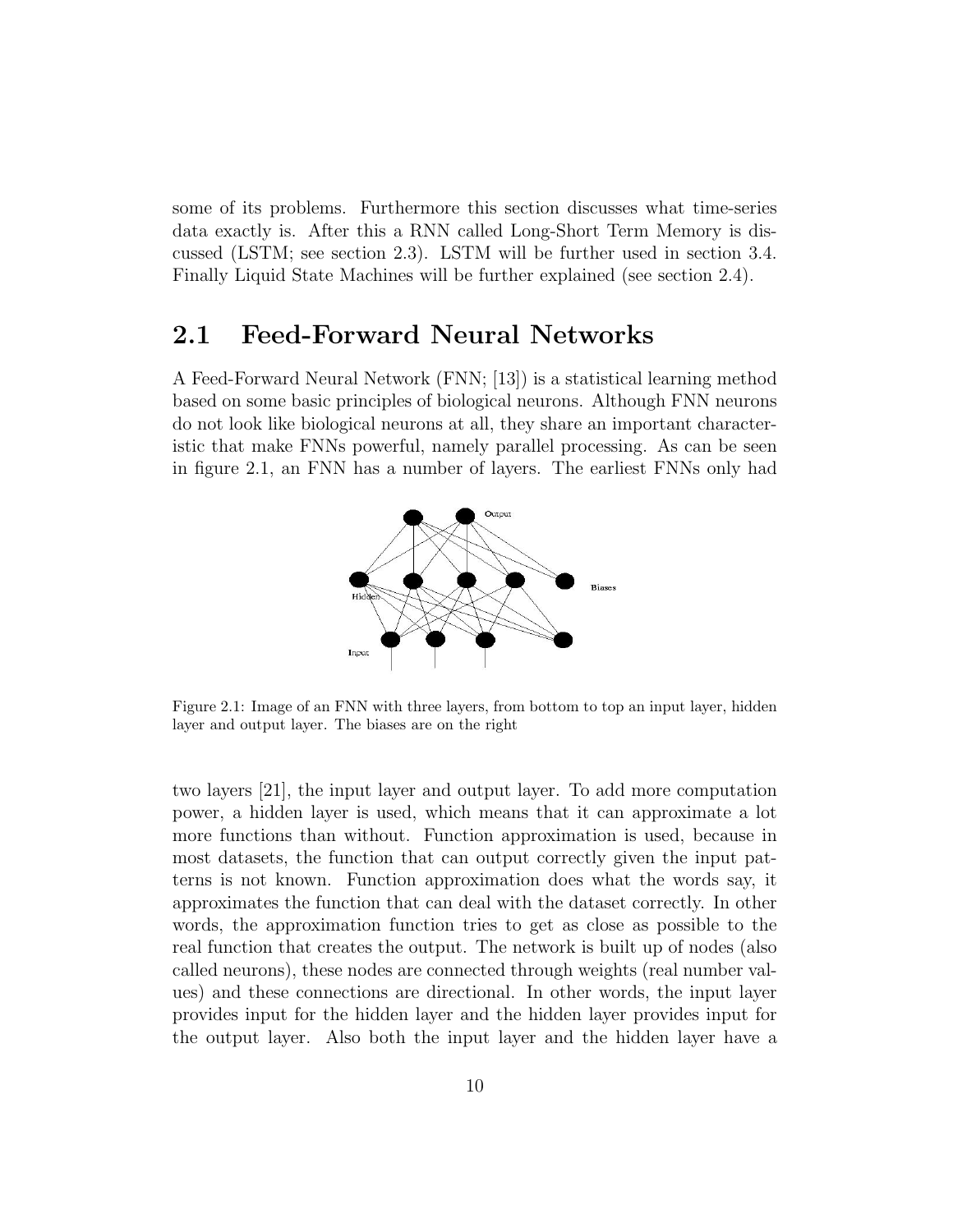some of its problems. Furthermore this section discusses what time-series data exactly is. After this a RNN called Long-Short Term Memory is discussed (LSTM; see section 2.3). LSTM will be further used in section 3.4. Finally Liquid State Machines will be further explained (see section 2.4).

## 2.1 Feed-Forward Neural Networks

A Feed-Forward Neural Network (FNN; [13]) is a statistical learning method based on some basic principles of biological neurons. Although FNN neurons do not look like biological neurons at all, they share an important characteristic that make FNNs powerful, namely parallel processing. As can be seen in figure 2.1, an FNN has a number of layers. The earliest FNNs only had two layers [21], the input layer and output layer. To add more computation power, a hidden layer is used, which means that it can approximate a lot more functions than without. Function approximation is used, because in most datasets, the function that can output correctly given the input patterns is not known. Function approximation does what the words say, it approximates the function that can deal with the dataset correctly. In other words, the approximation function tries to get as close as possible to the real function that creates the output. The network is built up of nodes (also called neurons), these nodes are connected through weights (real number values) and these connections are directional. In other words, the input layer provides input for the hidden layer and the hidden layer provides input for the output layer. Also both the input layer and the hidden layer have a

Figure 2.1: Image of an FNN with three layers, from bottom to top an input layer, hidden layer and output layer. The biases are on the right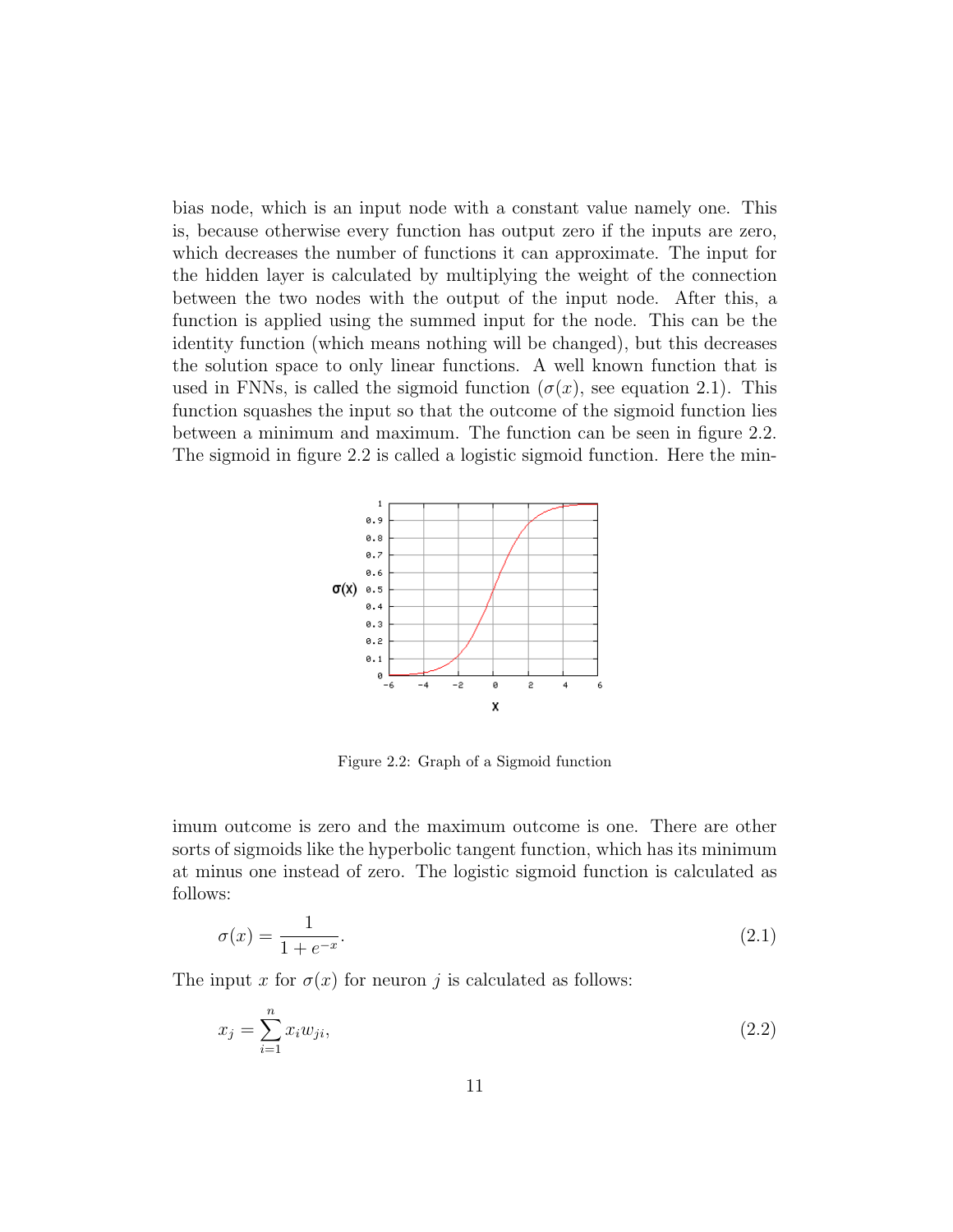bias node, which is an input node with a constant value namely one. This is, because otherwise every function has output zero if the inputs are zero, which decreases the number of functions it can approximate. The input for the hidden layer is calculated by multiplying the weight of the connection between the two nodes with the output of the input node. After this, a function is applied using the summed input for the node. This can be the identity function (which means nothing will be changed), but this decreases the solution space to only linear functions. A well known function that is used in FNNs, is called the sigmoid function ($\sigma(x)$, see equation 2.1). This function squashes the input so that the outcome of the sigmoid function lies between a minimum and maximum. The function can be seen in figure 2.2. The sigmoid in figure 2.2 is called a logistic sigmoid function. Here the minimum outcome is zero and the maximum outcome is one. There are other sorts of sigmoids like the hyperbolic tangent function, which has its minimum at minus one instead of zero. The logistic sigmoid function is calculated as follows:

Figure 2.2: Graph of a Sigmoid function

$$\sigma(x) = \frac{1}{1 + e^{-x}}. \tag{2.1}$$

The input $x$ for $\sigma(x)$ for neuron $j$ is calculated as follows:

$$x_j = \sum_{i=1}^{n} x_i w_{ji}, \tag{2.2}$$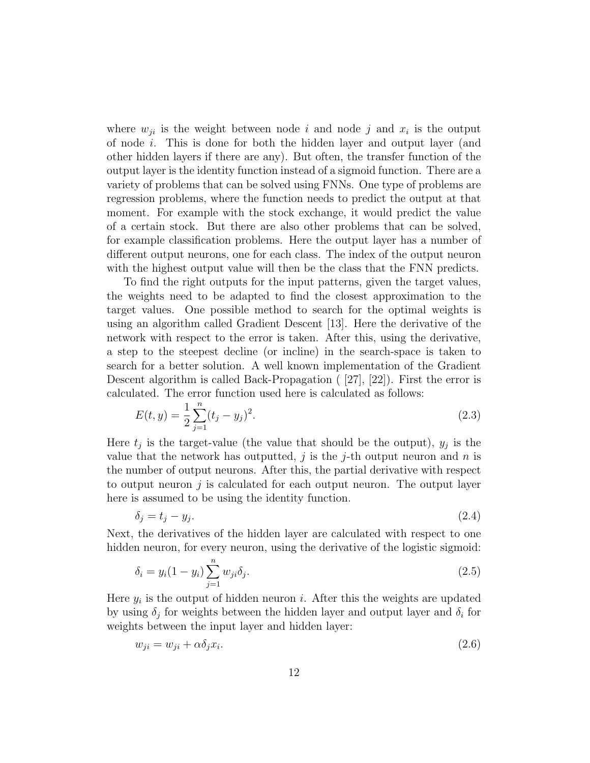where $w_{ji}$ is the weight between node $i$ and node $j$ and $x_i$ is the output of node $i$. This is done for both the hidden layer and output layer (and other hidden layers if there are any). But often, the transfer function of the output layer is the identity function instead of a sigmoid function. There are a variety of problems that can be solved using FNNs. One type of problems are regression problems, where the function needs to predict the output at that moment. For example with the stock exchange, it would predict the value of a certain stock. But there are also other problems that can be solved, for example classification problems. Here the output layer has a number of different output neurons, one for each class. The index of the output neuron with the highest output value will then be the class that the FNN predicts.

To find the right outputs for the input patterns, given the target values, the weights need to be adapted to find the closest approximation to the target values. One possible method to search for the optimal weights is using an algorithm called Gradient Descent [13]. Here the derivative of the network with respect to the error is taken. After this, using the derivative, a step to the steepest decline (or incline) in the search-space is taken to search for a better solution. A well known implementation of the Gradient Descent algorithm is called Back-Propagation ( [27], [22]). First the error is calculated. The error function used here is calculated as follows:

$$E(t, y) = \frac{1}{2} \sum_{j=1}^{n} (t_j - y_j)^2. \tag{2.3}$$

Here $t_j$ is the target-value (the value that should be the output), $y_j$ is the value that the network has outputted, $j$ is the $j$-th output neuron and $n$ is the number of output neurons. After this, the partial derivative with respect to output neuron $j$ is calculated for each output neuron. The output layer here is assumed to be using the identity function.

$$\delta_j = t_j - y_j. \tag{2.4}$$

Next, the derivatives of the hidden layer are calculated with respect to one hidden neuron, for every neuron, using the derivative of the logistic sigmoid:

$$\delta_i = y_i(1 - y_i) \sum_{j=1}^{n} w_{ji} \delta_j. \tag{2.5}$$

Here $y_i$ is the output of hidden neuron $i$. After this the weights are updated by using $\delta_j$ for weights between the hidden layer and output layer and $\delta_i$ for weights between the input layer and hidden layer:

$$w_{ji} = w_{ji} + \alpha \delta_j x_i. \tag{2.6}$$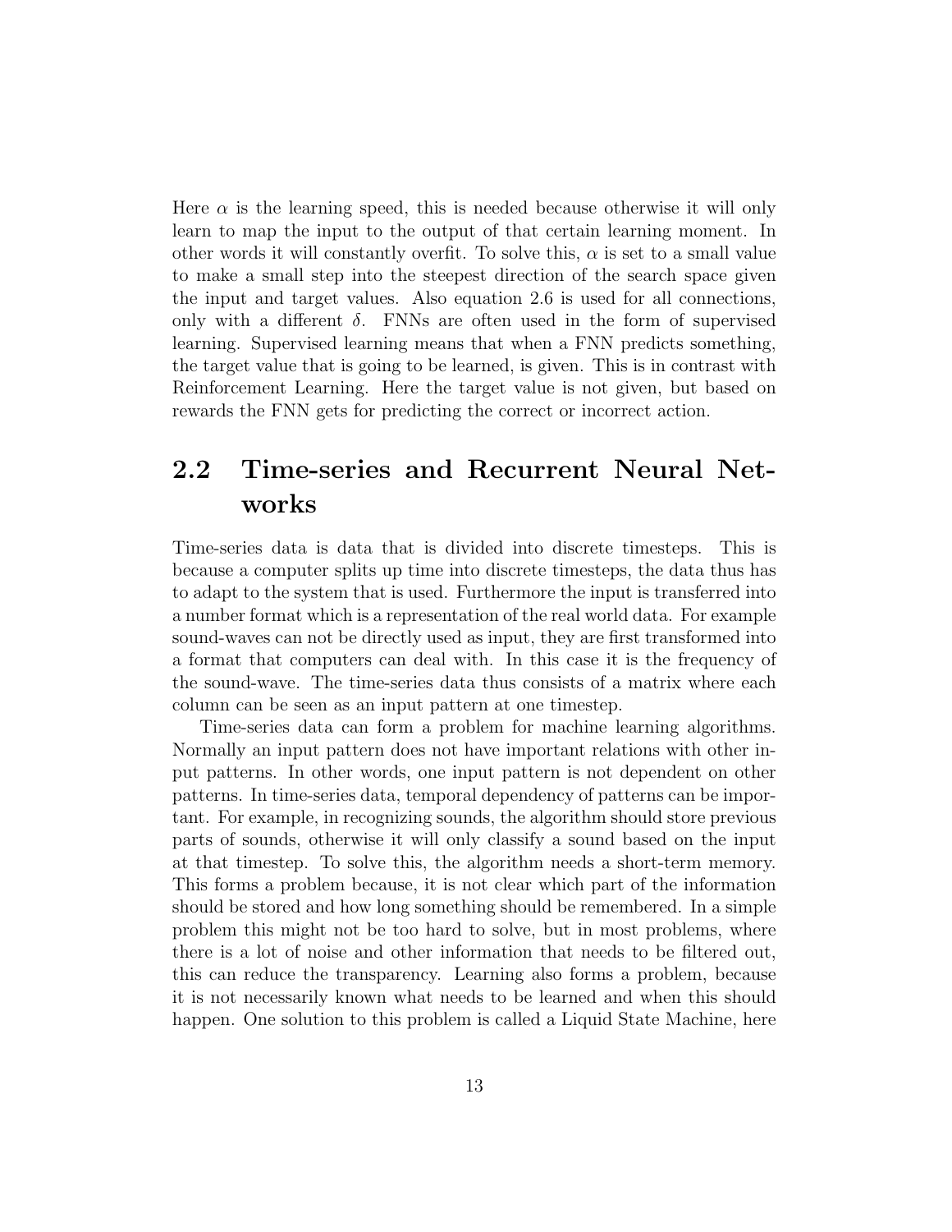Here $\alpha$ is the learning speed, this is needed because otherwise it will only learn to map the input to the output of that certain learning moment. In other words it will constantly overfit. To solve this, $\alpha$ is set to a small value to make a small step into the steepest direction of the search space given the input and target values. Also equation 2.6 is used for all connections, only with a different $\delta$. FNNs are often used in the form of supervised learning. Supervised learning means that when a FNN predicts something, the target value that is going to be learned, is given. This is in contrast with Reinforcement Learning. Here the target value is not given, but based on rewards the FNN gets for predicting the correct or incorrect action.

## 2.2 Time-series and Recurrent Neural Networks

Time-series data is data that is divided into discrete timesteps. This is because a computer splits up time into discrete timesteps, the data thus has to adapt to the system that is used. Furthermore the input is transferred into a number format which is a representation of the real world data. For example sound-waves can not be directly used as input, they are first transformed into a format that computers can deal with. In this case it is the frequency of the sound-wave. The time-series data thus consists of a matrix where each column can be seen as an input pattern at one timestep.

Time-series data can form a problem for machine learning algorithms. Normally an input pattern does not have important relations with other input patterns. In other words, one input pattern is not dependent on other patterns. In time-series data, temporal dependency of patterns can be important. For example, in recognizing sounds, the algorithm should store previous parts of sounds, otherwise it will only classify a sound based on the input at that timestep. To solve this, the algorithm needs a short-term memory. This forms a problem because, it is not clear which part of the information should be stored and how long something should be remembered. In a simple problem this might not be too hard to solve, but in most problems, where there is a lot of noise and other information that needs to be filtered out, this can reduce the transparency. Learning also forms a problem, because it is not necessarily known what needs to be learned and when this should happen. One solution to this problem is called a Liquid State Machine, here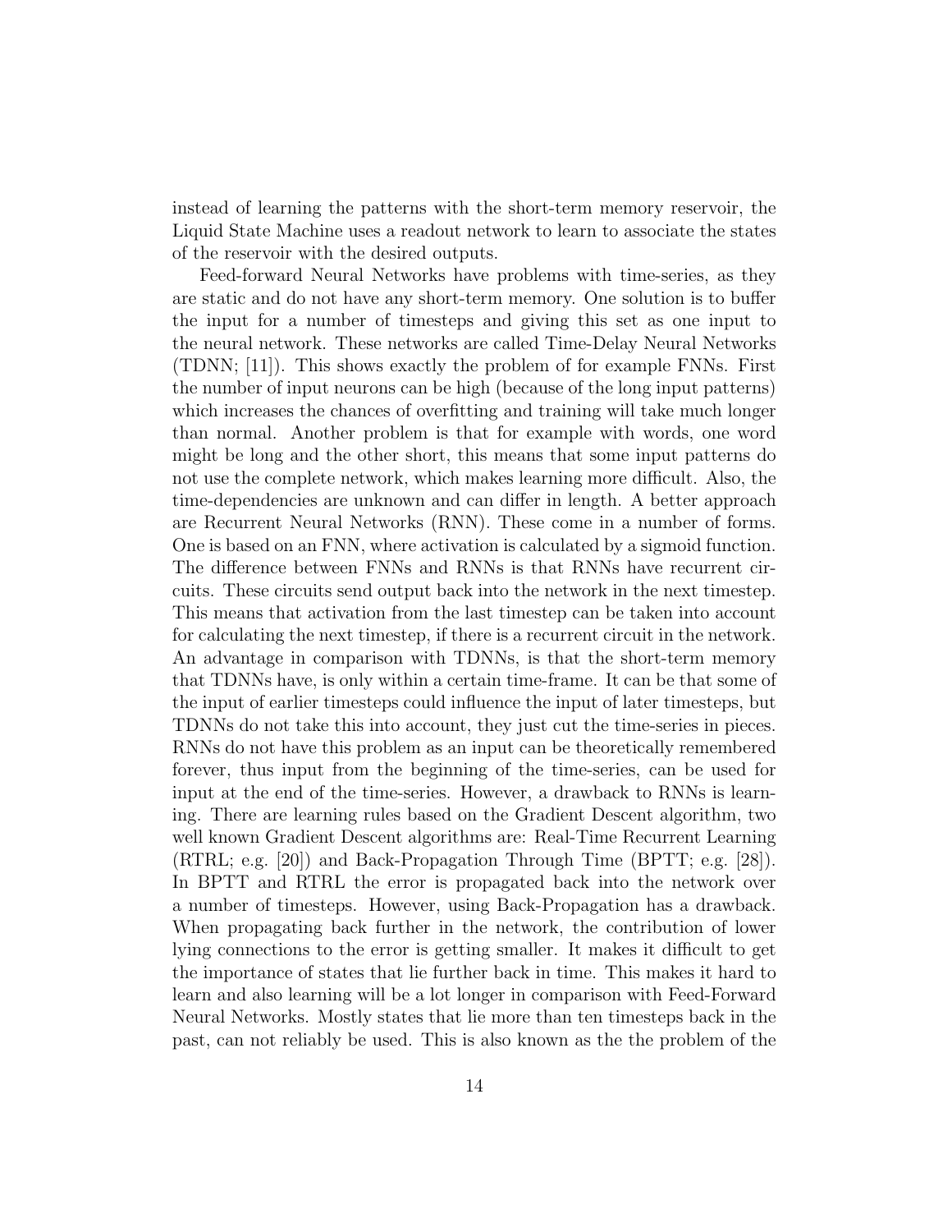instead of learning the patterns with the short-term memory reservoir, the Liquid State Machine uses a readout network to learn to associate the states of the reservoir with the desired outputs.

Feed-forward Neural Networks have problems with time-series, as they are static and do not have any short-term memory. One solution is to buffer the input for a number of timesteps and giving this set as one input to the neural network. These networks are called Time-Delay Neural Networks (TDNN; [11]). This shows exactly the problem of for example FNNs. First the number of input neurons can be high (because of the long input patterns) which increases the chances of overfitting and training will take much longer than normal. Another problem is that for example with words, one word might be long and the other short, this means that some input patterns do not use the complete network, which makes learning more difficult. Also, the time-dependencies are unknown and can differ in length. A better approach are Recurrent Neural Networks (RNN). These come in a number of forms. One is based on an FNN, where activation is calculated by a sigmoid function. The difference between FNNs and RNNs is that RNNs have recurrent circuits. These circuits send output back into the network in the next timestep. This means that activation from the last timestep can be taken into account for calculating the next timestep, if there is a recurrent circuit in the network. An advantage in comparison with TDNNs, is that the short-term memory that TDNNs have, is only within a certain time-frame. It can be that some of the input of earlier timesteps could influence the input of later timesteps, but TDNNs do not take this into account, they just cut the time-series in pieces. RNNs do not have this problem as an input can be theoretically remembered forever, thus input from the beginning of the time-series, can be used for input at the end of the time-series. However, a drawback to RNNs is learning. There are learning rules based on the Gradient Descent algorithm, two well known Gradient Descent algorithms are: Real-Time Recurrent Learning (RTRL; e.g. [20]) and Back-Propagation Through Time (BPTT; e.g. [28]). In BPTT and RTRL the error is propagated back into the network over a number of timesteps. However, using Back-Propagation has a drawback. When propagating back further in the network, the contribution of lower lying connections to the error is getting smaller. It makes it difficult to get the importance of states that lie further back in time. This makes it hard to learn and also learning will be a lot longer in comparison with Feed-Forward Neural Networks. Mostly states that lie more than ten timesteps back in the past, can not reliably be used. This is also known as the the problem of the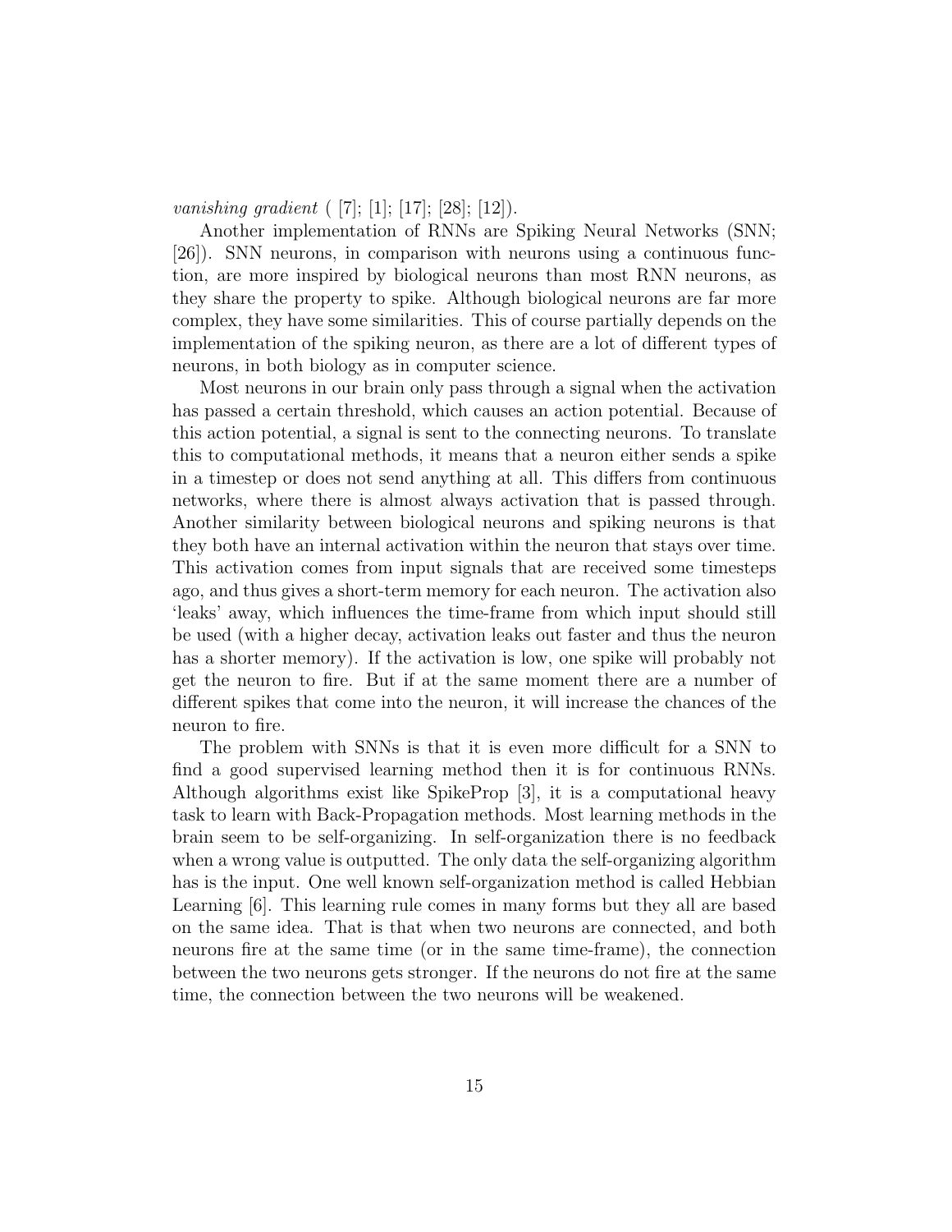*vanishing gradient* ( [7]; [1]; [17]; [28]; [12]).

Another implementation of RNNs are Spiking Neural Networks (SNN; [26]). SNN neurons, in comparison with neurons using a continuous function, are more inspired by biological neurons than most RNN neurons, as they share the property to spike. Although biological neurons are far more complex, they have some similarities. This of course partially depends on the implementation of the spiking neuron, as there are a lot of different types of neurons, in both biology as in computer science.

Most neurons in our brain only pass through a signal when the activation has passed a certain threshold, which causes an action potential. Because of this action potential, a signal is sent to the connecting neurons. To translate this to computational methods, it means that a neuron either sends a spike in a timestep or does not send anything at all. This differs from continuous networks, where there is almost always activation that is passed through. Another similarity between biological neurons and spiking neurons is that they both have an internal activation within the neuron that stays over time. This activation comes from input signals that are received some timesteps ago, and thus gives a short-term memory for each neuron. The activation also 'leaks' away, which influences the time-frame from which input should still be used (with a higher decay, activation leaks out faster and thus the neuron has a shorter memory). If the activation is low, one spike will probably not get the neuron to fire. But if at the same moment there are a number of different spikes that come into the neuron, it will increase the chances of the neuron to fire.

The problem with SNNs is that it is even more difficult for a SNN to find a good supervised learning method then it is for continuous RNNs. Although algorithms exist like SpikeProp [3], it is a computational heavy task to learn with Back-Propagation methods. Most learning methods in the brain seem to be self-organizing. In self-organization there is no feedback when a wrong value is outputted. The only data the self-organizing algorithm has is the input. One well known self-organization method is called Hebbian Learning [6]. This learning rule comes in many forms but they all are based on the same idea. That is that when two neurons are connected, and both neurons fire at the same time (or in the same time-frame), the connection between the two neurons gets stronger. If the neurons do not fire at the same time, the connection between the two neurons will be weakened.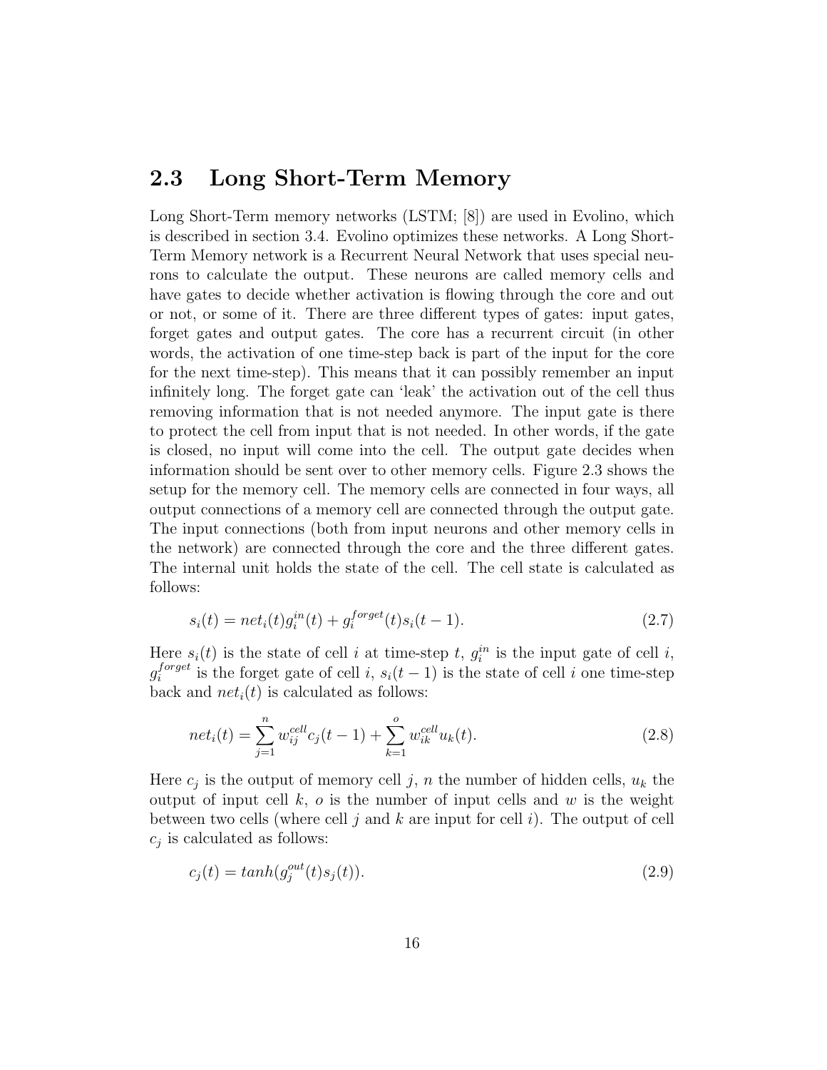## 2.3 Long Short-Term Memory

Long Short-Term memory networks (LSTM; [8]) are used in Evolino, which is described in section 3.4. Evolino optimizes these networks. A Long Short-Term Memory network is a Recurrent Neural Network that uses special neurons to calculate the output. These neurons are called memory cells and have gates to decide whether activation is flowing through the core and out or not, or some of it. There are three different types of gates: input gates, forget gates and output gates. The core has a recurrent circuit (in other words, the activation of one time-step back is part of the input for the core for the next time-step). This means that it can possibly remember an input infinitely long. The forget gate can 'leak' the activation out of the cell thus removing information that is not needed anymore. The input gate is there to protect the cell from input that is not needed. In other words, if the gate is closed, no input will come into the cell. The output gate decides when information should be sent over to other memory cells. Figure 2.3 shows the setup for the memory cell. The memory cells are connected in four ways, all output connections of a memory cell are connected through the output gate. The input connections (both from input neurons and other memory cells in the network) are connected through the core and the three different gates. The internal unit holds the state of the cell. The cell state is calculated as follows:

$$s_i(t) = net_i(t)g_i^{in}(t) + g_i^{forget}(t)s_i(t-1). \tag{2.7}$$

Here $s_i(t)$ is the state of cell $i$ at time-step $t$, $g_i^{in}$ is the input gate of cell $i$, $g_i^{forget}$ is the forget gate of cell $i$, $s_i(t-1)$ is the state of cell $i$ one time-step back and $net_i(t)$ is calculated as follows:

$$net_i(t) = \sum_{j=1}^{n} w_{ij}^{cell} c_j(t-1) + \sum_{k=1}^{o} w_{ik}^{cell} u_k(t). \tag{2.8}$$

Here $c_j$ is the output of memory cell $j$, $n$ the number of hidden cells, $u_k$ the output of input cell $k$, $o$ is the number of input cells and $w$ is the weight between two cells (where cell $j$ and $k$ are input for cell $i$). The output of cell $c_j$ is calculated as follows:

$$c_j(t) = tanh(g_j^{out}(t)s_j(t)). \tag{2.9}$$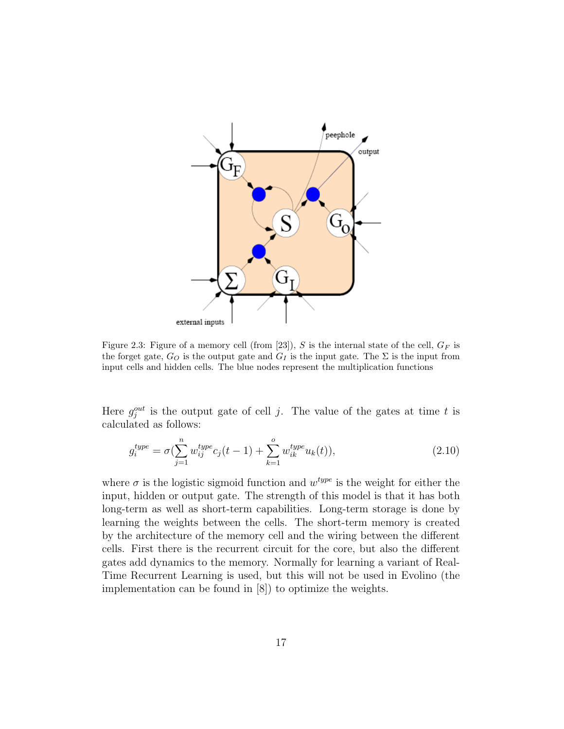Figure 2.3: Figure of a memory cell (from [23]), $S$ is the internal state of the cell, $G_F$ is the forget gate, $G_O$ is the output gate and $G_I$ is the input gate. The $\Sigma$ is the input from input cells and hidden cells. The blue nodes represent the multiplication functions

Here $g_j^{out}$ is the output gate of cell $j$. The value of the gates at time $t$ is calculated as follows:

$$g_i^{type} = \sigma\left(\sum_{j=1}^{n} w_{ij}^{type} c_j(t-1) + \sum_{k=1}^{o} w_{ik}^{type} u_k(t)\right), \tag{2.10}$$

where $\sigma$ is the logistic sigmoid function and $w^{type}$ is the weight for either the input, hidden or output gate. The strength of this model is that it has both long-term as well as short-term capabilities. Long-term storage is done by learning the weights between the cells. The short-term memory is created by the architecture of the memory cell and the wiring between the different cells. First there is the recurrent circuit for the core, but also the different gates add dynamics to the memory. Normally for learning a variant of Real-Time Recurrent Learning is used, but this will not be used in Evolino (the implementation can be found in [8]) to optimize the weights.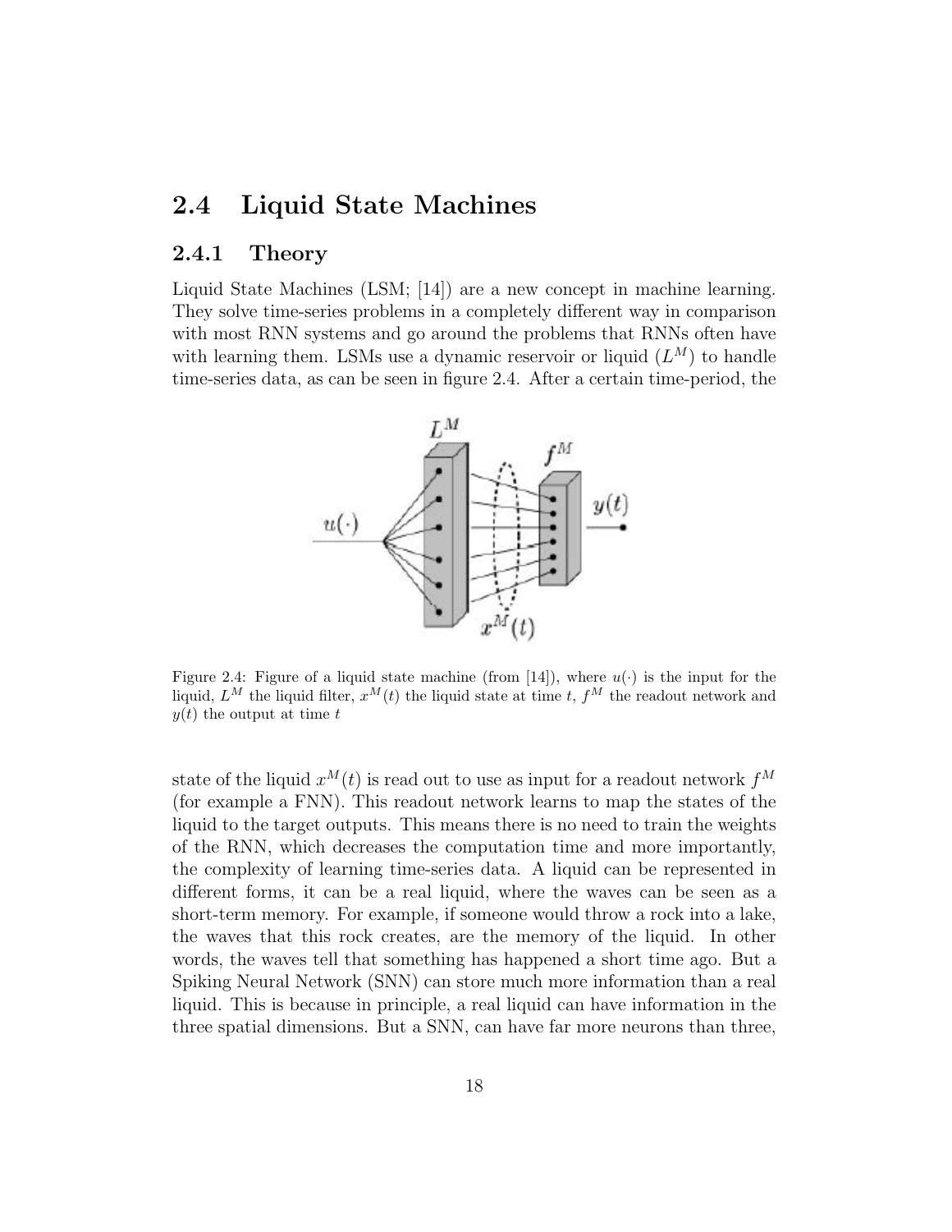## 2.4 Liquid State Machines

### 2.4.1 Theory

Liquid State Machines (LSM; [14]) are a new concept in machine learning. They solve time-series problems in a completely different way in comparison with most RNN systems and go around the problems that RNNs often have with learning them. LSMs use a dynamic reservoir or liquid ($L^M$) to handle time-series data, as can be seen in figure 2.4. After a certain time-period, the

Figure 2.4: Figure of a liquid state machine (from [14]), where $u(\cdot)$ is the input for the liquid, $L^M$ the liquid filter, $x^M(t)$ the liquid state at time $t$, $f^M$ the readout network and $y(t)$ the output at time $t$

state of the liquid $x^M(t)$ is read out to use as input for a readout network $f^M$ (for example a FNN). This readout network learns to map the states of the liquid to the target outputs. This means there is no need to train the weights of the RNN, which decreases the computation time and more importantly, the complexity of learning time-series data. A liquid can be represented in different forms, it can be a real liquid, where the waves can be seen as a short-term memory. For example, if someone would throw a rock into a lake, the waves that this rock creates, are the memory of the liquid. In other words, the waves tell that something has happened a short time ago. But a Spiking Neural Network (SNN) can store much more information than a real liquid. This is because in principle, a real liquid can have information in the three spatial dimensions. But a SNN, can have far more neurons than three,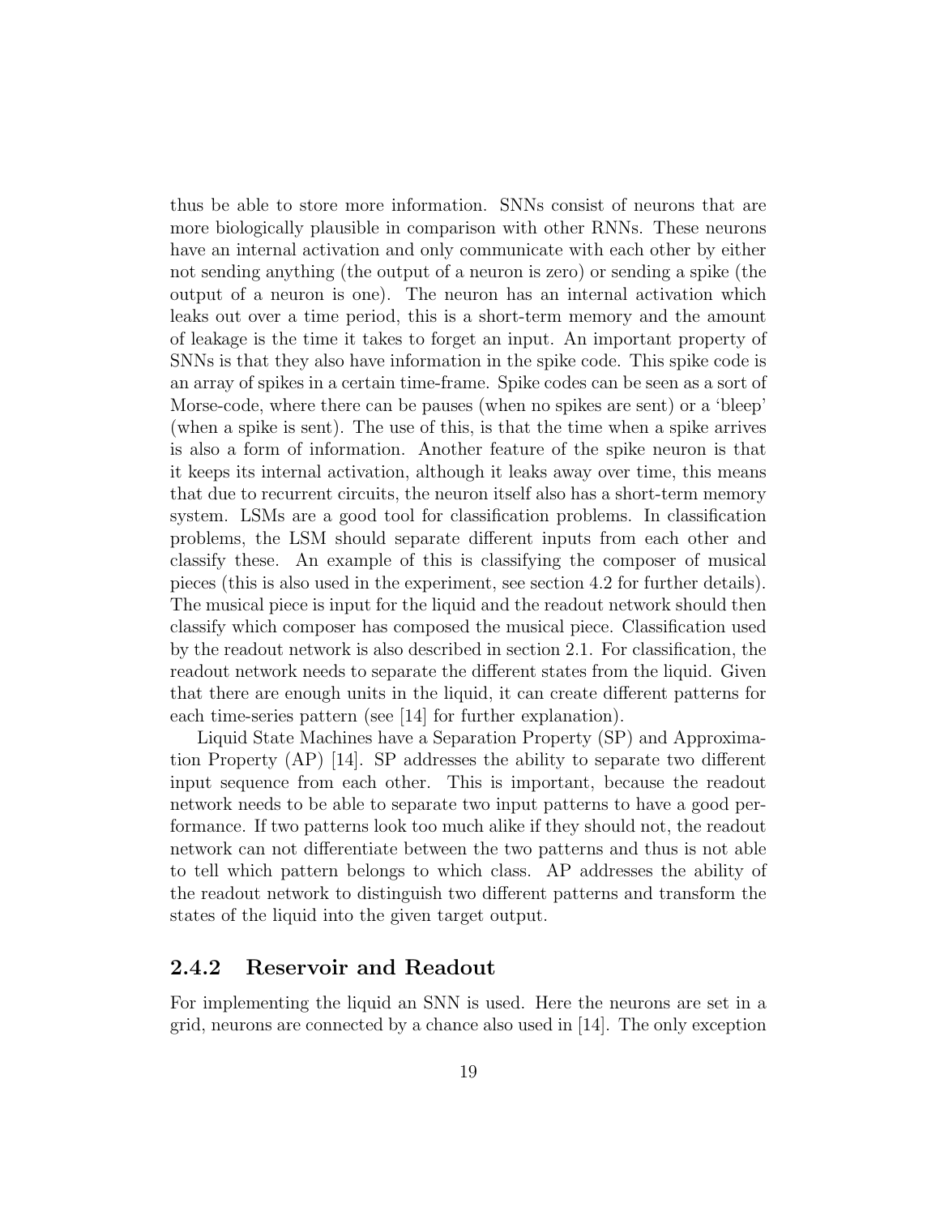thus be able to store more information. SNNs consist of neurons that are more biologically plausible in comparison with other RNNs. These neurons have an internal activation and only communicate with each other by either not sending anything (the output of a neuron is zero) or sending a spike (the output of a neuron is one). The neuron has an internal activation which leaks out over a time period, this is a short-term memory and the amount of leakage is the time it takes to forget an input. An important property of SNNs is that they also have information in the spike code. This spike code is an array of spikes in a certain time-frame. Spike codes can be seen as a sort of Morse-code, where there can be pauses (when no spikes are sent) or a 'bleep' (when a spike is sent). The use of this, is that the time when a spike arrives is also a form of information. Another feature of the spike neuron is that it keeps its internal activation, although it leaks away over time, this means that due to recurrent circuits, the neuron itself also has a short-term memory system. LSMs are a good tool for classification problems. In classification problems, the LSM should separate different inputs from each other and classify these. An example of this is classifying the composer of musical pieces (this is also used in the experiment, see section 4.2 for further details). The musical piece is input for the liquid and the readout network should then classify which composer has composed the musical piece. Classification used by the readout network is also described in section 2.1. For classification, the readout network needs to separate the different states from the liquid. Given that there are enough units in the liquid, it can create different patterns for each time-series pattern (see [14] for further explanation).

Liquid State Machines have a Separation Property (SP) and Approximation Property (AP) [14]. SP addresses the ability to separate two different input sequence from each other. This is important, because the readout network needs to be able to separate two input patterns to have a good performance. If two patterns look too much alike if they should not, the readout network can not differentiate between the two patterns and thus is not able to tell which pattern belongs to which class. AP addresses the ability of the readout network to distinguish two different patterns and transform the states of the liquid into the given target output.

### 2.4.2 Reservoir and Readout

For implementing the liquid an SNN is used. Here the neurons are set in a grid, neurons are connected by a chance also used in [14]. The only exception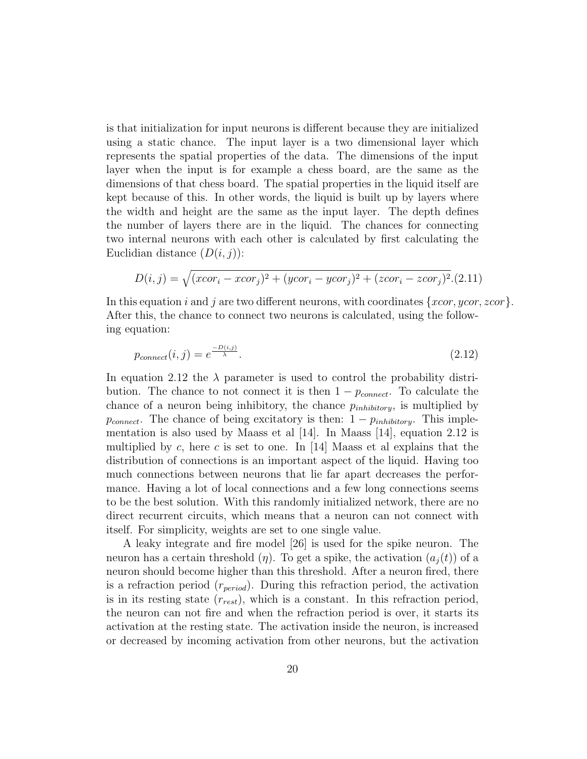is that initialization for input neurons is different because they are initialized using a static chance. The input layer is a two dimensional layer which represents the spatial properties of the data. The dimensions of the input layer when the input is for example a chess board, are the same as the dimensions of that chess board. The spatial properties in the liquid itself are kept because of this. In other words, the liquid is built up by layers where the width and height are the same as the input layer. The depth defines the number of layers there are in the liquid. The chances for connecting two internal neurons with each other is calculated by first calculating the Euclidian distance ($D(i,j)$):

$$D(i,j) = \sqrt{(xcor_i - xcor_j)^2 + (ycor_i - ycor_j)^2 + (zcor_i - zcor_j)^2}. \quad (2.11)$$

In this equation $i$ and $j$ are two different neurons, with coordinates $\{xcor, ycor, zcor\}$. After this, the chance to connect two neurons is calculated, using the following equation:

$$p_{connect}(i,j) = e^{\frac{-D(i,j)}{\lambda}}. \quad (2.12)$$

In equation 2.12 the $\lambda$ parameter is used to control the probability distribution. The chance to not connect it is then $1 - p_{connect}$. To calculate the chance of a neuron being inhibitory, the chance $p_{inhibitory}$, is multiplied by $p_{connect}$. The chance of being excitatory is then: $1 - p_{inhibitory}$. This implementation is also used by Maass et al [14]. In Maass [14], equation 2.12 is multiplied by $c$, here $c$ is set to one. In [14] Maass et al explains that the distribution of connections is an important aspect of the liquid. Having too much connections between neurons that lie far apart decreases the performance. Having a lot of local connections and a few long connections seems to be the best solution. With this randomly initialized network, there are no direct recurrent circuits, which means that a neuron can not connect with itself. For simplicity, weights are set to one single value.

A leaky integrate and fire model [26] is used for the spike neuron. The neuron has a certain threshold ($\eta$). To get a spike, the activation ($a_j(t)$) of a neuron should become higher than this threshold. After a neuron fired, there is a refraction period ($r_{period}$). During this refraction period, the activation is in its resting state ($r_{rest}$), which is a constant. In this refraction period, the neuron can not fire and when the refraction period is over, it starts its activation at the resting state. The activation inside the neuron, is increased or decreased by incoming activation from other neurons, but the activation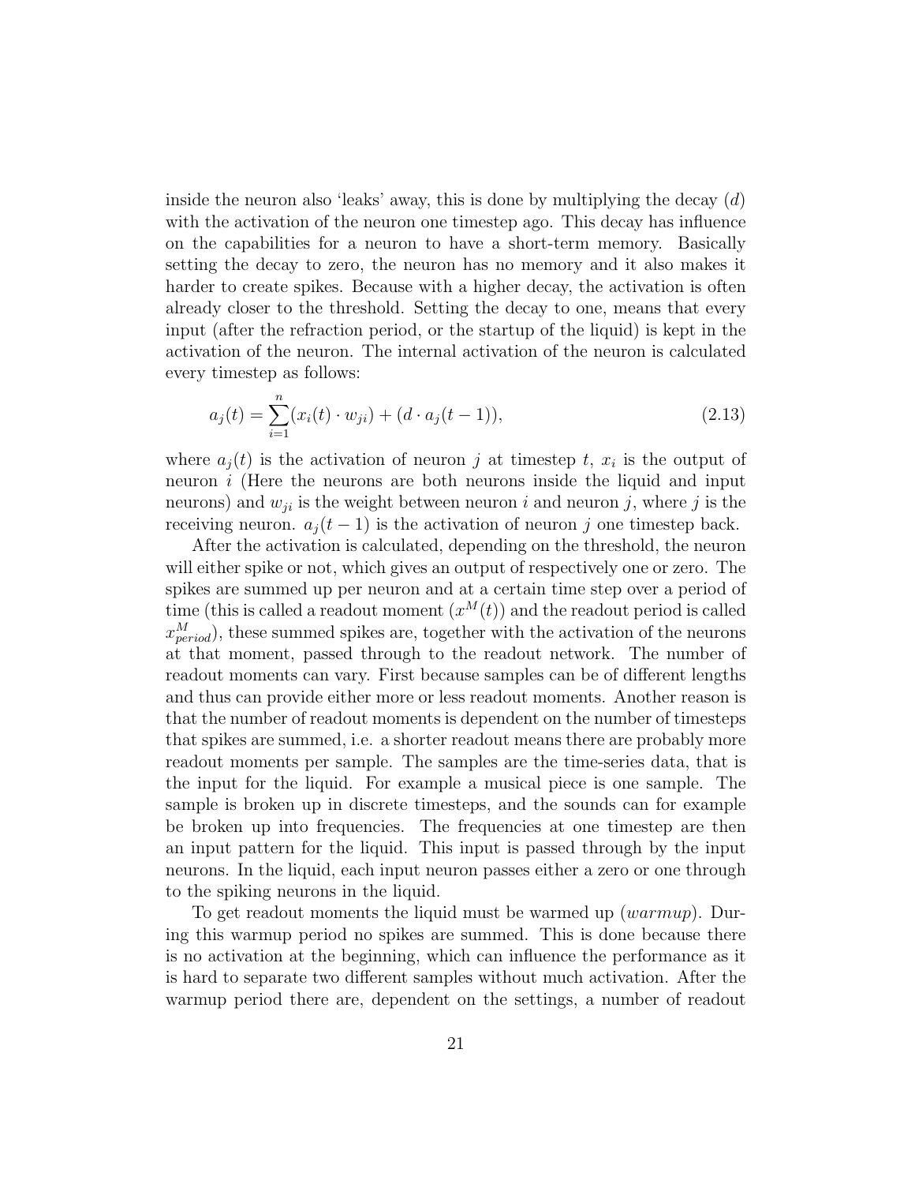inside the neuron also 'leaks' away, this is done by multiplying the decay ($d$) with the activation of the neuron one timestep ago. This decay has influence on the capabilities for a neuron to have a short-term memory. Basically setting the decay to zero, the neuron has no memory and it also makes it harder to create spikes. Because with a higher decay, the activation is often already closer to the threshold. Setting the decay to one, means that every input (after the refraction period, or the startup of the liquid) is kept in the activation of the neuron. The internal activation of the neuron is calculated every timestep as follows:

$$a_j(t) = \sum_{i=1}^{n} (x_i(t) \cdot w_{ji}) + (d \cdot a_j(t-1)), \tag{2.13}$$

where $a_j(t)$ is the activation of neuron $j$ at timestep $t$, $x_i$ is the output of neuron $i$ (Here the neurons are both neurons inside the liquid and input neurons) and $w_{ji}$ is the weight between neuron $i$ and neuron $j$, where $j$ is the receiving neuron. $a_j(t-1)$ is the activation of neuron $j$ one timestep back.

After the activation is calculated, depending on the threshold, the neuron will either spike or not, which gives an output of respectively one or zero. The spikes are summed up per neuron and at a certain time step over a period of time (this is called a readout moment ($x^M(t)$) and the readout period is called $x^M_{period}$), these summed spikes are, together with the activation of the neurons at that moment, passed through to the readout network. The number of readout moments can vary. First because samples can be of different lengths and thus can provide either more or less readout moments. Another reason is that the number of readout moments is dependent on the number of timesteps that spikes are summed, i.e. a shorter readout means there are probably more readout moments per sample. The samples are the time-series data, that is the input for the liquid. For example a musical piece is one sample. The sample is broken up in discrete timesteps, and the sounds can for example be broken up into frequencies. The frequencies at one timestep are then an input pattern for the liquid. This input is passed through by the input neurons. In the liquid, each input neuron passes either a zero or one through to the spiking neurons in the liquid.

To get readout moments the liquid must be warmed up (*warmup*). During this warmup period no spikes are summed. This is done because there is no activation at the beginning, which can influence the performance as it is hard to separate two different samples without much activation. After the warmup period there are, dependent on the settings, a number of readout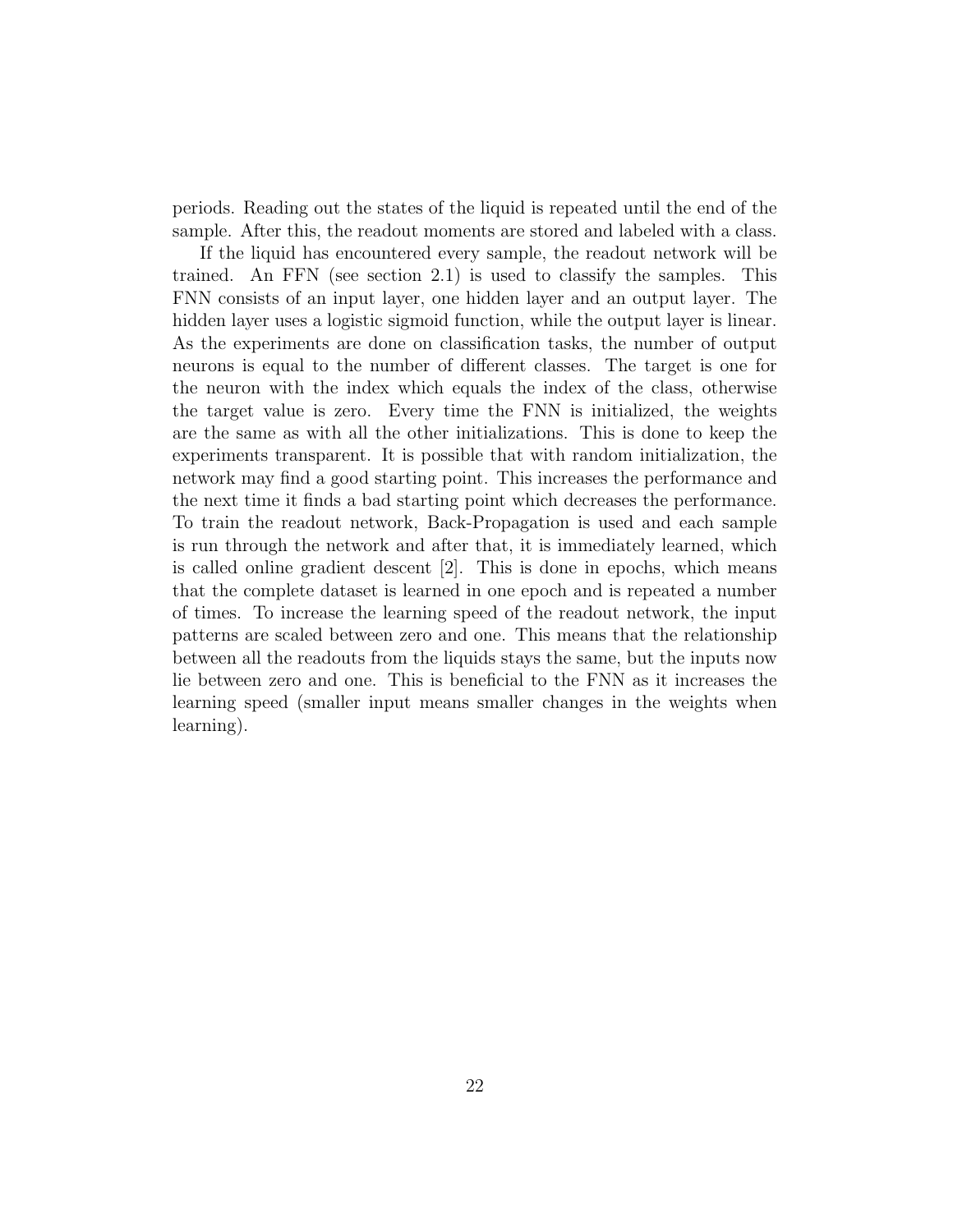periods. Reading out the states of the liquid is repeated until the end of the sample. After this, the readout moments are stored and labeled with a class.

If the liquid has encountered every sample, the readout network will be trained. An FFN (see section 2.1) is used to classify the samples. This FNN consists of an input layer, one hidden layer and an output layer. The hidden layer uses a logistic sigmoid function, while the output layer is linear. As the experiments are done on classification tasks, the number of output neurons is equal to the number of different classes. The target is one for the neuron with the index which equals the index of the class, otherwise the target value is zero. Every time the FNN is initialized, the weights are the same as with all the other initializations. This is done to keep the experiments transparent. It is possible that with random initialization, the network may find a good starting point. This increases the performance and the next time it finds a bad starting point which decreases the performance. To train the readout network, Back-Propagation is used and each sample is run through the network and after that, it is immediately learned, which is called online gradient descent [2]. This is done in epochs, which means that the complete dataset is learned in one epoch and is repeated a number of times. To increase the learning speed of the readout network, the input patterns are scaled between zero and one. This means that the relationship between all the readouts from the liquids stays the same, but the inputs now lie between zero and one. This is beneficial to the FNN as it increases the learning speed (smaller input means smaller changes in the weights when learning).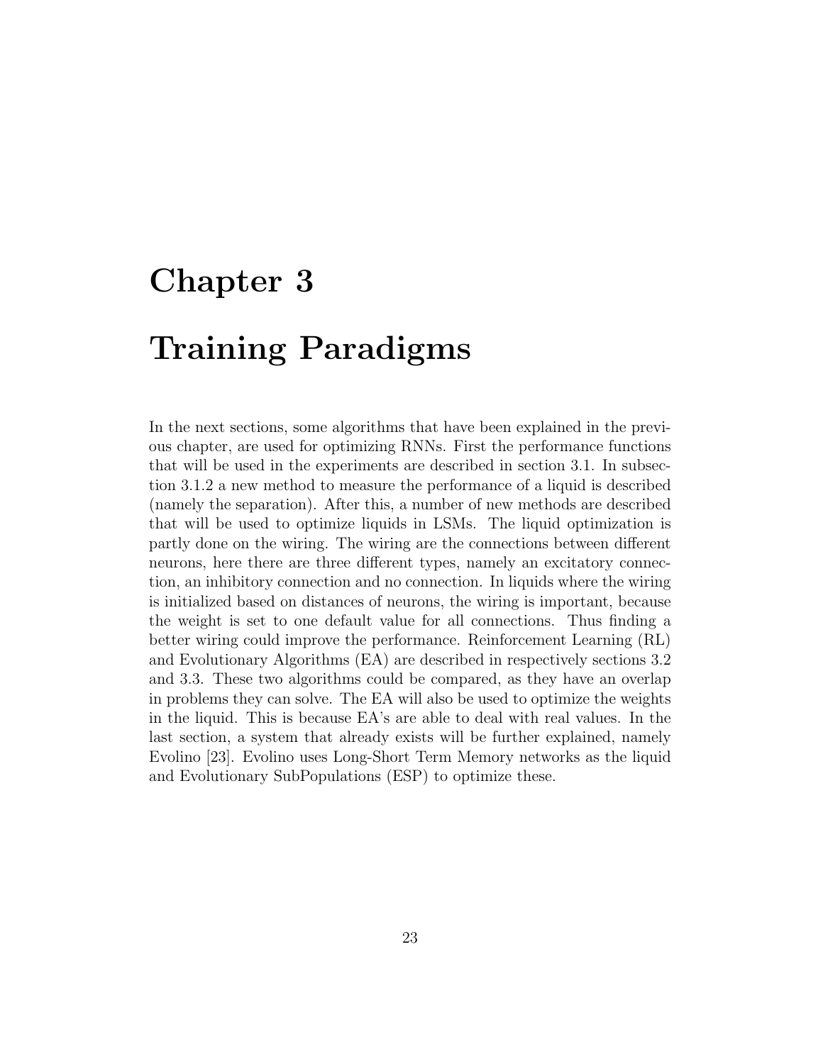# Chapter 3

# Training Paradigms

In the next sections, some algorithms that have been explained in the previous chapter, are used for optimizing RNNs. First the performance functions that will be used in the experiments are described in section 3.1. In subsection 3.1.2 a new method to measure the performance of a liquid is described (namely the separation). After this, a number of new methods are described that will be used to optimize liquids in LSMs. The liquid optimization is partly done on the wiring. The wiring are the connections between different neurons, here there are three different types, namely an excitatory connection, an inhibitory connection and no connection. In liquids where the wiring is initialized based on distances of neurons, the wiring is important, because the weight is set to one default value for all connections. Thus finding a better wiring could improve the performance. Reinforcement Learning (RL) and Evolutionary Algorithms (EA) are described in respectively sections 3.2 and 3.3. These two algorithms could be compared, as they have an overlap in problems they can solve. The EA will also be used to optimize the weights in the liquid. This is because EA's are able to deal with real values. In the last section, a system that already exists will be further explained, namely Evolino [23]. Evolino uses Long-Short Term Memory networks as the liquid and Evolutionary SubPopulations (ESP) to optimize these.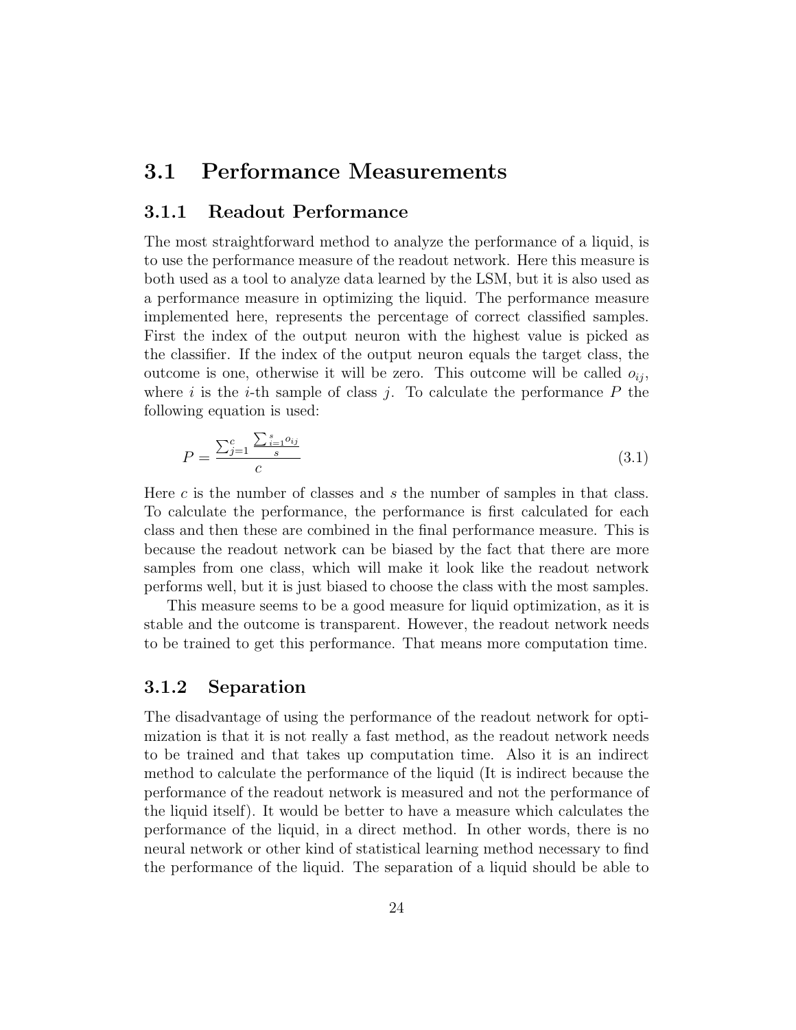## 3.1 Performance Measurements

### 3.1.1 Readout Performance

The most straightforward method to analyze the performance of a liquid, is to use the performance measure of the readout network. Here this measure is both used as a tool to analyze data learned by the LSM, but it is also used as a performance measure in optimizing the liquid. The performance measure implemented here, represents the percentage of correct classified samples. First the index of the output neuron with the highest value is picked as the classifier. If the index of the output neuron equals the target class, the outcome is one, otherwise it will be zero. This outcome will be called $o_{ij}$, where $i$ is the $i$-th sample of class $j$. To calculate the performance $P$ the following equation is used:

$$P = \frac{\sum_{j=1}^{c} \frac{\sum_{i=1}^{s} o_{ij}}{s}}{c} \tag{3.1}$$

Here $c$ is the number of classes and $s$ the number of samples in that class. To calculate the performance, the performance is first calculated for each class and then these are combined in the final performance measure. This is because the readout network can be biased by the fact that there are more samples from one class, which will make it look like the readout network performs well, but it is just biased to choose the class with the most samples.

This measure seems to be a good measure for liquid optimization, as it is stable and the outcome is transparent. However, the readout network needs to be trained to get this performance. That means more computation time.

### 3.1.2 Separation

The disadvantage of using the performance of the readout network for optimization is that it is not really a fast method, as the readout network needs to be trained and that takes up computation time. Also it is an indirect method to calculate the performance of the liquid (It is indirect because the performance of the readout network is measured and not the performance of the liquid itself). It would be better to have a measure which calculates the performance of the liquid, in a direct method. In other words, there is no neural network or other kind of statistical learning method necessary to find the performance of the liquid. The separation of a liquid should be able to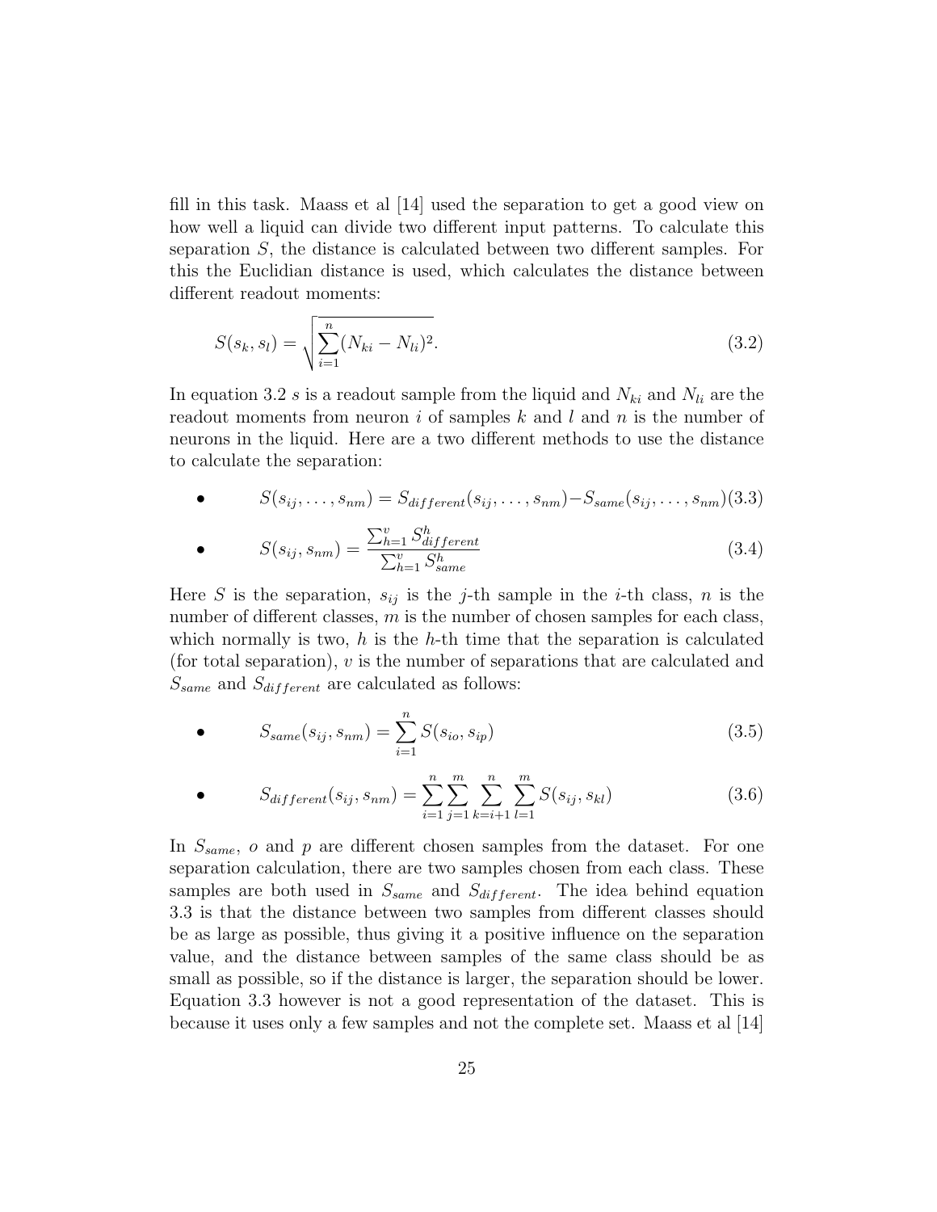fill in this task. Maass et al [14] used the separation to get a good view on how well a liquid can divide two different input patterns. To calculate this separation $S$, the distance is calculated between two different samples. For this the Euclidian distance is used, which calculates the distance between different readout moments:

$$S(s_k, s_l) = \sqrt{\sum_{i=1}^{n} (N_{ki} - N_{li})^2}. \tag{3.2}$$

In equation 3.2 $s$ is a readout sample from the liquid and $N_{ki}$ and $N_{li}$ are the readout moments from neuron $i$ of samples $k$ and $l$ and $n$ is the number of neurons in the liquid. Here are a two different methods to use the distance to calculate the separation:

- $$S(s_{ij}, \ldots, s_{nm}) = S_{different}(s_{ij}, \ldots, s_{nm}) - S_{same}(s_{ij}, \ldots, s_{nm}) \tag{3.3}$$

- $$S(s_{ij}, s_{nm}) = \frac{\sum_{h=1}^{v} S_{different}^{h}}{\sum_{h=1}^{v} S_{same}^{h}} \tag{3.4}$$

Here $S$ is the separation, $s_{ij}$ is the $j$-th sample in the $i$-th class, $n$ is the number of different classes, $m$ is the number of chosen samples for each class, which normally is two, $h$ is the $h$-th time that the separation is calculated (for total separation), $v$ is the number of separations that are calculated and $S_{same}$ and $S_{different}$ are calculated as follows:

- $$S_{same}(s_{ij}, s_{nm}) = \sum_{i=1}^{n} S(s_{io}, s_{ip}) \tag{3.5}$$

- $$S_{different}(s_{ij}, s_{nm}) = \sum_{i=1}^{n} \sum_{j=1}^{m} \sum_{k=i+1}^{n} \sum_{l=1}^{m} S(s_{ij}, s_{kl}) \tag{3.6}$$

In $S_{same}$, $o$ and $p$ are different chosen samples from the dataset. For one separation calculation, there are two samples chosen from each class. These samples are both used in $S_{same}$ and $S_{different}$. The idea behind equation 3.3 is that the distance between two samples from different classes should be as large as possible, thus giving it a positive influence on the separation value, and the distance between samples of the same class should be as small as possible, so if the distance is larger, the separation should be lower. Equation 3.3 however is not a good representation of the dataset. This is because it uses only a few samples and not the complete set. Maass et al [14]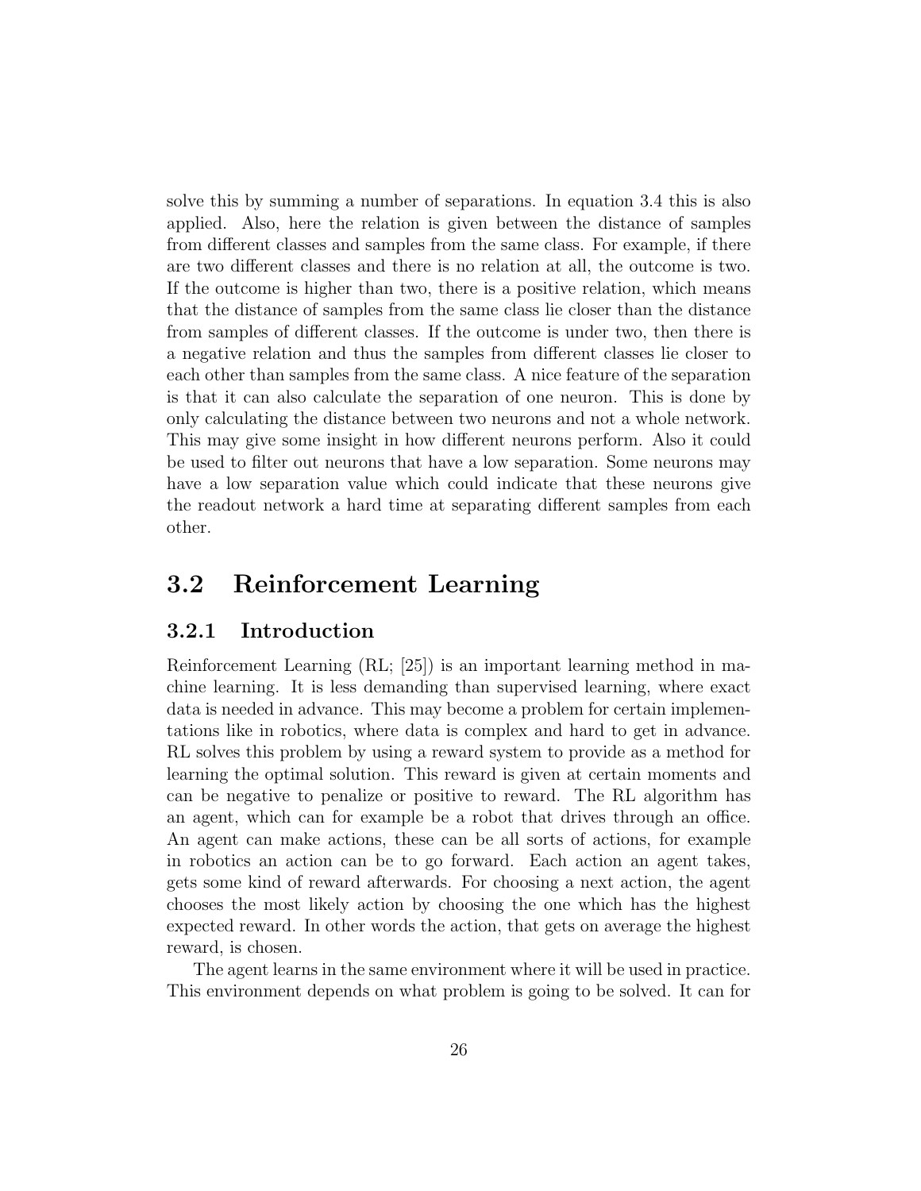solve this by summing a number of separations. In equation 3.4 this is also applied. Also, here the relation is given between the distance of samples from different classes and samples from the same class. For example, if there are two different classes and there is no relation at all, the outcome is two. If the outcome is higher than two, there is a positive relation, which means that the distance of samples from the same class lie closer than the distance from samples of different classes. If the outcome is under two, then there is a negative relation and thus the samples from different classes lie closer to each other than samples from the same class. A nice feature of the separation is that it can also calculate the separation of one neuron. This is done by only calculating the distance between two neurons and not a whole network. This may give some insight in how different neurons perform. Also it could be used to filter out neurons that have a low separation. Some neurons may have a low separation value which could indicate that these neurons give the readout network a hard time at separating different samples from each other.

## 3.2 Reinforcement Learning

### 3.2.1 Introduction

Reinforcement Learning (RL; [25]) is an important learning method in machine learning. It is less demanding than supervised learning, where exact data is needed in advance. This may become a problem for certain implementations like in robotics, where data is complex and hard to get in advance. RL solves this problem by using a reward system to provide as a method for learning the optimal solution. This reward is given at certain moments and can be negative to penalize or positive to reward. The RL algorithm has an agent, which can for example be a robot that drives through an office. An agent can make actions, these can be all sorts of actions, for example in robotics an action can be to go forward. Each action an agent takes, gets some kind of reward afterwards. For choosing a next action, the agent chooses the most likely action by choosing the one which has the highest expected reward. In other words the action, that gets on average the highest reward, is chosen.

The agent learns in the same environment where it will be used in practice. This environment depends on what problem is going to be solved. It can for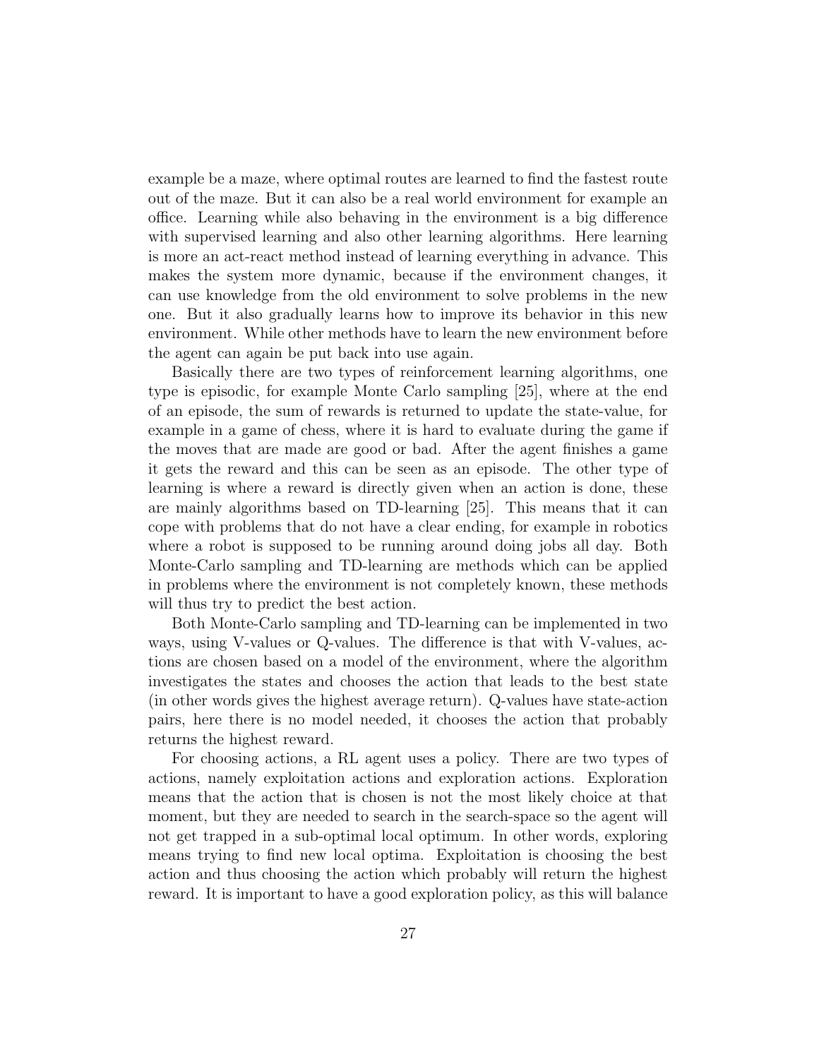example be a maze, where optimal routes are learned to find the fastest route out of the maze. But it can also be a real world environment for example an office. Learning while also behaving in the environment is a big difference with supervised learning and also other learning algorithms. Here learning is more an act-react method instead of learning everything in advance. This makes the system more dynamic, because if the environment changes, it can use knowledge from the old environment to solve problems in the new one. But it also gradually learns how to improve its behavior in this new environment. While other methods have to learn the new environment before the agent can again be put back into use again.

Basically there are two types of reinforcement learning algorithms, one type is episodic, for example Monte Carlo sampling [25], where at the end of an episode, the sum of rewards is returned to update the state-value, for example in a game of chess, where it is hard to evaluate during the game if the moves that are made are good or bad. After the agent finishes a game it gets the reward and this can be seen as an episode. The other type of learning is where a reward is directly given when an action is done, these are mainly algorithms based on TD-learning [25]. This means that it can cope with problems that do not have a clear ending, for example in robotics where a robot is supposed to be running around doing jobs all day. Both Monte-Carlo sampling and TD-learning are methods which can be applied in problems where the environment is not completely known, these methods will thus try to predict the best action.

Both Monte-Carlo sampling and TD-learning can be implemented in two ways, using V-values or Q-values. The difference is that with V-values, actions are chosen based on a model of the environment, where the algorithm investigates the states and chooses the action that leads to the best state (in other words gives the highest average return). Q-values have state-action pairs, here there is no model needed, it chooses the action that probably returns the highest reward.

For choosing actions, a RL agent uses a policy. There are two types of actions, namely exploitation actions and exploration actions. Exploration means that the action that is chosen is not the most likely choice at that moment, but they are needed to search in the search-space so the agent will not get trapped in a sub-optimal local optimum. In other words, exploring means trying to find new local optima. Exploitation is choosing the best action and thus choosing the action which probably will return the highest reward. It is important to have a good exploration policy, as this will balance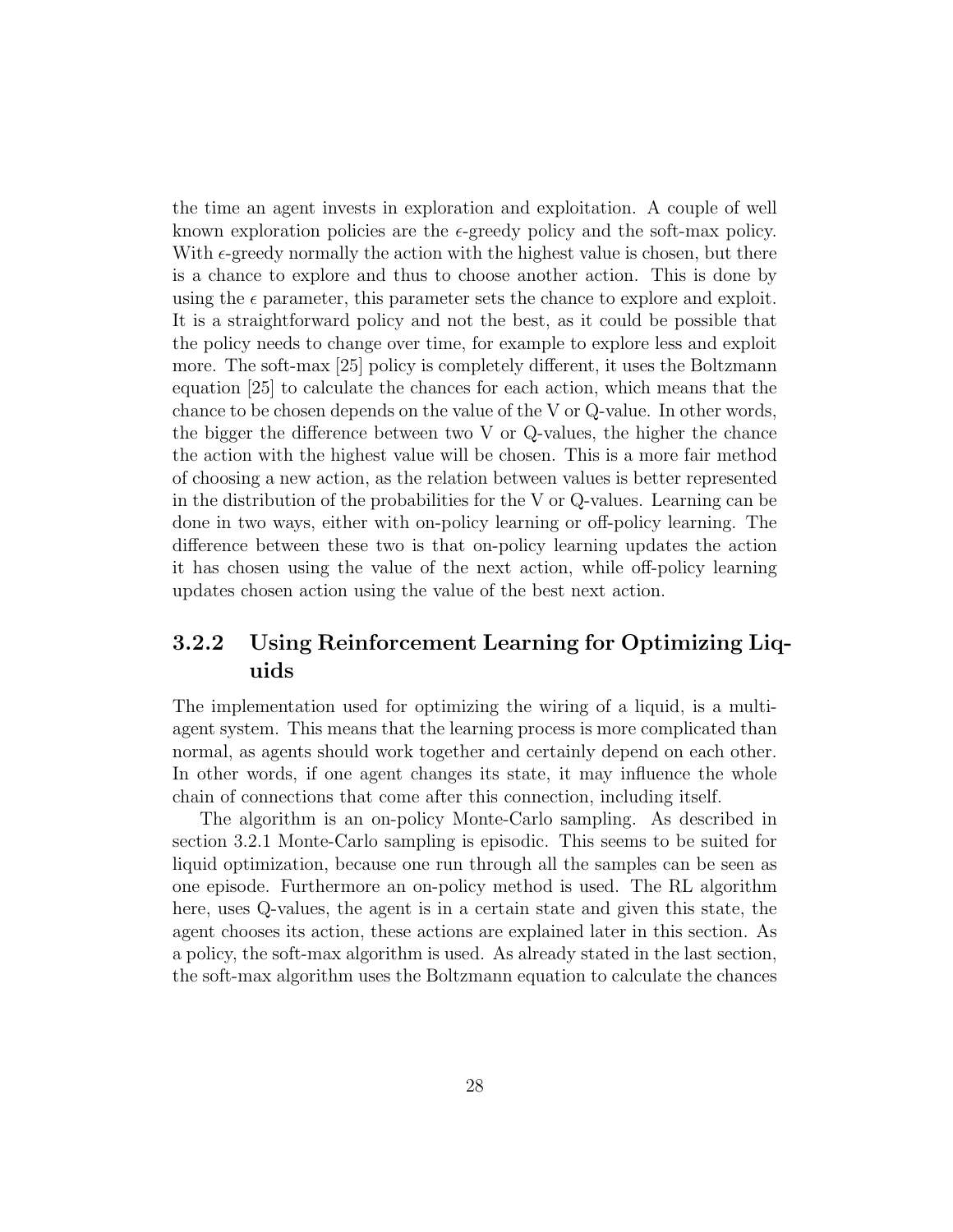the time an agent invests in exploration and exploitation. A couple of well known exploration policies are the $\epsilon$-greedy policy and the soft-max policy. With $\epsilon$-greedy normally the action with the highest value is chosen, but there is a chance to explore and thus to choose another action. This is done by using the $\epsilon$ parameter, this parameter sets the chance to explore and exploit. It is a straightforward policy and not the best, as it could be possible that the policy needs to change over time, for example to explore less and exploit more. The soft-max [25] policy is completely different, it uses the Boltzmann equation [25] to calculate the chances for each action, which means that the chance to be chosen depends on the value of the V or Q-value. In other words, the bigger the difference between two V or Q-values, the higher the chance the action with the highest value will be chosen. This is a more fair method of choosing a new action, as the relation between values is better represented in the distribution of the probabilities for the V or Q-values. Learning can be done in two ways, either with on-policy learning or off-policy learning. The difference between these two is that on-policy learning updates the action it has chosen using the value of the next action, while off-policy learning updates chosen action using the value of the best next action.

### 3.2.2 Using Reinforcement Learning for Optimizing Liquids

The implementation used for optimizing the wiring of a liquid, is a multi-agent system. This means that the learning process is more complicated than normal, as agents should work together and certainly depend on each other. In other words, if one agent changes its state, it may influence the whole chain of connections that come after this connection, including itself.

The algorithm is an on-policy Monte-Carlo sampling. As described in section 3.2.1 Monte-Carlo sampling is episodic. This seems to be suited for liquid optimization, because one run through all the samples can be seen as one episode. Furthermore an on-policy method is used. The RL algorithm here, uses Q-values, the agent is in a certain state and given this state, the agent chooses its action, these actions are explained later in this section. As a policy, the soft-max algorithm is used. As already stated in the last section, the soft-max algorithm uses the Boltzmann equation to calculate the chances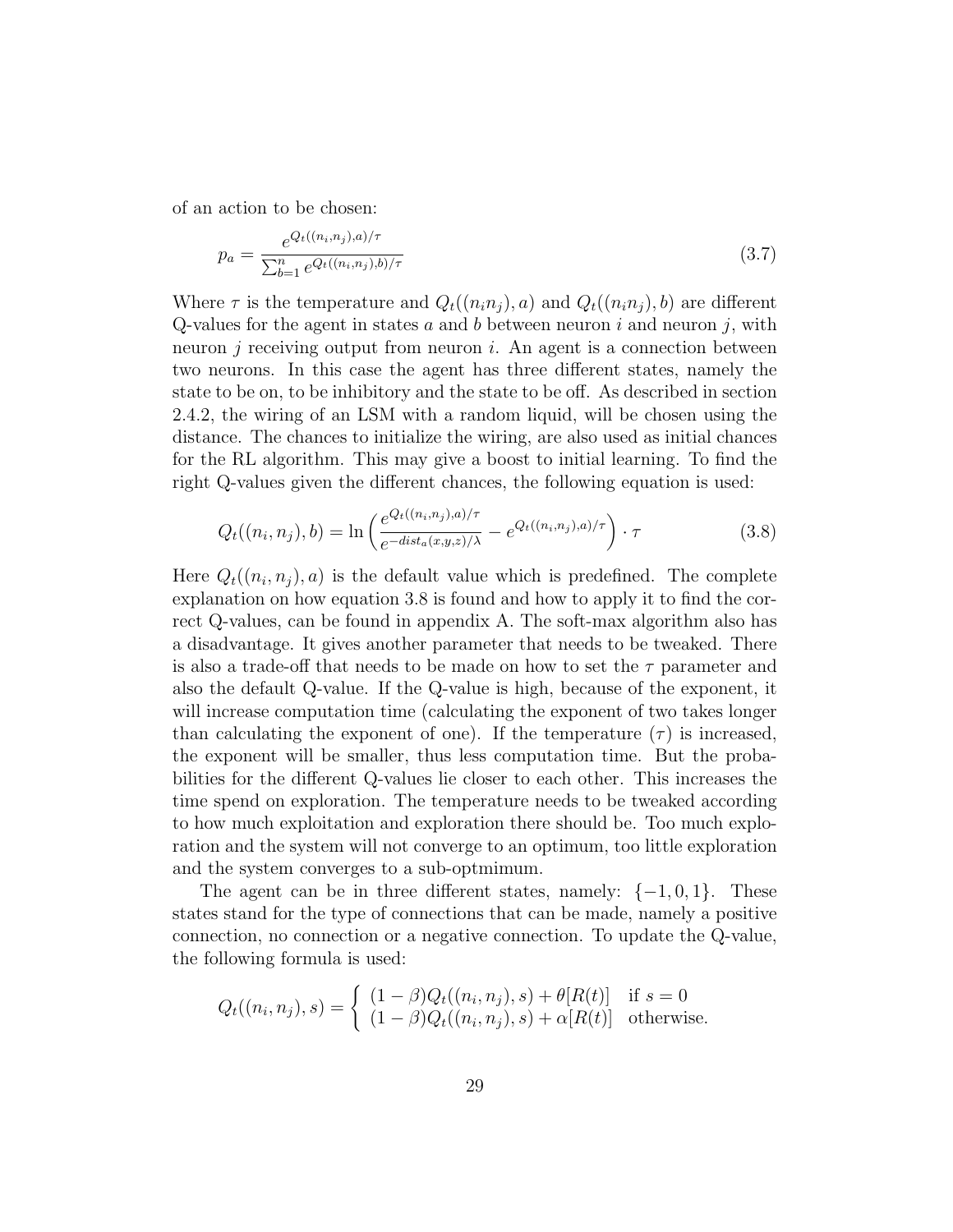of an action to be chosen:

$$p_a = \frac{e^{Q_t((n_i,n_j),a)/\tau}}{\sum_{b=1}^{n} e^{Q_t((n_i,n_j),b)/\tau}} \tag{3.7}$$

Where $\tau$ is the temperature and $Q_t((n_i n_j), a)$ and $Q_t((n_i n_j), b)$ are different Q-values for the agent in states $a$ and $b$ between neuron $i$ and neuron $j$, with neuron $j$ receiving output from neuron $i$. An agent is a connection between two neurons. In this case the agent has three different states, namely the state to be on, to be inhibitory and the state to be off. As described in section 2.4.2, the wiring of an LSM with a random liquid, will be chosen using the distance. The chances to initialize the wiring, are also used as initial chances for the RL algorithm. This may give a boost to initial learning. To find the right Q-values given the different chances, the following equation is used:

$$Q_t((n_i,n_j),b) = \ln\left(\frac{e^{Q_t((n_i,n_j),a)/\tau}}{e^{-dist_a(x,y,z)/\lambda}} - e^{Q_t((n_i,n_j),a)/\tau}\right) \cdot \tau \tag{3.8}$$

Here $Q_t((n_i,n_j),a)$ is the default value which is predefined. The complete explanation on how equation 3.8 is found and how to apply it to find the correct Q-values, can be found in appendix A. The soft-max algorithm also has a disadvantage. It gives another parameter that needs to be tweaked. There is also a trade-off that needs to be made on how to set the $\tau$ parameter and also the default Q-value. If the Q-value is high, because of the exponent, it will increase computation time (calculating the exponent of two takes longer than calculating the exponent of one). If the temperature ($\tau$) is increased, the exponent will be smaller, thus less computation time. But the probabilities for the different Q-values lie closer to each other. This increases the time spend on exploration. The temperature needs to be tweaked according to how much exploitation and exploration there should be. Too much exploration and the system will not converge to an optimum, too little exploration and the system converges to a sub-optmimum.

The agent can be in three different states, namely: $\{-1, 0, 1\}$. These states stand for the type of connections that can be made, namely a positive connection, no connection or a negative connection. To update the Q-value, the following formula is used:

$$Q_t((n_i,n_j),s) = \begin{cases} (1-\beta)Q_t((n_i,n_j),s) + \theta[R(t)] & \text{if } s = 0 \\ (1-\beta)Q_t((n_i,n_j),s) + \alpha[R(t)] & \text{otherwise.} \end{cases}$$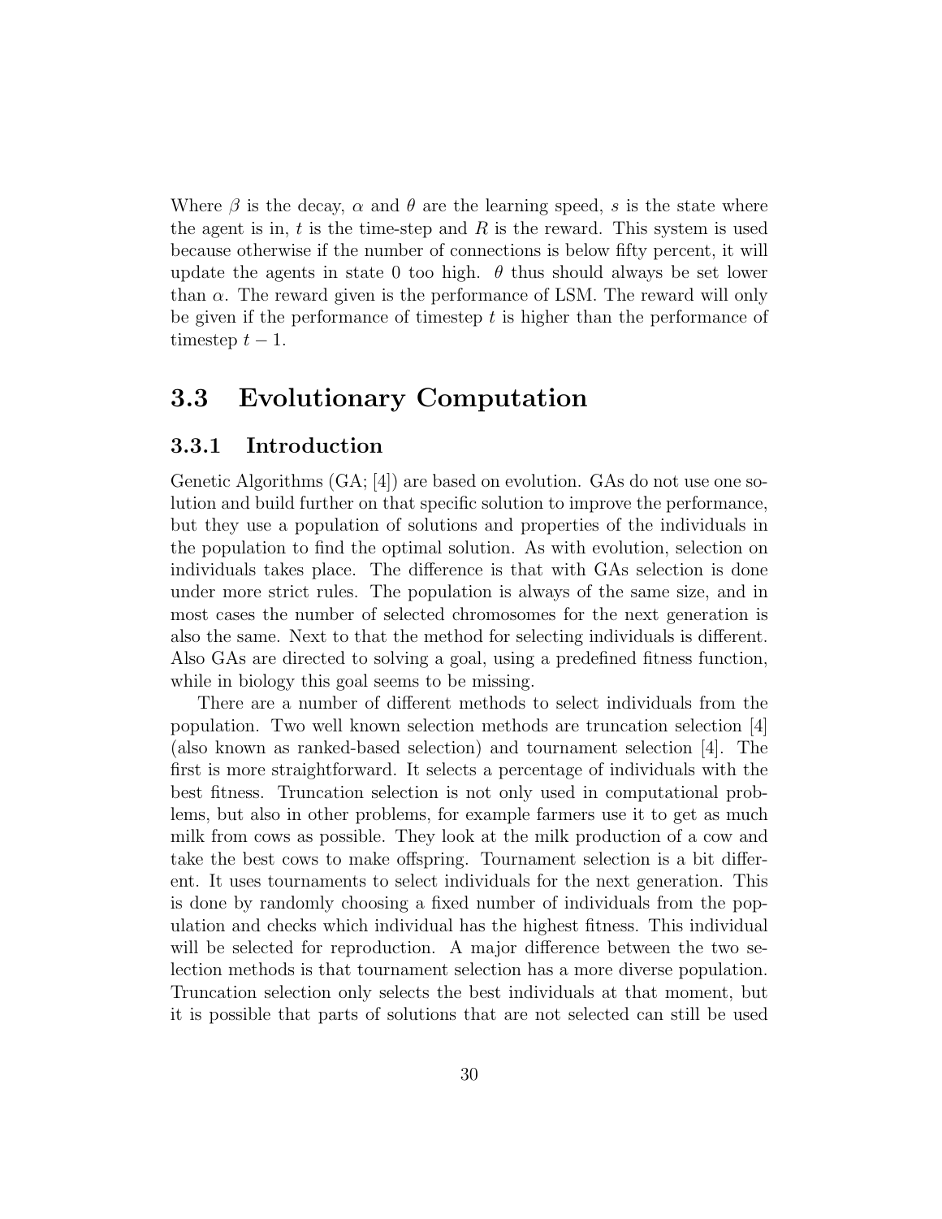Where $\beta$ is the decay, $\alpha$ and $\theta$ are the learning speed, $s$ is the state where the agent is in, $t$ is the time-step and $R$ is the reward. This system is used because otherwise if the number of connections is below fifty percent, it will update the agents in state 0 too high. $\theta$ thus should always be set lower than $\alpha$. The reward given is the performance of LSM. The reward will only be given if the performance of timestep $t$ is higher than the performance of timestep $t - 1$.

## 3.3 Evolutionary Computation

### 3.3.1 Introduction

Genetic Algorithms (GA; [4]) are based on evolution. GAs do not use one solution and build further on that specific solution to improve the performance, but they use a population of solutions and properties of the individuals in the population to find the optimal solution. As with evolution, selection on individuals takes place. The difference is that with GAs selection is done under more strict rules. The population is always of the same size, and in most cases the number of selected chromosomes for the next generation is also the same. Next to that the method for selecting individuals is different. Also GAs are directed to solving a goal, using a predefined fitness function, while in biology this goal seems to be missing.

There are a number of different methods to select individuals from the population. Two well known selection methods are truncation selection [4] (also known as ranked-based selection) and tournament selection [4]. The first is more straightforward. It selects a percentage of individuals with the best fitness. Truncation selection is not only used in computational problems, but also in other problems, for example farmers use it to get as much milk from cows as possible. They look at the milk production of a cow and take the best cows to make offspring. Tournament selection is a bit different. It uses tournaments to select individuals for the next generation. This is done by randomly choosing a fixed number of individuals from the population and checks which individual has the highest fitness. This individual will be selected for reproduction. A major difference between the two selection methods is that tournament selection has a more diverse population. Truncation selection only selects the best individuals at that moment, but it is possible that parts of solutions that are not selected can still be used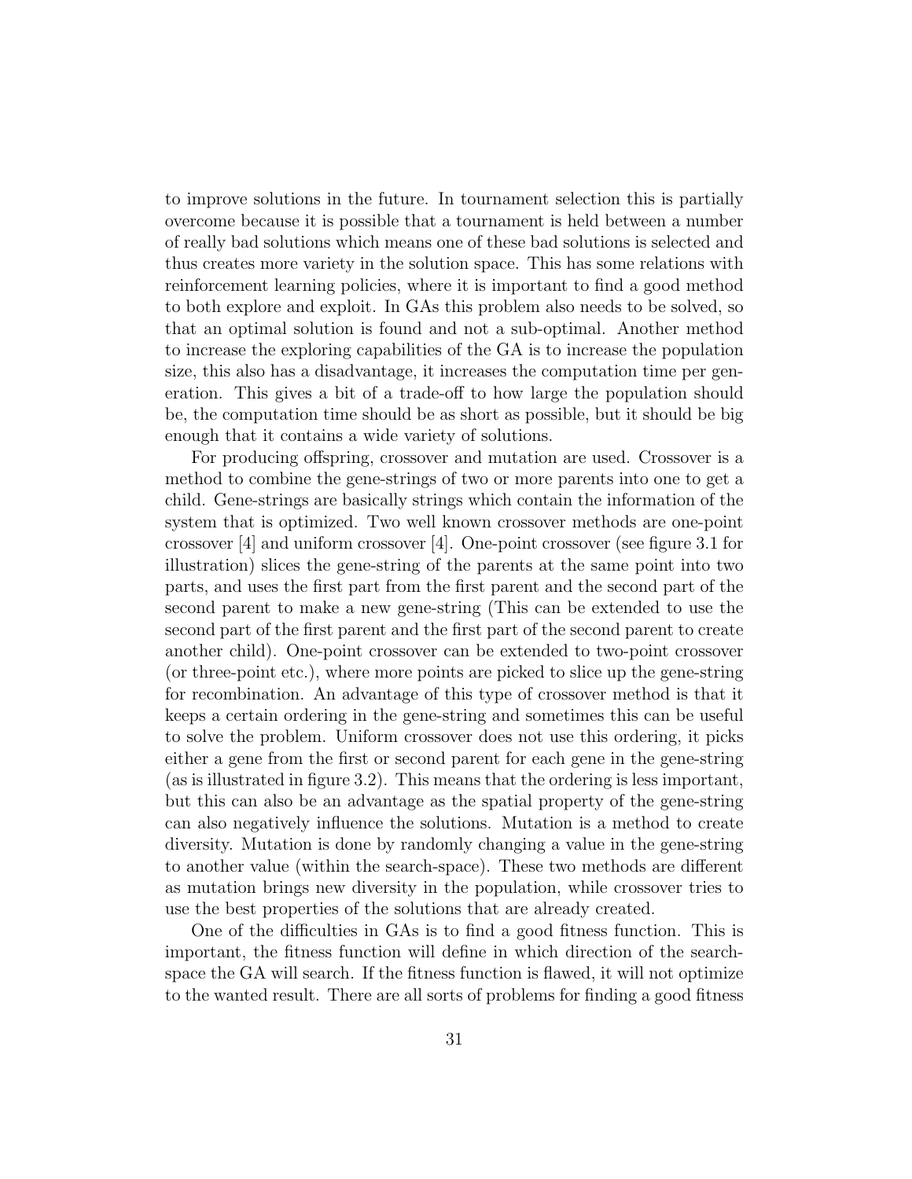to improve solutions in the future. In tournament selection this is partially overcome because it is possible that a tournament is held between a number of really bad solutions which means one of these bad solutions is selected and thus creates more variety in the solution space. This has some relations with reinforcement learning policies, where it is important to find a good method to both explore and exploit. In GAs this problem also needs to be solved, so that an optimal solution is found and not a sub-optimal. Another method to increase the exploring capabilities of the GA is to increase the population size, this also has a disadvantage, it increases the computation time per generation. This gives a bit of a trade-off to how large the population should be, the computation time should be as short as possible, but it should be big enough that it contains a wide variety of solutions.

For producing offspring, crossover and mutation are used. Crossover is a method to combine the gene-strings of two or more parents into one to get a child. Gene-strings are basically strings which contain the information of the system that is optimized. Two well known crossover methods are one-point crossover [4] and uniform crossover [4]. One-point crossover (see figure 3.1 for illustration) slices the gene-string of the parents at the same point into two parts, and uses the first part from the first parent and the second part of the second parent to make a new gene-string (This can be extended to use the second part of the first parent and the first part of the second parent to create another child). One-point crossover can be extended to two-point crossover (or three-point etc.), where more points are picked to slice up the gene-string for recombination. An advantage of this type of crossover method is that it keeps a certain ordering in the gene-string and sometimes this can be useful to solve the problem. Uniform crossover does not use this ordering, it picks either a gene from the first or second parent for each gene in the gene-string (as is illustrated in figure 3.2). This means that the ordering is less important, but this can also be an advantage as the spatial property of the gene-string can also negatively influence the solutions. Mutation is a method to create diversity. Mutation is done by randomly changing a value in the gene-string to another value (within the search-space). These two methods are different as mutation brings new diversity in the population, while crossover tries to use the best properties of the solutions that are already created.

One of the difficulties in GAs is to find a good fitness function. This is important, the fitness function will define in which direction of the search-space the GA will search. If the fitness function is flawed, it will not optimize to the wanted result. There are all sorts of problems for finding a good fitness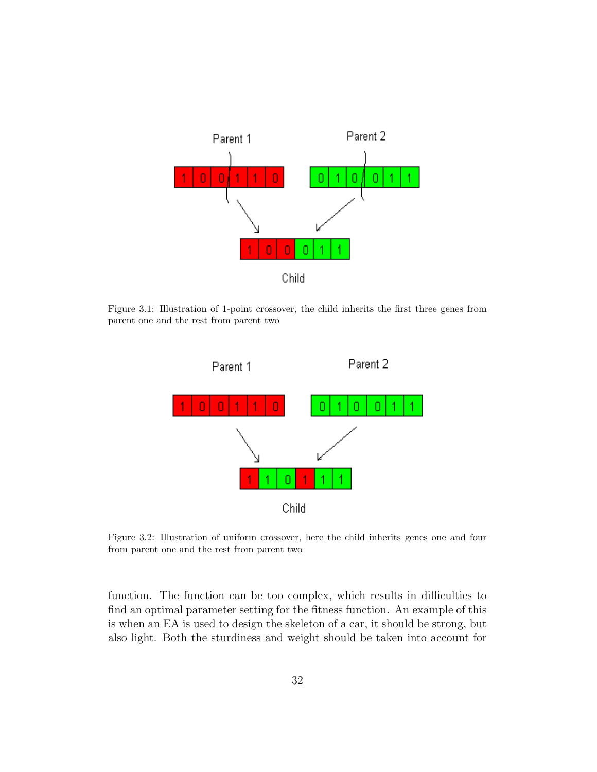Figure 3.1: Illustration of 1-point crossover, the child inherits the first three genes from parent one and the rest from parent two

Figure 3.2: Illustration of uniform crossover, here the child inherits genes one and four from parent one and the rest from parent two

function. The function can be too complex, which results in difficulties to find an optimal parameter setting for the fitness function. An example of this is when an EA is used to design the skeleton of a car, it should be strong, but also light. Both the sturdiness and weight should be taken into account for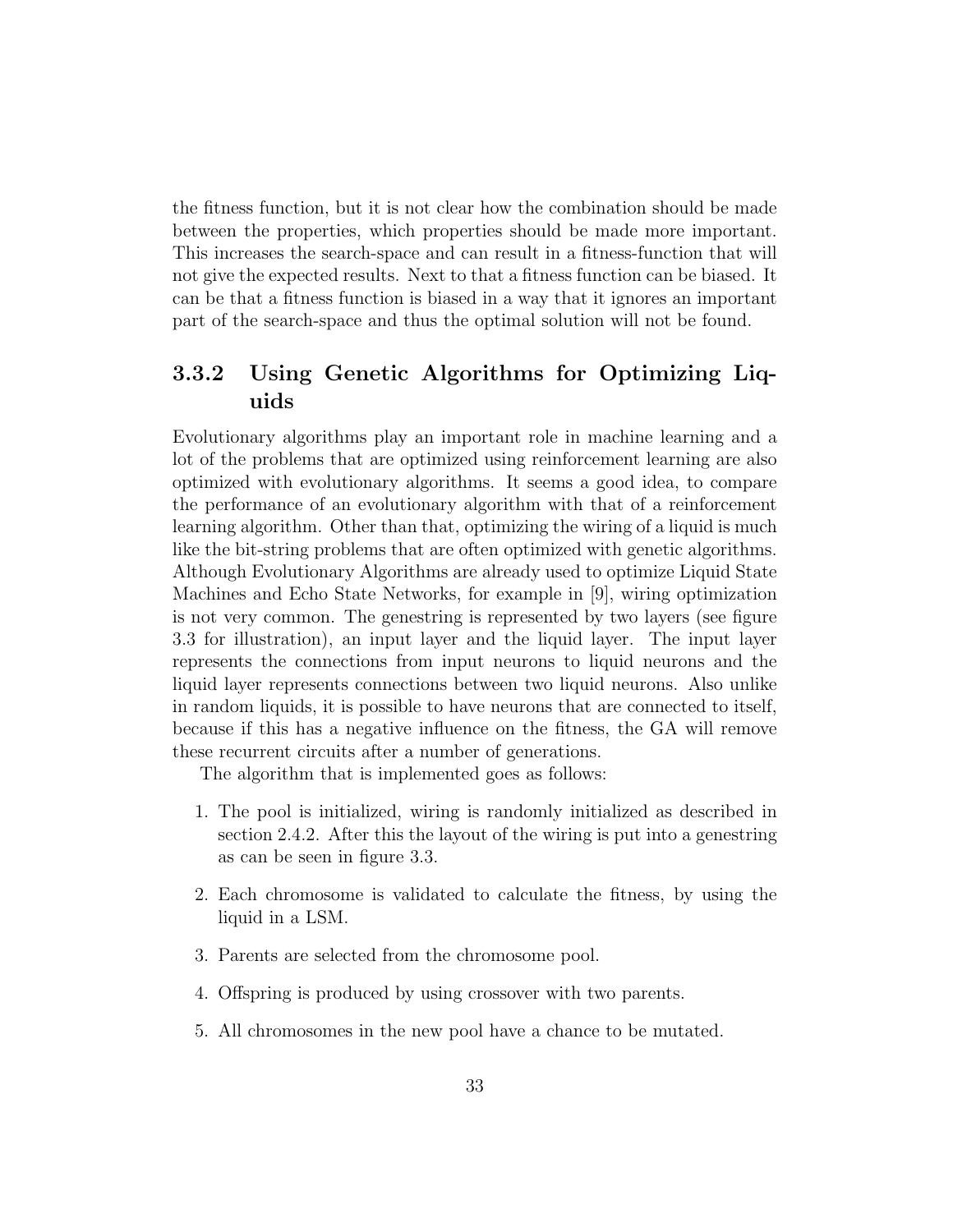the fitness function, but it is not clear how the combination should be made between the properties, which properties should be made more important. This increases the search-space and can result in a fitness-function that will not give the expected results. Next to that a fitness function can be biased. It can be that a fitness function is biased in a way that it ignores an important part of the search-space and thus the optimal solution will not be found.

### 3.3.2 Using Genetic Algorithms for Optimizing Liquids

Evolutionary algorithms play an important role in machine learning and a lot of the problems that are optimized using reinforcement learning are also optimized with evolutionary algorithms. It seems a good idea, to compare the performance of an evolutionary algorithm with that of a reinforcement learning algorithm. Other than that, optimizing the wiring of a liquid is much like the bit-string problems that are often optimized with genetic algorithms. Although Evolutionary Algorithms are already used to optimize Liquid State Machines and Echo State Networks, for example in [9], wiring optimization is not very common. The genestring is represented by two layers (see figure 3.3 for illustration), an input layer and the liquid layer. The input layer represents the connections from input neurons to liquid neurons and the liquid layer represents connections between two liquid neurons. Also unlike in random liquids, it is possible to have neurons that are connected to itself, because if this has a negative influence on the fitness, the GA will remove these recurrent circuits after a number of generations.

The algorithm that is implemented goes as follows:

1. The pool is initialized, wiring is randomly initialized as described in section 2.4.2. After this the layout of the wiring is put into a genestring as can be seen in figure 3.3.
2. Each chromosome is validated to calculate the fitness, by using the liquid in a LSM.
3. Parents are selected from the chromosome pool.
4. Offspring is produced by using crossover with two parents.
5. All chromosomes in the new pool have a chance to be mutated.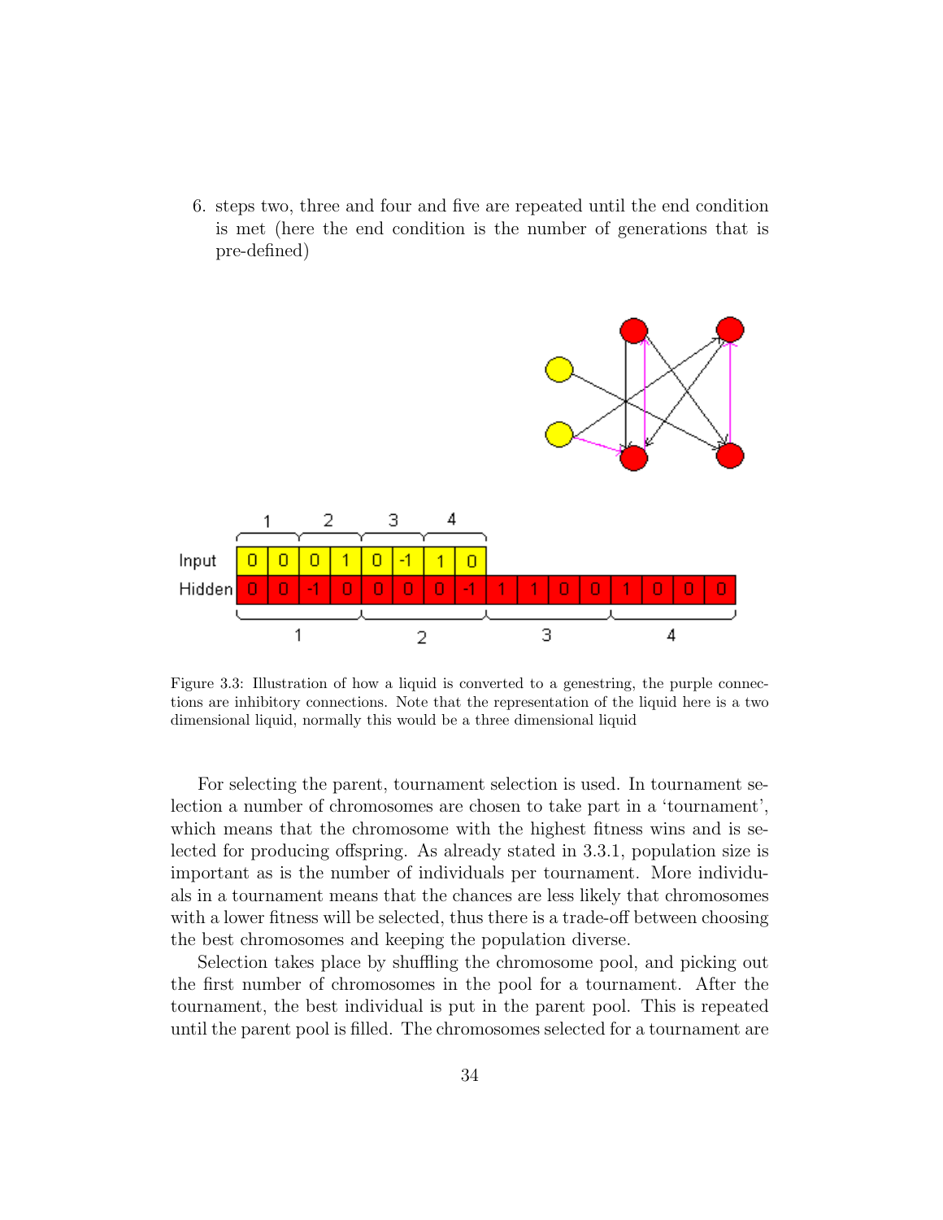6. steps two, three and four and five are repeated until the end condition is met (here the end condition is the number of generations that is pre-defined)

Figure 3.3: Illustration of how a liquid is converted to a genestring, the purple connections are inhibitory connections. Note that the representation of the liquid here is a two dimensional liquid, normally this would be a three dimensional liquid

For selecting the parent, tournament selection is used. In tournament selection a number of chromosomes are chosen to take part in a 'tournament', which means that the chromosome with the highest fitness wins and is selected for producing offspring. As already stated in 3.3.1, population size is important as is the number of individuals per tournament. More individuals in a tournament means that the chances are less likely that chromosomes with a lower fitness will be selected, thus there is a trade-off between choosing the best chromosomes and keeping the population diverse.

Selection takes place by shuffling the chromosome pool, and picking out the first number of chromosomes in the pool for a tournament. After the tournament, the best individual is put in the parent pool. This is repeated until the parent pool is filled. The chromosomes selected for a tournament are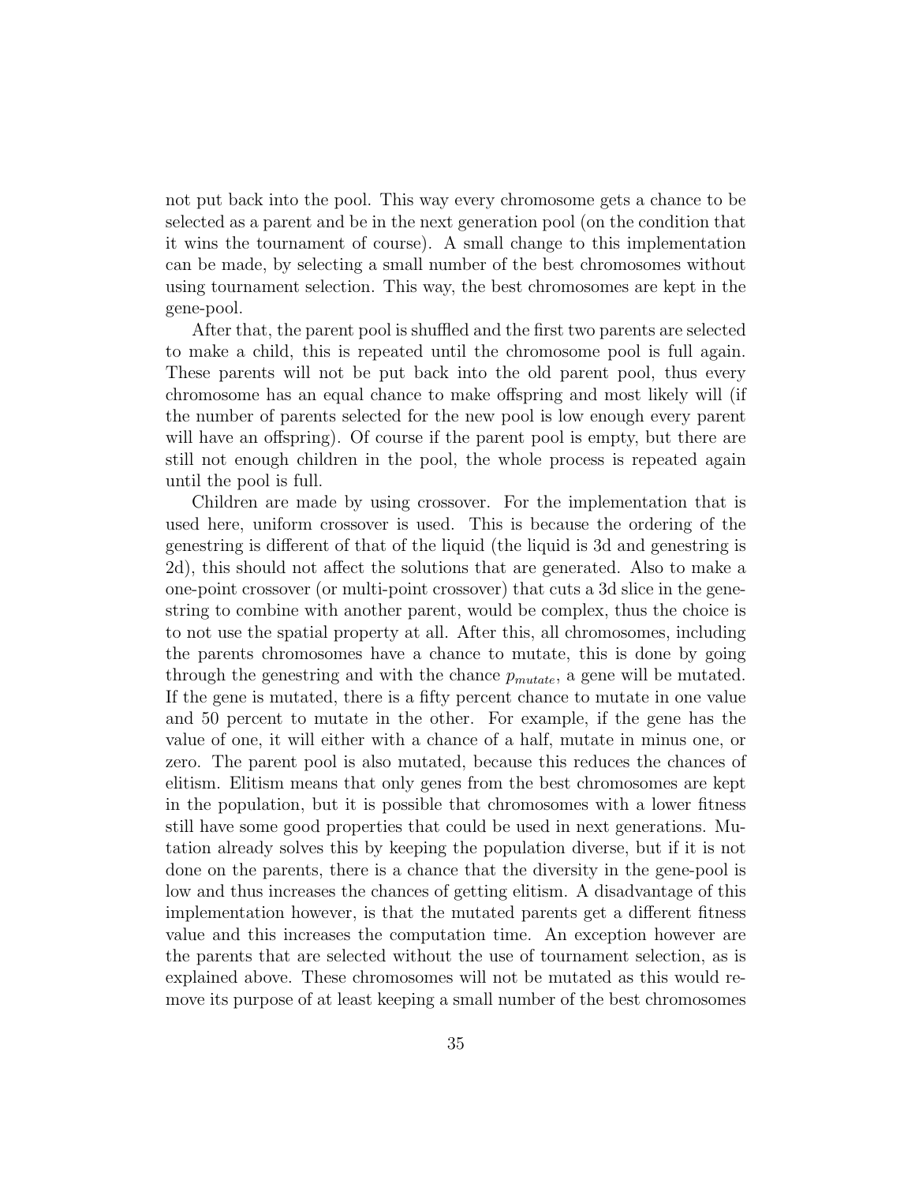not put back into the pool. This way every chromosome gets a chance to be selected as a parent and be in the next generation pool (on the condition that it wins the tournament of course). A small change to this implementation can be made, by selecting a small number of the best chromosomes without using tournament selection. This way, the best chromosomes are kept in the gene-pool.

After that, the parent pool is shuffled and the first two parents are selected to make a child, this is repeated until the chromosome pool is full again. These parents will not be put back into the old parent pool, thus every chromosome has an equal chance to make offspring and most likely will (if the number of parents selected for the new pool is low enough every parent will have an offspring). Of course if the parent pool is empty, but there are still not enough children in the pool, the whole process is repeated again until the pool is full.

Children are made by using crossover. For the implementation that is used here, uniform crossover is used. This is because the ordering of the genestring is different of that of the liquid (the liquid is 3d and genestring is 2d), this should not affect the solutions that are generated. Also to make a one-point crossover (or multi-point crossover) that cuts a 3d slice in the genestring to combine with another parent, would be complex, thus the choice is to not use the spatial property at all. After this, all chromosomes, including the parents chromosomes have a chance to mutate, this is done by going through the genestring and with the chance $p_{mutate}$, a gene will be mutated. If the gene is mutated, there is a fifty percent chance to mutate in one value and 50 percent to mutate in the other. For example, if the gene has the value of one, it will either with a chance of a half, mutate in minus one, or zero. The parent pool is also mutated, because this reduces the chances of elitism. Elitism means that only genes from the best chromosomes are kept in the population, but it is possible that chromosomes with a lower fitness still have some good properties that could be used in next generations. Mutation already solves this by keeping the population diverse, but if it is not done on the parents, there is a chance that the diversity in the gene-pool is low and thus increases the chances of getting elitism. A disadvantage of this implementation however, is that the mutated parents get a different fitness value and this increases the computation time. An exception however are the parents that are selected without the use of tournament selection, as is explained above. These chromosomes will not be mutated as this would remove its purpose of at least keeping a small number of the best chromosomes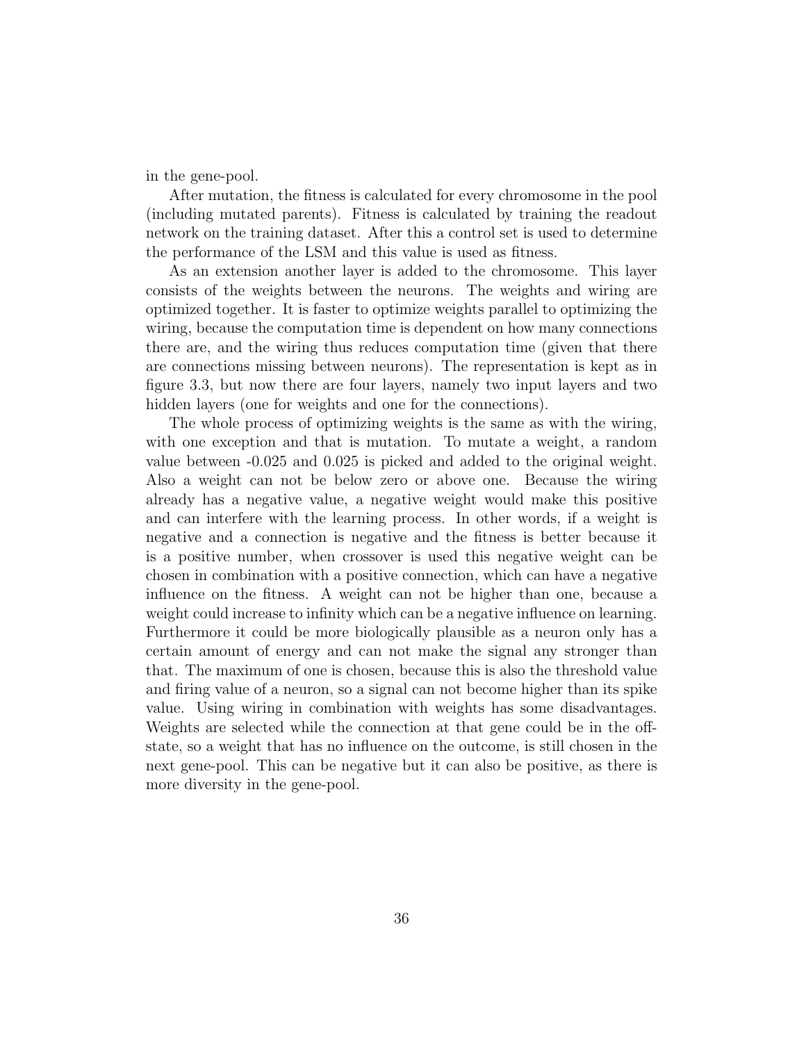in the gene-pool.

After mutation, the fitness is calculated for every chromosome in the pool (including mutated parents). Fitness is calculated by training the readout network on the training dataset. After this a control set is used to determine the performance of the LSM and this value is used as fitness.

As an extension another layer is added to the chromosome. This layer consists of the weights between the neurons. The weights and wiring are optimized together. It is faster to optimize weights parallel to optimizing the wiring, because the computation time is dependent on how many connections there are, and the wiring thus reduces computation time (given that there are connections missing between neurons). The representation is kept as in figure 3.3, but now there are four layers, namely two input layers and two hidden layers (one for weights and one for the connections).

The whole process of optimizing weights is the same as with the wiring, with one exception and that is mutation. To mutate a weight, a random value between -0.025 and 0.025 is picked and added to the original weight. Also a weight can not be below zero or above one. Because the wiring already has a negative value, a negative weight would make this positive and can interfere with the learning process. In other words, if a weight is negative and a connection is negative and the fitness is better because it is a positive number, when crossover is used this negative weight can be chosen in combination with a positive connection, which can have a negative influence on the fitness. A weight can not be higher than one, because a weight could increase to infinity which can be a negative influence on learning. Furthermore it could be more biologically plausible as a neuron only has a certain amount of energy and can not make the signal any stronger than that. The maximum of one is chosen, because this is also the threshold value and firing value of a neuron, so a signal can not become higher than its spike value. Using wiring in combination with weights has some disadvantages. Weights are selected while the connection at that gene could be in the off-state, so a weight that has no influence on the outcome, is still chosen in the next gene-pool. This can be negative but it can also be positive, as there is more diversity in the gene-pool.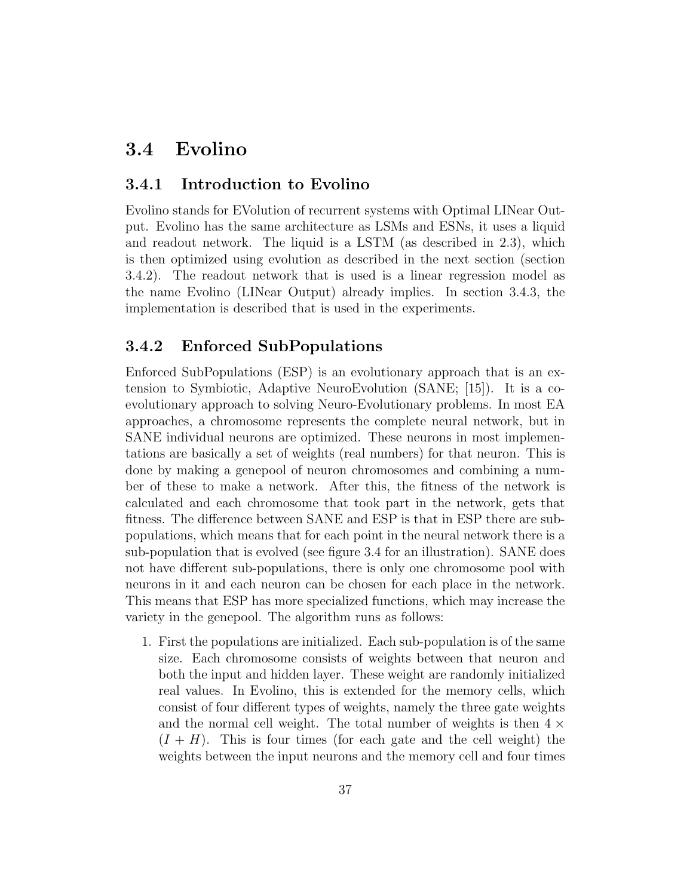## 3.4 Evolino

### 3.4.1 Introduction to Evolino

Evolino stands for EVolution of recurrent systems with Optimal LINear Output. Evolino has the same architecture as LSMs and ESNs, it uses a liquid and readout network. The liquid is a LSTM (as described in 2.3), which is then optimized using evolution as described in the next section (section 3.4.2). The readout network that is used is a linear regression model as the name Evolino (LINear Output) already implies. In section 3.4.3, the implementation is described that is used in the experiments.

### 3.4.2 Enforced SubPopulations

Enforced SubPopulations (ESP) is an evolutionary approach that is an extension to Symbiotic, Adaptive NeuroEvolution (SANE; [15]). It is a co-evolutionary approach to solving Neuro-Evolutionary problems. In most EA approaches, a chromosome represents the complete neural network, but in SANE individual neurons are optimized. These neurons in most implementations are basically a set of weights (real numbers) for that neuron. This is done by making a genepool of neuron chromosomes and combining a number of these to make a network. After this, the fitness of the network is calculated and each chromosome that took part in the network, gets that fitness. The difference between SANE and ESP is that in ESP there are sub-populations, which means that for each point in the neural network there is a sub-population that is evolved (see figure 3.4 for an illustration). SANE does not have different sub-populations, there is only one chromosome pool with neurons in it and each neuron can be chosen for each place in the network. This means that ESP has more specialized functions, which may increase the variety in the genepool. The algorithm runs as follows:

1. First the populations are initialized. Each sub-population is of the same size. Each chromosome consists of weights between that neuron and both the input and hidden layer. These weight are randomly initialized real values. In Evolino, this is extended for the memory cells, which consist of four different types of weights, namely the three gate weights and the normal cell weight. The total number of weights is then $4 \times (I + H)$. This is four times (for each gate and the cell weight) the weights between the input neurons and the memory cell and four times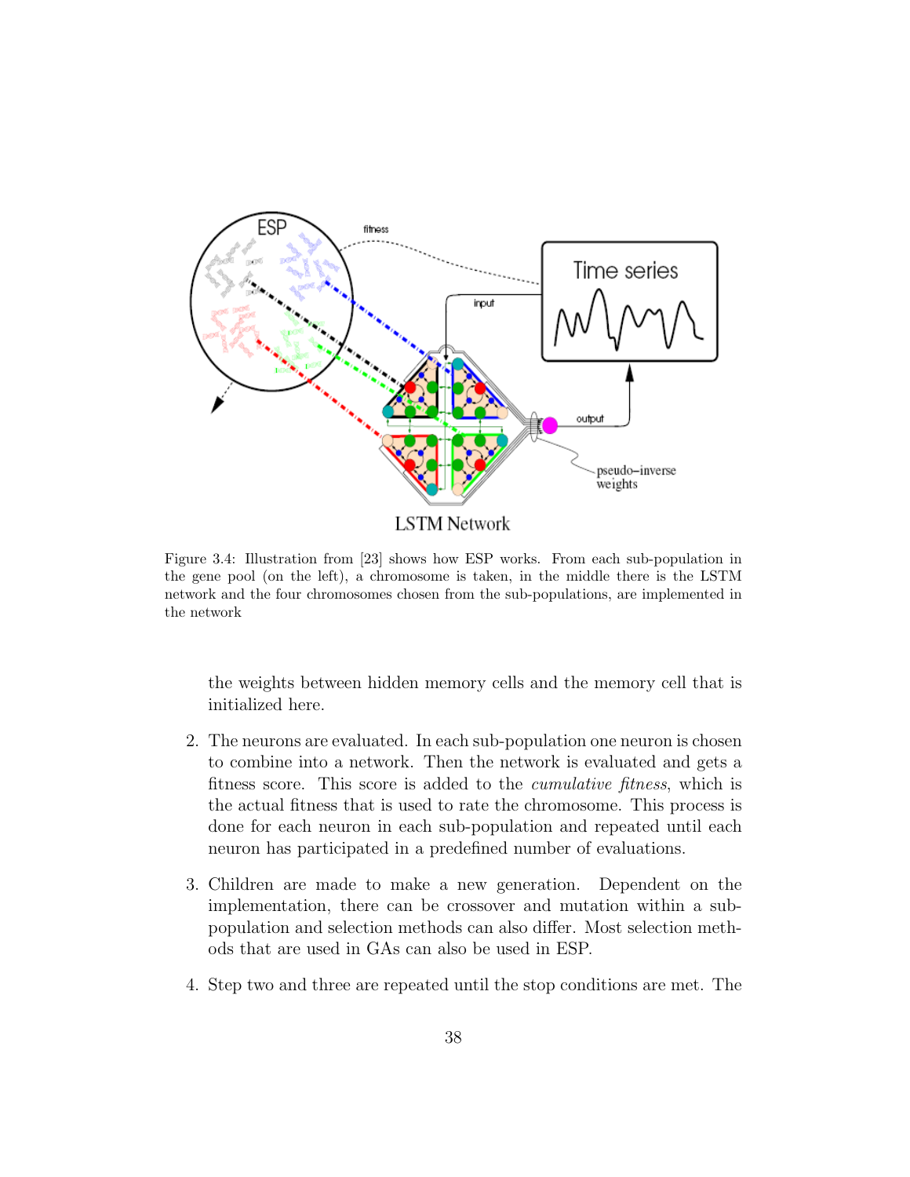Figure 3.4: Illustration from [23] shows how ESP works. From each sub-population in the gene pool (on the left), a chromosome is taken, in the middle there is the LSTM network and the four chromosomes chosen from the sub-populations, are implemented in the network

the weights between hidden memory cells and the memory cell that is initialized here.

2. The neurons are evaluated. In each sub-population one neuron is chosen to combine into a network. Then the network is evaluated and gets a fitness score. This score is added to the *cumulative fitness*, which is the actual fitness that is used to rate the chromosome. This process is done for each neuron in each sub-population and repeated until each neuron has participated in a predefined number of evaluations.

3. Children are made to make a new generation. Dependent on the implementation, there can be crossover and mutation within a sub-population and selection methods can also differ. Most selection methods that are used in GAs can also be used in ESP.

4. Step two and three are repeated until the stop conditions are met. The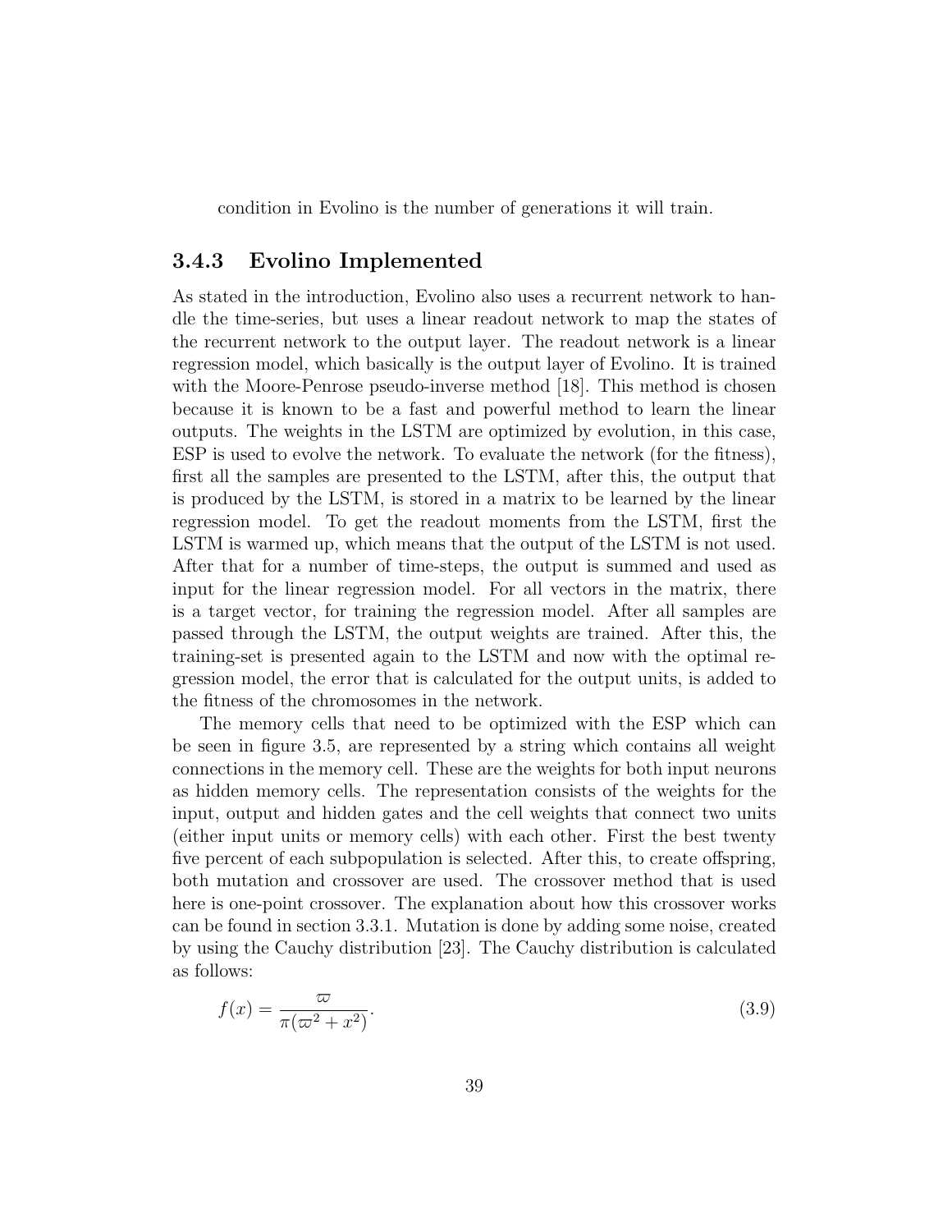condition in Evolino is the number of generations it will train.

### 3.4.3 Evolino Implemented

As stated in the introduction, Evolino also uses a recurrent network to handle the time-series, but uses a linear readout network to map the states of the recurrent network to the output layer. The readout network is a linear regression model, which basically is the output layer of Evolino. It is trained with the Moore-Penrose pseudo-inverse method [18]. This method is chosen because it is known to be a fast and powerful method to learn the linear outputs. The weights in the LSTM are optimized by evolution, in this case, ESP is used to evolve the network. To evaluate the network (for the fitness), first all the samples are presented to the LSTM, after this, the output that is produced by the LSTM, is stored in a matrix to be learned by the linear regression model. To get the readout moments from the LSTM, first the LSTM is warmed up, which means that the output of the LSTM is not used. After that for a number of time-steps, the output is summed and used as input for the linear regression model. For all vectors in the matrix, there is a target vector, for training the regression model. After all samples are passed through the LSTM, the output weights are trained. After this, the training-set is presented again to the LSTM and now with the optimal regression model, the error that is calculated for the output units, is added to the fitness of the chromosomes in the network.

The memory cells that need to be optimized with the ESP which can be seen in figure 3.5, are represented by a string which contains all weight connections in the memory cell. These are the weights for both input neurons as hidden memory cells. The representation consists of the weights for the input, output and hidden gates and the cell weights that connect two units (either input units or memory cells) with each other. First the best twenty five percent of each subpopulation is selected. After this, to create offspring, both mutation and crossover are used. The crossover method that is used here is one-point crossover. The explanation about how this crossover works can be found in section 3.3.1. Mutation is done by adding some noise, created by using the Cauchy distribution [23]. The Cauchy distribution is calculated as follows:

$$f(x) = \frac{\varpi}{\pi(\varpi^2 + x^2)}. \tag{3.9}$$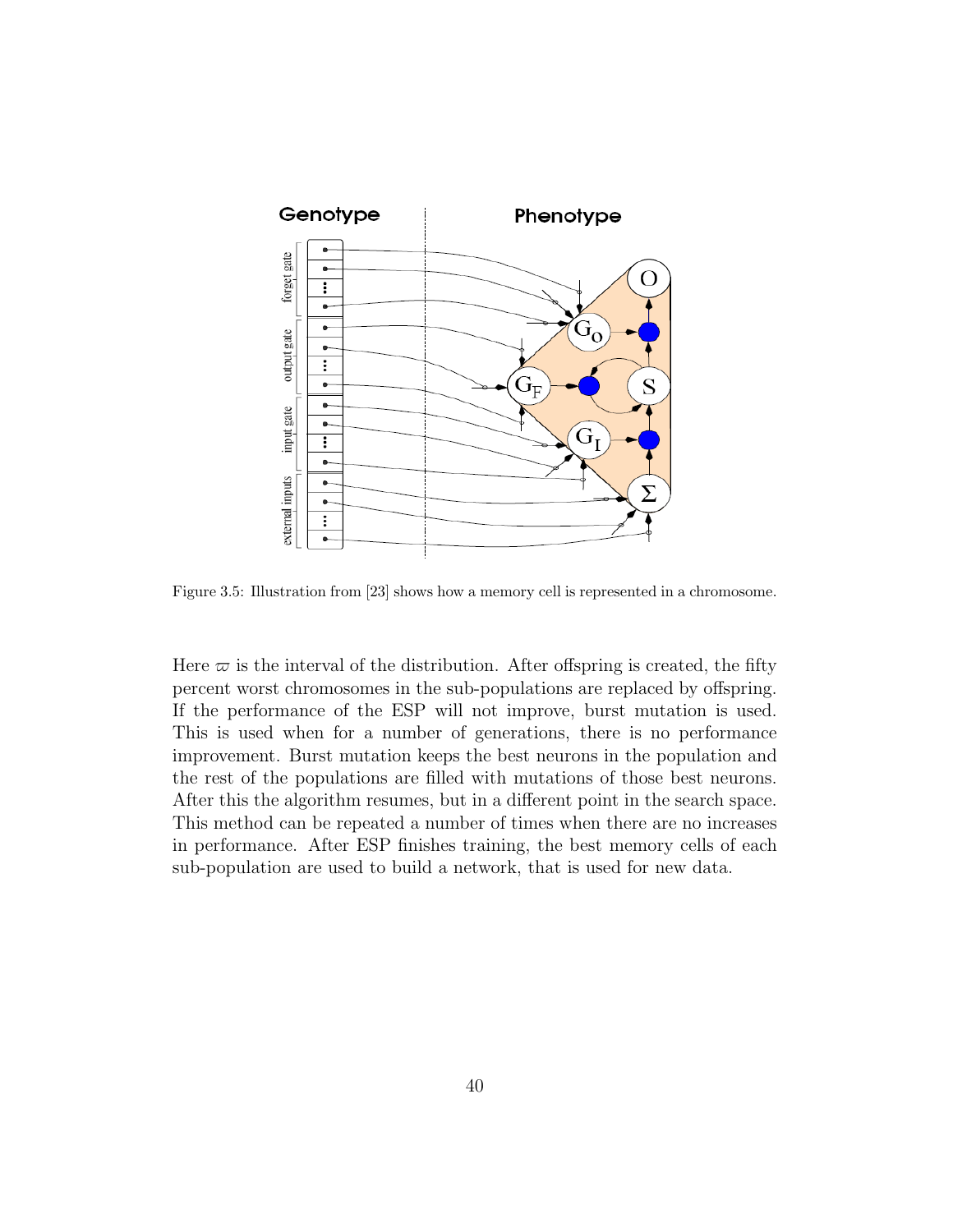Figure 3.5: Illustration from [23] shows how a memory cell is represented in a chromosome.

Here $\varpi$ is the interval of the distribution. After offspring is created, the fifty percent worst chromosomes in the sub-populations are replaced by offspring. If the performance of the ESP will not improve, burst mutation is used. This is used when for a number of generations, there is no performance improvement. Burst mutation keeps the best neurons in the population and the rest of the populations are filled with mutations of those best neurons. After this the algorithm resumes, but in a different point in the search space. This method can be repeated a number of times when there are no increases in performance. After ESP finishes training, the best memory cells of each sub-population are used to build a network, that is used for new data.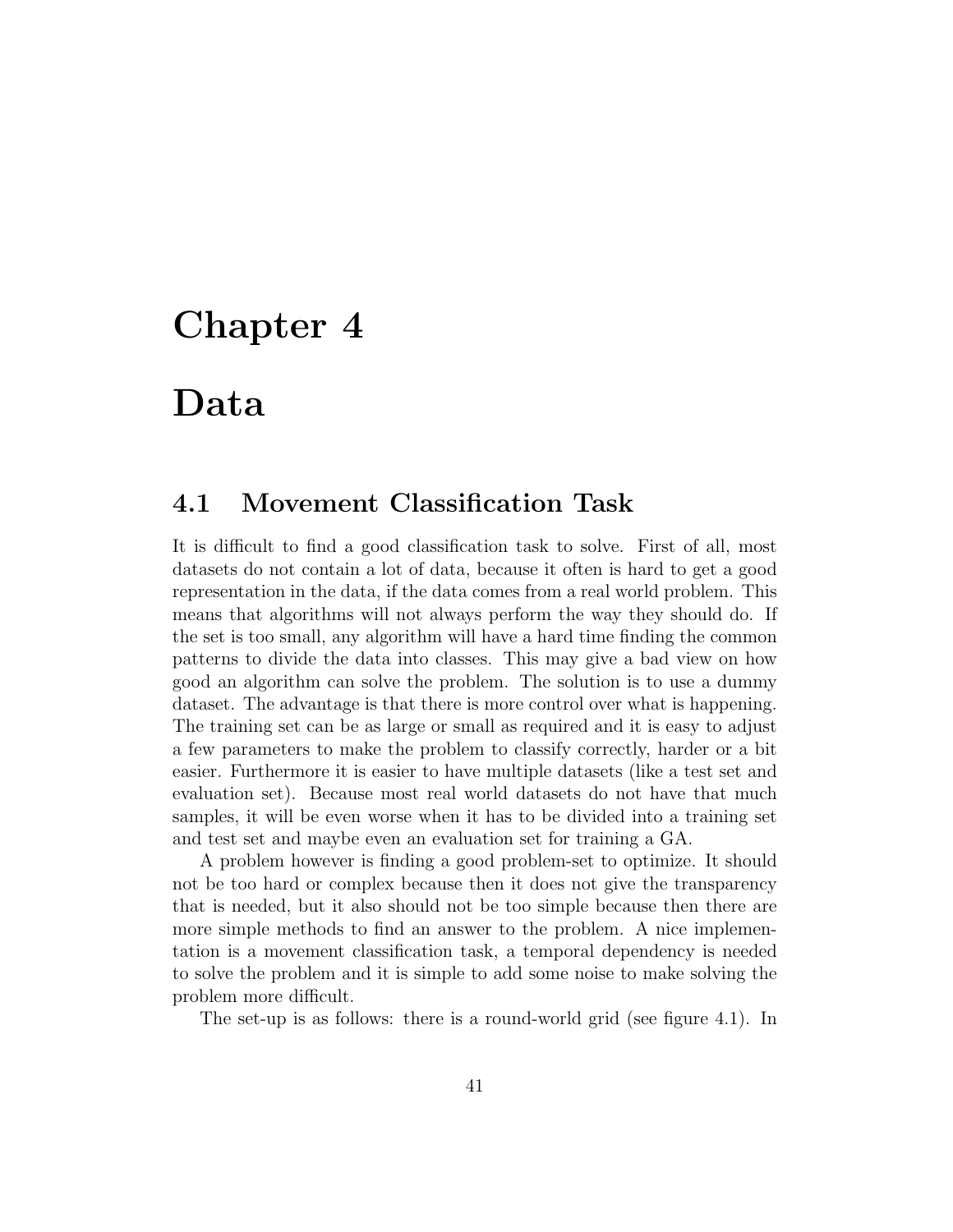# Chapter 4

# Data

## 4.1 Movement Classification Task

It is difficult to find a good classification task to solve. First of all, most datasets do not contain a lot of data, because it often is hard to get a good representation in the data, if the data comes from a real world problem. This means that algorithms will not always perform the way they should do. If the set is too small, any algorithm will have a hard time finding the common patterns to divide the data into classes. This may give a bad view on how good an algorithm can solve the problem. The solution is to use a dummy dataset. The advantage is that there is more control over what is happening. The training set can be as large or small as required and it is easy to adjust a few parameters to make the problem to classify correctly, harder or a bit easier. Furthermore it is easier to have multiple datasets (like a test set and evaluation set). Because most real world datasets do not have that much samples, it will be even worse when it has to be divided into a training set and test set and maybe even an evaluation set for training a GA.

A problem however is finding a good problem-set to optimize. It should not be too hard or complex because then it does not give the transparency that is needed, but it also should not be too simple because then there are more simple methods to find an answer to the problem. A nice implementation is a movement classification task, a temporal dependency is needed to solve the problem and it is simple to add some noise to make solving the problem more difficult.

The set-up is as follows: there is a round-world grid (see figure 4.1). In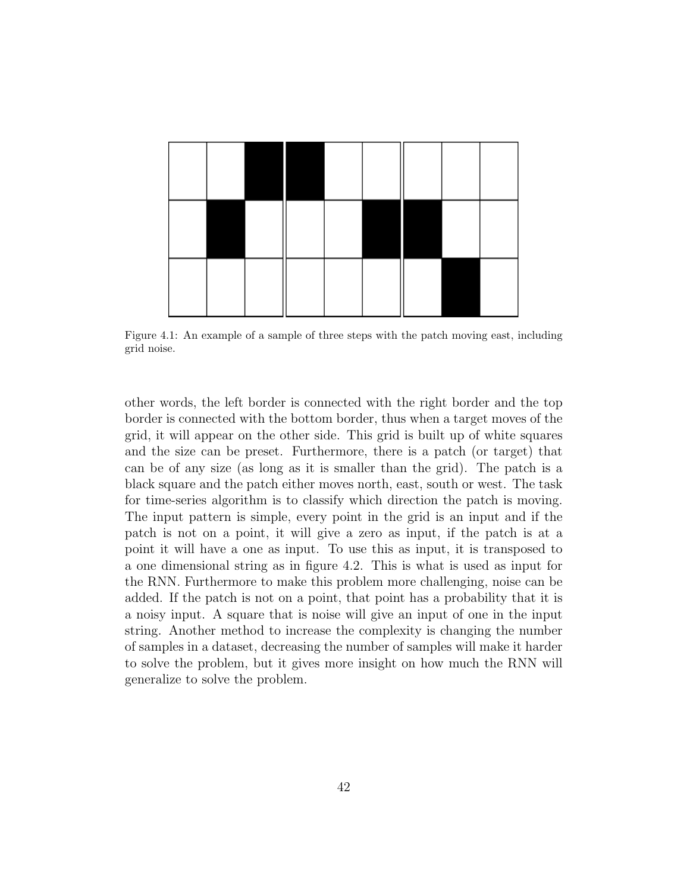Figure 4.1: An example of a sample of three steps with the patch moving east, including grid noise.

other words, the left border is connected with the right border and the top border is connected with the bottom border, thus when a target moves of the grid, it will appear on the other side. This grid is built up of white squares and the size can be preset. Furthermore, there is a patch (or target) that can be of any size (as long as it is smaller than the grid). The patch is a black square and the patch either moves north, east, south or west. The task for time-series algorithm is to classify which direction the patch is moving. The input pattern is simple, every point in the grid is an input and if the patch is not on a point, it will give a zero as input, if the patch is at a point it will have a one as input. To use this as input, it is transposed to a one dimensional string as in figure 4.2. This is what is used as input for the RNN. Furthermore to make this problem more challenging, noise can be added. If the patch is not on a point, that point has a probability that it is a noisy input. A square that is noise will give an input of one in the input string. Another method to increase the complexity is changing the number of samples in a dataset, decreasing the number of samples will make it harder to solve the problem, but it gives more insight on how much the RNN will generalize to solve the problem.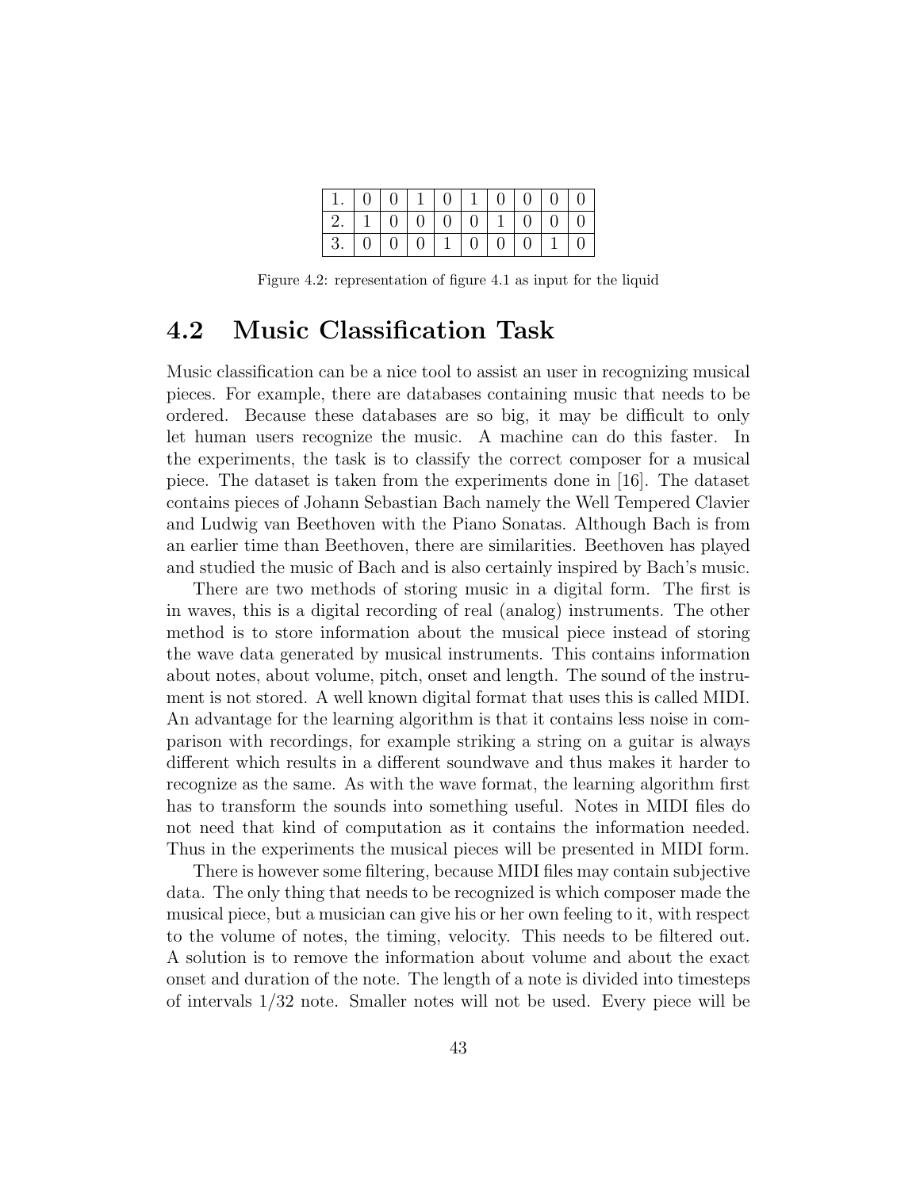| 1. | 0 | 0 | 1 | 0 | 1 | 0 | 0 | 0 | 0 |
|---|---|---|---|---|---|---|---|---|---|
| 2. | 1 | 0 | 0 | 0 | 0 | 1 | 0 | 0 | 0 |
| 3. | 0 | 0 | 0 | 1 | 0 | 0 | 0 | 1 | 0 |

Figure 4.2: representation of figure 4.1 as input for the liquid

## 4.2 Music Classification Task

Music classification can be a nice tool to assist an user in recognizing musical pieces. For example, there are databases containing music that needs to be ordered. Because these databases are so big, it may be difficult to only let human users recognize the music. A machine can do this faster. In the experiments, the task is to classify the correct composer for a musical piece. The dataset is taken from the experiments done in [16]. The dataset contains pieces of Johann Sebastian Bach namely the Well Tempered Clavier and Ludwig van Beethoven with the Piano Sonatas. Although Bach is from an earlier time than Beethoven, there are similarities. Beethoven has played and studied the music of Bach and is also certainly inspired by Bach's music.

There are two methods of storing music in a digital form. The first is in waves, this is a digital recording of real (analog) instruments. The other method is to store information about the musical piece instead of storing the wave data generated by musical instruments. This contains information about notes, about volume, pitch, onset and length. The sound of the instrument is not stored. A well known digital format that uses this is called MIDI. An advantage for the learning algorithm is that it contains less noise in comparison with recordings, for example striking a string on a guitar is always different which results in a different soundwave and thus makes it harder to recognize as the same. As with the wave format, the learning algorithm first has to transform the sounds into something useful. Notes in MIDI files do not need that kind of computation as it contains the information needed. Thus in the experiments the musical pieces will be presented in MIDI form.

There is however some filtering, because MIDI files may contain subjective data. The only thing that needs to be recognized is which composer made the musical piece, but a musician can give his or her own feeling to it, with respect to the volume of notes, the timing, velocity. This needs to be filtered out. A solution is to remove the information about volume and about the exact onset and duration of the note. The length of a note is divided into timesteps of intervals 1/32 note. Smaller notes will not be used. Every piece will be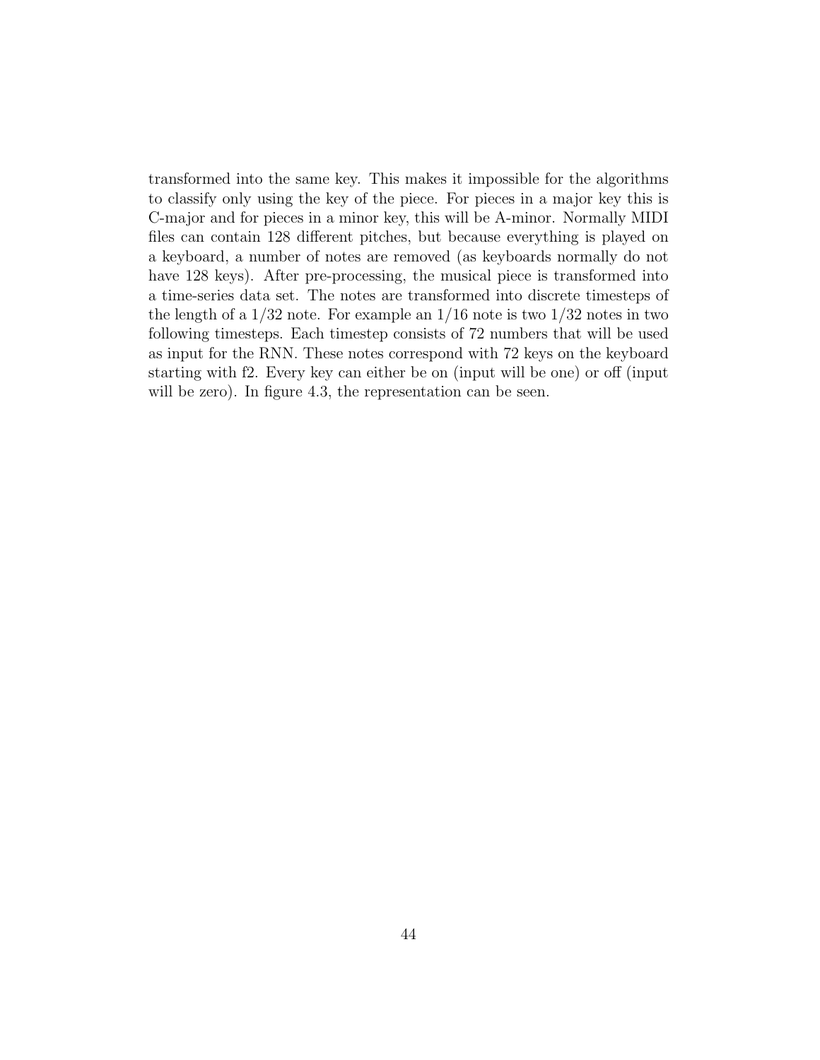transformed into the same key. This makes it impossible for the algorithms to classify only using the key of the piece. For pieces in a major key this is C-major and for pieces in a minor key, this will be A-minor. Normally MIDI files can contain 128 different pitches, but because everything is played on a keyboard, a number of notes are removed (as keyboards normally do not have 128 keys). After pre-processing, the musical piece is transformed into a time-series data set. The notes are transformed into discrete timesteps of the length of a 1/32 note. For example an 1/16 note is two 1/32 notes in two following timesteps. Each timestep consists of 72 numbers that will be used as input for the RNN. These notes correspond with 72 keys on the keyboard starting with f2. Every key can either be on (input will be one) or off (input will be zero). In figure 4.3, the representation can be seen.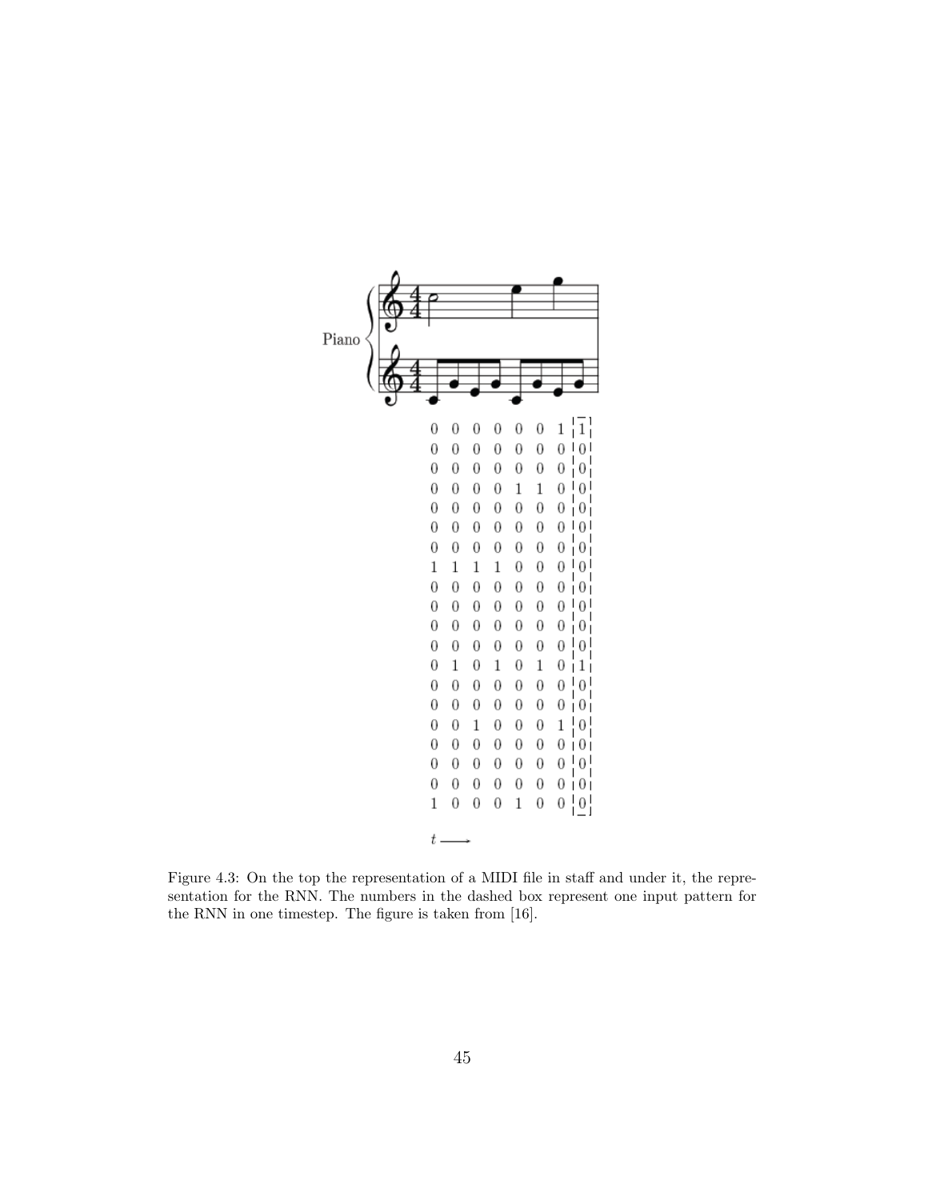| | | | | | | | |
|---|---|---|---|---|---|---|---|
| 0 | 0 | 0 | 0 | 0 | 0 | 1 | 1 |
| 0 | 0 | 0 | 0 | 0 | 0 | 0 | 0 |
| 0 | 0 | 0 | 0 | 0 | 0 | 0 | 0 |
| 0 | 0 | 0 | 0 | 1 | 1 | 0 | 0 |
| 0 | 0 | 0 | 0 | 0 | 0 | 0 | 0 |
| 0 | 0 | 0 | 0 | 0 | 0 | 0 | 0 |
| 0 | 0 | 0 | 0 | 0 | 0 | 0 | 0 |
| 1 | 1 | 1 | 1 | 0 | 0 | 0 | 0 |
| 0 | 0 | 0 | 0 | 0 | 0 | 0 | 0 |
| 0 | 0 | 0 | 0 | 0 | 0 | 0 | 0 |
| 0 | 0 | 0 | 0 | 0 | 0 | 0 | 0 |
| 0 | 0 | 0 | 0 | 0 | 0 | 0 | 0 |
| 0 | 1 | 0 | 1 | 0 | 1 | 0 | 1 |
| 0 | 0 | 0 | 0 | 0 | 0 | 0 | 0 |
| 0 | 0 | 0 | 0 | 0 | 0 | 0 | 0 |
| 0 | 0 | 1 | 0 | 0 | 0 | 1 | 0 |
| 0 | 0 | 0 | 0 | 0 | 0 | 0 | 0 |
| 0 | 0 | 0 | 0 | 0 | 0 | 0 | 0 |
| 0 | 0 | 0 | 0 | 0 | 0 | 0 | 0 |
| 1 | 0 | 0 | 0 | 1 | 0 | 0 | 0 |

$t \longrightarrow$

Figure 4.3: On the top the representation of a MIDI file in staff and under it, the representation for the RNN. The numbers in the dashed box represent one input pattern for the RNN in one timestep. The figure is taken from [16].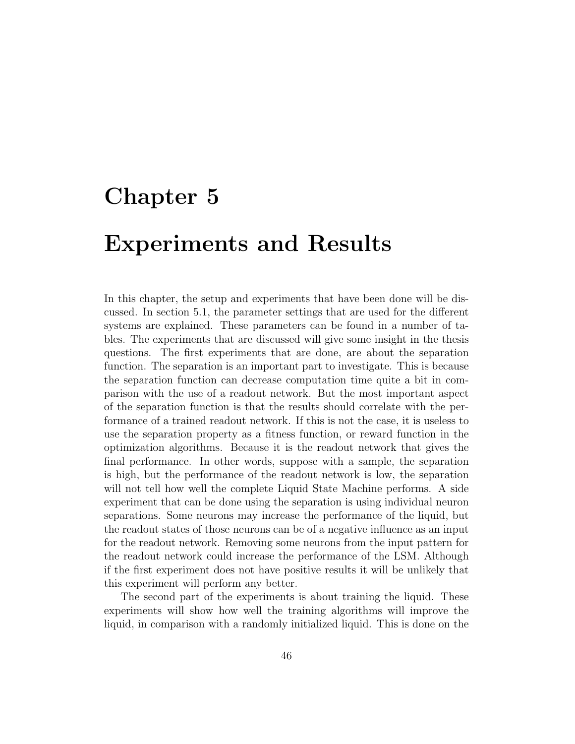# Chapter 5

# Experiments and Results

In this chapter, the setup and experiments that have been done will be discussed. In section 5.1, the parameter settings that are used for the different systems are explained. These parameters can be found in a number of tables. The experiments that are discussed will give some insight in the thesis questions. The first experiments that are done, are about the separation function. The separation is an important part to investigate. This is because the separation function can decrease computation time quite a bit in comparison with the use of a readout network. But the most important aspect of the separation function is that the results should correlate with the performance of a trained readout network. If this is not the case, it is useless to use the separation property as a fitness function, or reward function in the optimization algorithms. Because it is the readout network that gives the final performance. In other words, suppose with a sample, the separation is high, but the performance of the readout network is low, the separation will not tell how well the complete Liquid State Machine performs. A side experiment that can be done using the separation is using individual neuron separations. Some neurons may increase the performance of the liquid, but the readout states of those neurons can be of a negative influence as an input for the readout network. Removing some neurons from the input pattern for the readout network could increase the performance of the LSM. Although if the first experiment does not have positive results it will be unlikely that this experiment will perform any better.

The second part of the experiments is about training the liquid. These experiments will show how well the training algorithms will improve the liquid, in comparison with a randomly initialized liquid. This is done on the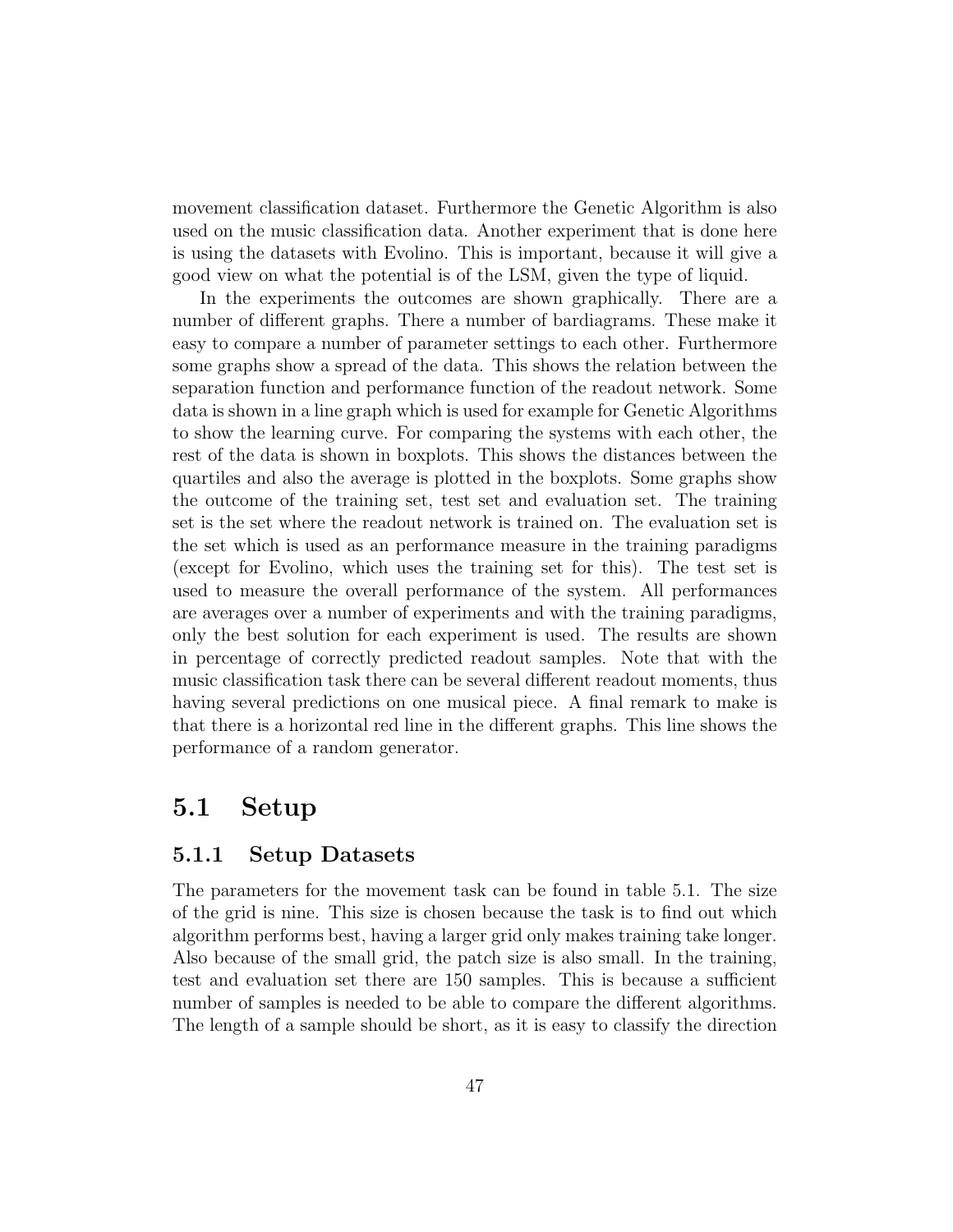movement classification dataset. Furthermore the Genetic Algorithm is also used on the music classification data. Another experiment that is done here is using the datasets with Evolino. This is important, because it will give a good view on what the potential is of the LSM, given the type of liquid.

In the experiments the outcomes are shown graphically. There are a number of different graphs. There a number of bardiagrams. These make it easy to compare a number of parameter settings to each other. Furthermore some graphs show a spread of the data. This shows the relation between the separation function and performance function of the readout network. Some data is shown in a line graph which is used for example for Genetic Algorithms to show the learning curve. For comparing the systems with each other, the rest of the data is shown in boxplots. This shows the distances between the quartiles and also the average is plotted in the boxplots. Some graphs show the outcome of the training set, test set and evaluation set. The training set is the set where the readout network is trained on. The evaluation set is the set which is used as an performance measure in the training paradigms (except for Evolino, which uses the training set for this). The test set is used to measure the overall performance of the system. All performances are averages over a number of experiments and with the training paradigms, only the best solution for each experiment is used. The results are shown in percentage of correctly predicted readout samples. Note that with the music classification task there can be several different readout moments, thus having several predictions on one musical piece. A final remark to make is that there is a horizontal red line in the different graphs. This line shows the performance of a random generator.

## 5.1 Setup

### 5.1.1 Setup Datasets

The parameters for the movement task can be found in table 5.1. The size of the grid is nine. This size is chosen because the task is to find out which algorithm performs best, having a larger grid only makes training take longer. Also because of the small grid, the patch size is also small. In the training, test and evaluation set there are 150 samples. This is because a sufficient number of samples is needed to be able to compare the different algorithms. The length of a sample should be short, as it is easy to classify the direction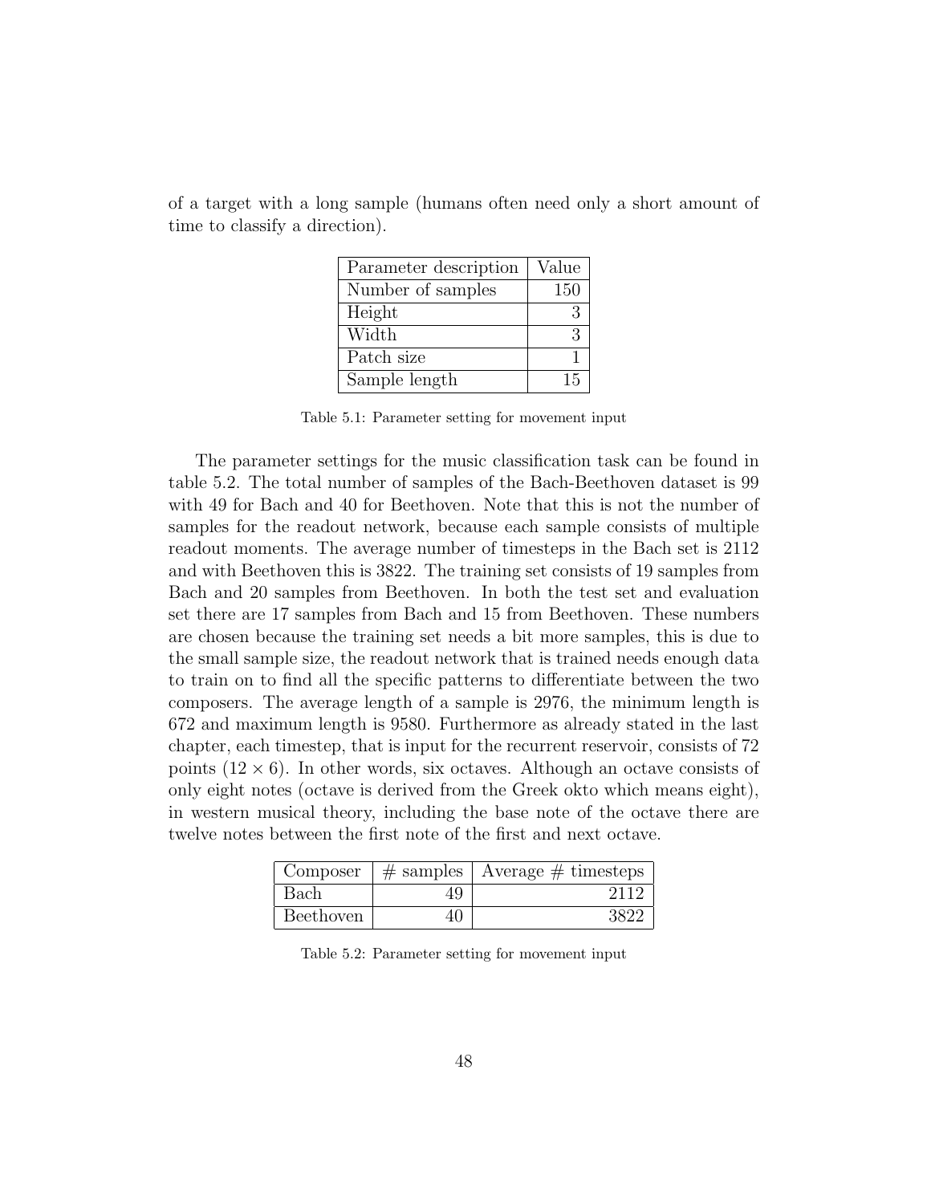of a target with a long sample (humans often need only a short amount of time to classify a direction).

| Parameter description | Value |
|---|---|
| Number of samples | 150 |
| Height | 3 |
| Width | 3 |
| Patch size | 1 |
| Sample length | 15 |

Table 5.1: Parameter setting for movement input

The parameter settings for the music classification task can be found in table 5.2. The total number of samples of the Bach-Beethoven dataset is 99 with 49 for Bach and 40 for Beethoven. Note that this is not the number of samples for the readout network, because each sample consists of multiple readout moments. The average number of timesteps in the Bach set is 2112 and with Beethoven this is 3822. The training set consists of 19 samples from Bach and 20 samples from Beethoven. In both the test set and evaluation set there are 17 samples from Bach and 15 from Beethoven. These numbers are chosen because the training set needs a bit more samples, this is due to the small sample size, the readout network that is trained needs enough data to train on to find all the specific patterns to differentiate between the two composers. The average length of a sample is 2976, the minimum length is 672 and maximum length is 9580. Furthermore as already stated in the last chapter, each timestep, that is input for the recurrent reservoir, consists of 72 points ($12 \times 6$). In other words, six octaves. Although an octave consists of only eight notes (octave is derived from the Greek okto which means eight), in western musical theory, including the base note of the octave there are twelve notes between the first note of the first and next octave.

| Composer | # samples | Average # timesteps |
|---|---|---|
| Bach | 49 | 2112 |
| Beethoven | 40 | 3822 |

Table 5.2: Parameter setting for movement input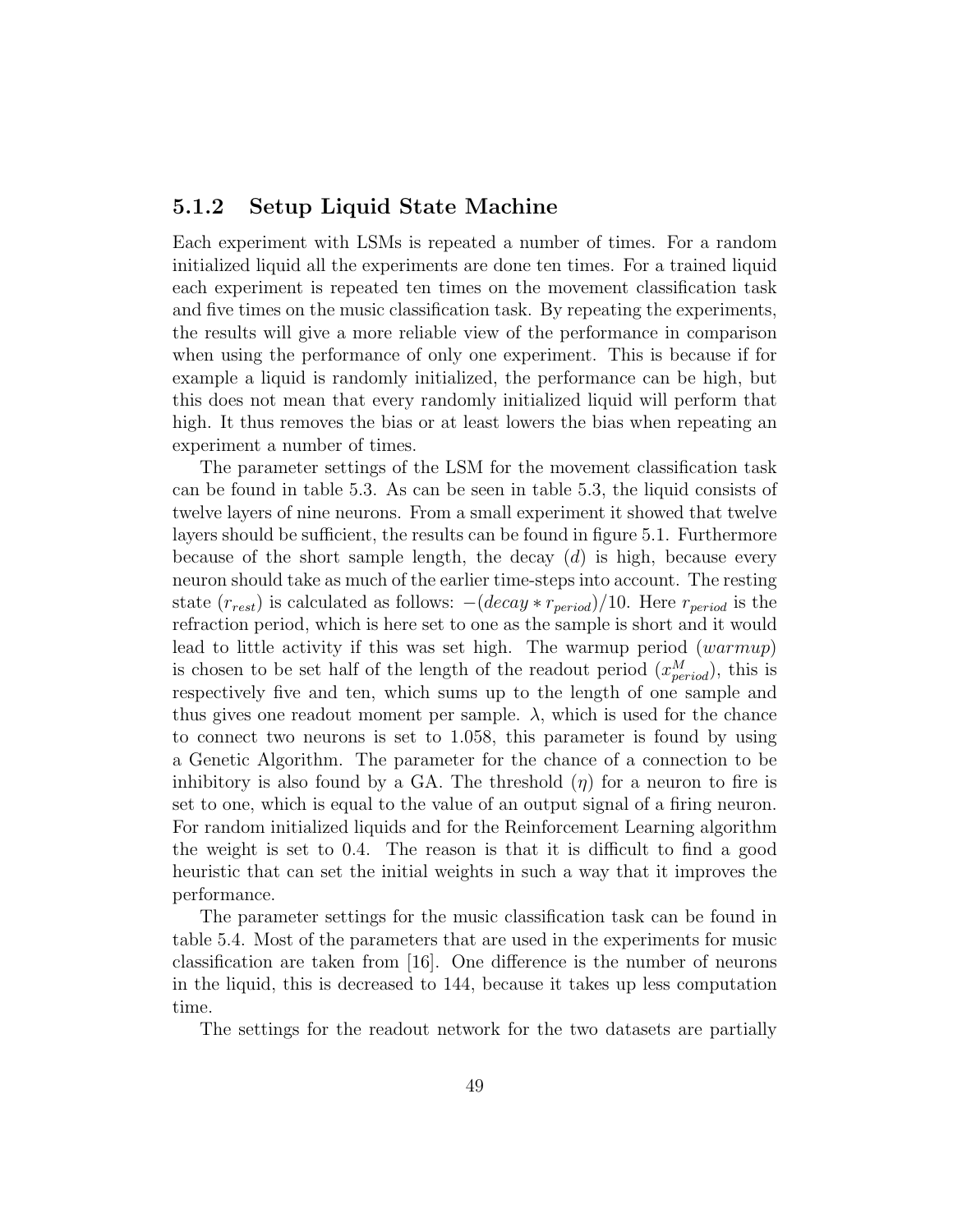### 5.1.2 Setup Liquid State Machine

Each experiment with LSMs is repeated a number of times. For a random initialized liquid all the experiments are done ten times. For a trained liquid each experiment is repeated ten times on the movement classification task and five times on the music classification task. By repeating the experiments, the results will give a more reliable view of the performance in comparison when using the performance of only one experiment. This is because if for example a liquid is randomly initialized, the performance can be high, but this does not mean that every randomly initialized liquid will perform that high. It thus removes the bias or at least lowers the bias when repeating an experiment a number of times.

The parameter settings of the LSM for the movement classification task can be found in table 5.3. As can be seen in table 5.3, the liquid consists of twelve layers of nine neurons. From a small experiment it showed that twelve layers should be sufficient, the results can be found in figure 5.1. Furthermore because of the short sample length, the decay ($d$) is high, because every neuron should take as much of the earlier time-steps into account. The resting state ($r_{rest}$) is calculated as follows: $-(decay * r_{period})/10$. Here $r_{period}$ is the refraction period, which is here set to one as the sample is short and it would lead to little activity if this was set high. The warmup period ($warmup$) is chosen to be set half of the length of the readout period ($x^{M}_{period}$), this is respectively five and ten, which sums up to the length of one sample and thus gives one readout moment per sample. $\lambda$, which is used for the chance to connect two neurons is set to 1.058, this parameter is found by using a Genetic Algorithm. The parameter for the chance of a connection to be inhibitory is also found by a GA. The threshold ($\eta$) for a neuron to fire is set to one, which is equal to the value of an output signal of a firing neuron. For random initialized liquids and for the Reinforcement Learning algorithm the weight is set to 0.4. The reason is that it is difficult to find a good heuristic that can set the initial weights in such a way that it improves the performance.

The parameter settings for the music classification task can be found in table 5.4. Most of the parameters that are used in the experiments for music classification are taken from [16]. One difference is the number of neurons in the liquid, this is decreased to 144, because it takes up less computation time.

The settings for the readout network for the two datasets are partially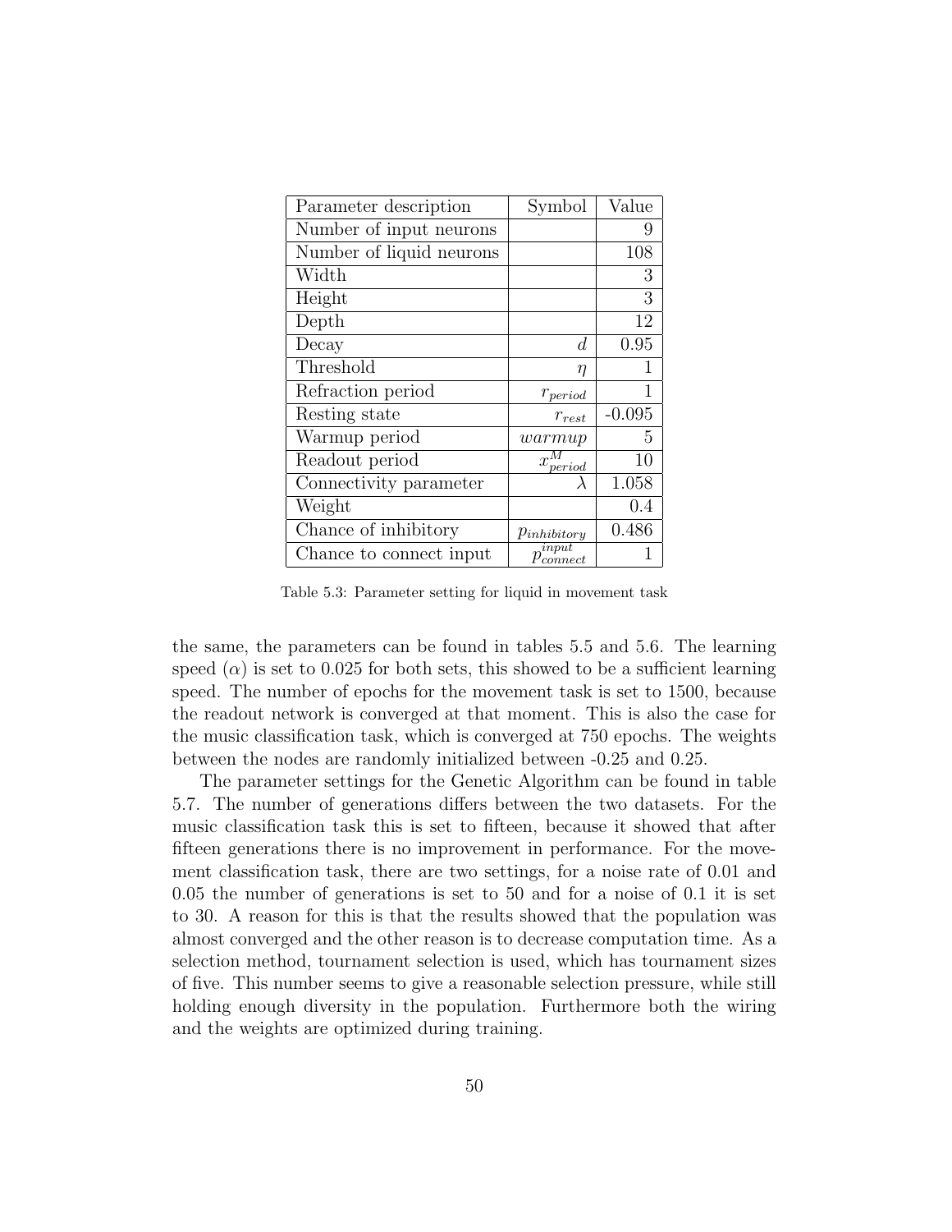| Parameter description | Symbol | Value |
|---|---|---|
| Number of input neurons | | 9 |
| Number of liquid neurons | | 108 |
| Width | | 3 |
| Height | | 3 |
| Depth | | 12 |
| Decay | $d$ | 0.95 |
| Threshold | $\eta$ | 1 |
| Refraction period | $r_{period}$ | 1 |
| Resting state | $r_{rest}$ | -0.095 |
| Warmup period | $warmup$ | 5 |
| Readout period | $x^M_{period}$ | 10 |
| Connectivity parameter | $\lambda$ | 1.058 |
| Weight | | 0.4 |
| Chance of inhibitory | $p_{inhibitory}$ | 0.486 |
| Chance to connect input | $p^{input}_{connect}$ | 1 |

Table 5.3: Parameter setting for liquid in movement task

the same, the parameters can be found in tables 5.5 and 5.6. The learning speed ($\alpha$) is set to 0.025 for both sets, this showed to be a sufficient learning speed. The number of epochs for the movement task is set to 1500, because the readout network is converged at that moment. This is also the case for the music classification task, which is converged at 750 epochs. The weights between the nodes are randomly initialized between -0.25 and 0.25.

The parameter settings for the Genetic Algorithm can be found in table 5.7. The number of generations differs between the two datasets. For the music classification task this is set to fifteen, because it showed that after fifteen generations there is no improvement in performance. For the movement classification task, there are two settings, for a noise rate of 0.01 and 0.05 the number of generations is set to 50 and for a noise of 0.1 it is set to 30. A reason for this is that the results showed that the population was almost converged and the other reason is to decrease computation time. As a selection method, tournament selection is used, which has tournament sizes of five. This number seems to give a reasonable selection pressure, while still holding enough diversity in the population. Furthermore both the wiring and the weights are optimized during training.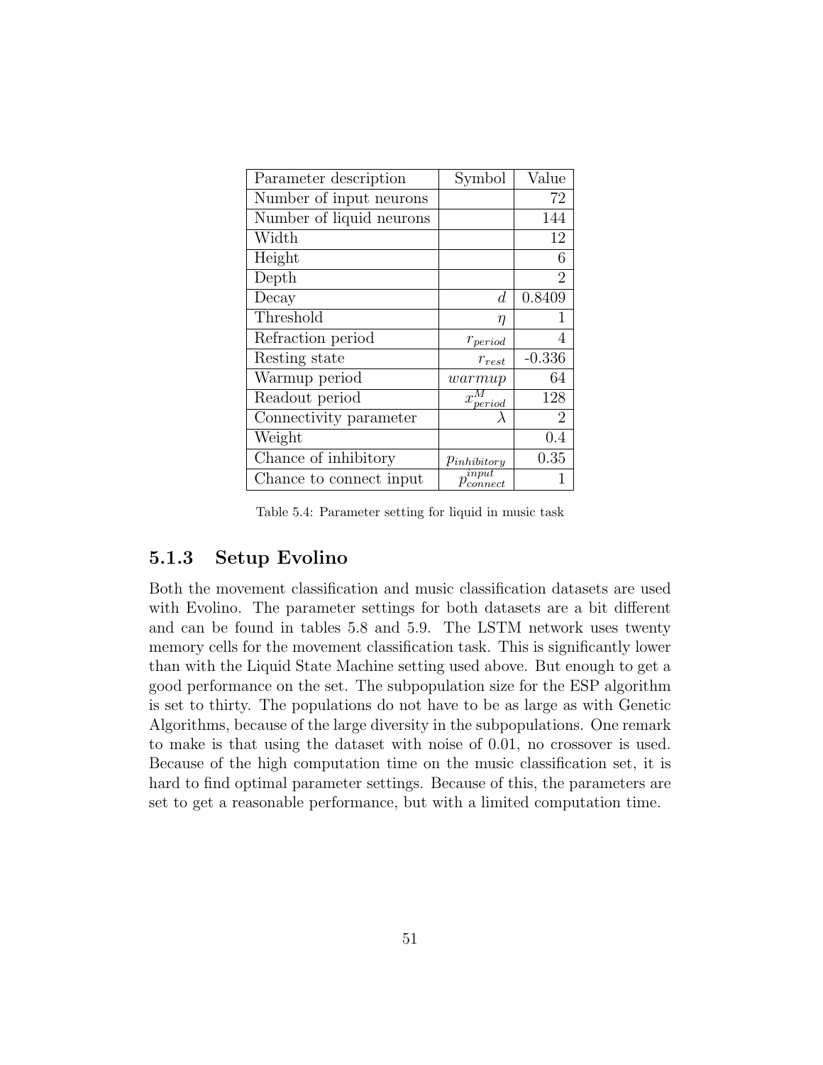| Parameter description | Symbol | Value |
|---|---|---|
| Number of input neurons | | 72 |
| Number of liquid neurons | | 144 |
| Width | | 12 |
| Height | | 6 |
| Depth | | 2 |
| Decay | $d$ | 0.8409 |
| Threshold | $\eta$ | 1 |
| Refraction period | $r_{period}$ | 4 |
| Resting state | $r_{rest}$ | -0.336 |
| Warmup period | $warmup$ | 64 |
| Readout period | $x^M_{period}$ | 128 |
| Connectivity parameter | $\lambda$ | 2 |
| Weight | | 0.4 |
| Chance of inhibitory | $p_{inhibitory}$ | 0.35 |
| Chance to connect input | $p^{input}_{connect}$ | 1 |

Table 5.4: Parameter setting for liquid in music task

### 5.1.3 Setup Evolino

Both the movement classification and music classification datasets are used with Evolino. The parameter settings for both datasets are a bit different and can be found in tables 5.8 and 5.9. The LSTM network uses twenty memory cells for the movement classification task. This is significantly lower than with the Liquid State Machine setting used above. But enough to get a good performance on the set. The subpopulation size for the ESP algorithm is set to thirty. The populations do not have to be as large as with Genetic Algorithms, because of the large diversity in the subpopulations. One remark to make is that using the dataset with noise of 0.01, no crossover is used. Because of the high computation time on the music classification set, it is hard to find optimal parameter settings. Because of this, the parameters are set to get a reasonable performance, but with a limited computation time.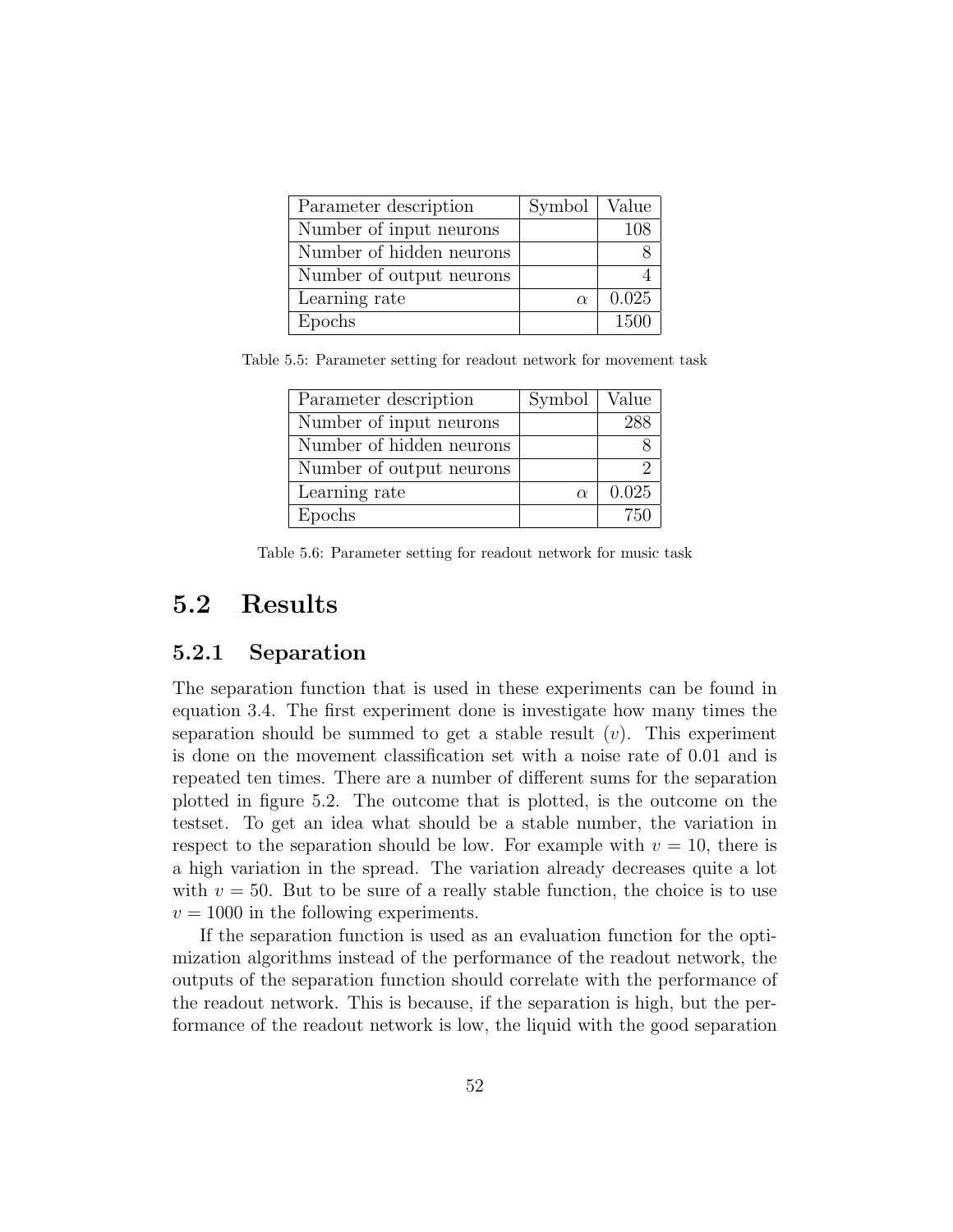| Parameter description | Symbol | Value |
|---|---|---|
| Number of input neurons | | 108 |
| Number of hidden neurons | | 8 |
| Number of output neurons | | 4 |
| Learning rate | $\alpha$ | 0.025 |
| Epochs | | 1500 |

Table 5.5: Parameter setting for readout network for movement task

| Parameter description | Symbol | Value |
|---|---|---|
| Number of input neurons | | 288 |
| Number of hidden neurons | | 8 |
| Number of output neurons | | 2 |
| Learning rate | $\alpha$ | 0.025 |
| Epochs | | 750 |

Table 5.6: Parameter setting for readout network for music task

## 5.2 Results

### 5.2.1 Separation

The separation function that is used in these experiments can be found in equation 3.4. The first experiment done is investigate how many times the separation should be summed to get a stable result ($v$). This experiment is done on the movement classification set with a noise rate of 0.01 and is repeated ten times. There are a number of different sums for the separation plotted in figure 5.2. The outcome that is plotted, is the outcome on the testset. To get an idea what should be a stable number, the variation in respect to the separation should be low. For example with $v = 10$, there is a high variation in the spread. The variation already decreases quite a lot with $v = 50$. But to be sure of a really stable function, the choice is to use $v = 1000$ in the following experiments.

If the separation function is used as an evaluation function for the optimization algorithms instead of the performance of the readout network, the outputs of the separation function should correlate with the performance of the readout network. This is because, if the separation is high, but the performance of the readout network is low, the liquid with the good separation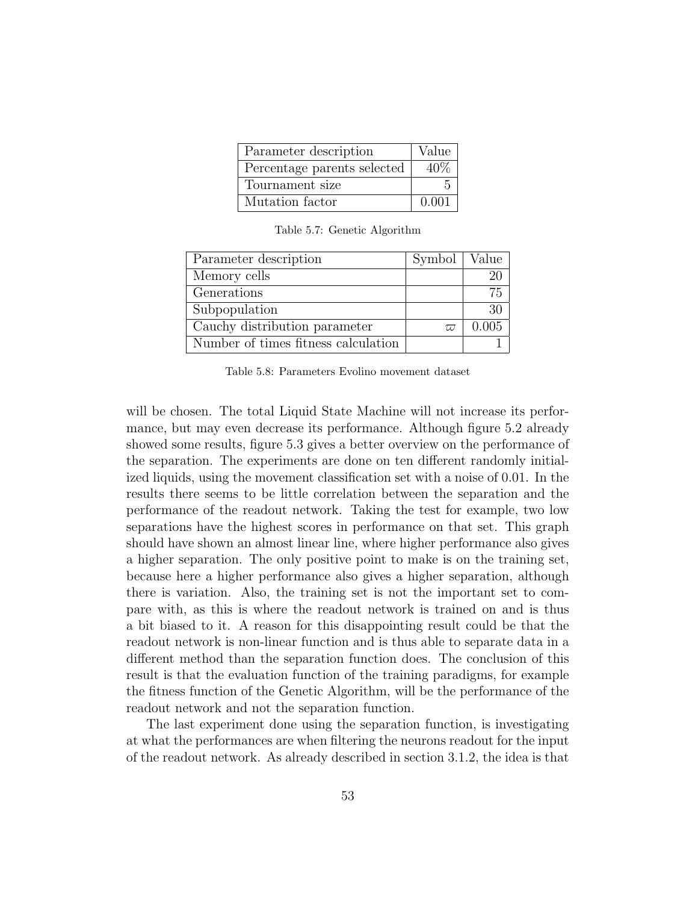| Parameter description | Value |
| --- | --- |
| Percentage parents selected | 40% |
| Tournament size | 5 |
| Mutation factor | 0.001 |

Table 5.7: Genetic Algorithm

| Parameter description | Symbol | Value |
| --- | --- | --- |
| Memory cells | | 20 |
| Generations | | 75 |
| Subpopulation | | 30 |
| Cauchy distribution parameter | $\varpi$ | 0.005 |
| Number of times fitness calculation | | 1 |

Table 5.8: Parameters Evolino movement dataset

will be chosen. The total Liquid State Machine will not increase its performance, but may even decrease its performance. Although figure 5.2 already showed some results, figure 5.3 gives a better overview on the performance of the separation. The experiments are done on ten different randomly initialized liquids, using the movement classification set with a noise of 0.01. In the results there seems to be little correlation between the separation and the performance of the readout network. Taking the test for example, two low separations have the highest scores in performance on that set. This graph should have shown an almost linear line, where higher performance also gives a higher separation. The only positive point to make is on the training set, because here a higher performance also gives a higher separation, although there is variation. Also, the training set is not the important set to compare with, as this is where the readout network is trained on and is thus a bit biased to it. A reason for this disappointing result could be that the readout network is non-linear function and is thus able to separate data in a different method than the separation function does. The conclusion of this result is that the evaluation function of the training paradigms, for example the fitness function of the Genetic Algorithm, will be the performance of the readout network and not the separation function.

The last experiment done using the separation function, is investigating at what the performances are when filtering the neurons readout for the input of the readout network. As already described in section 3.1.2, the idea is that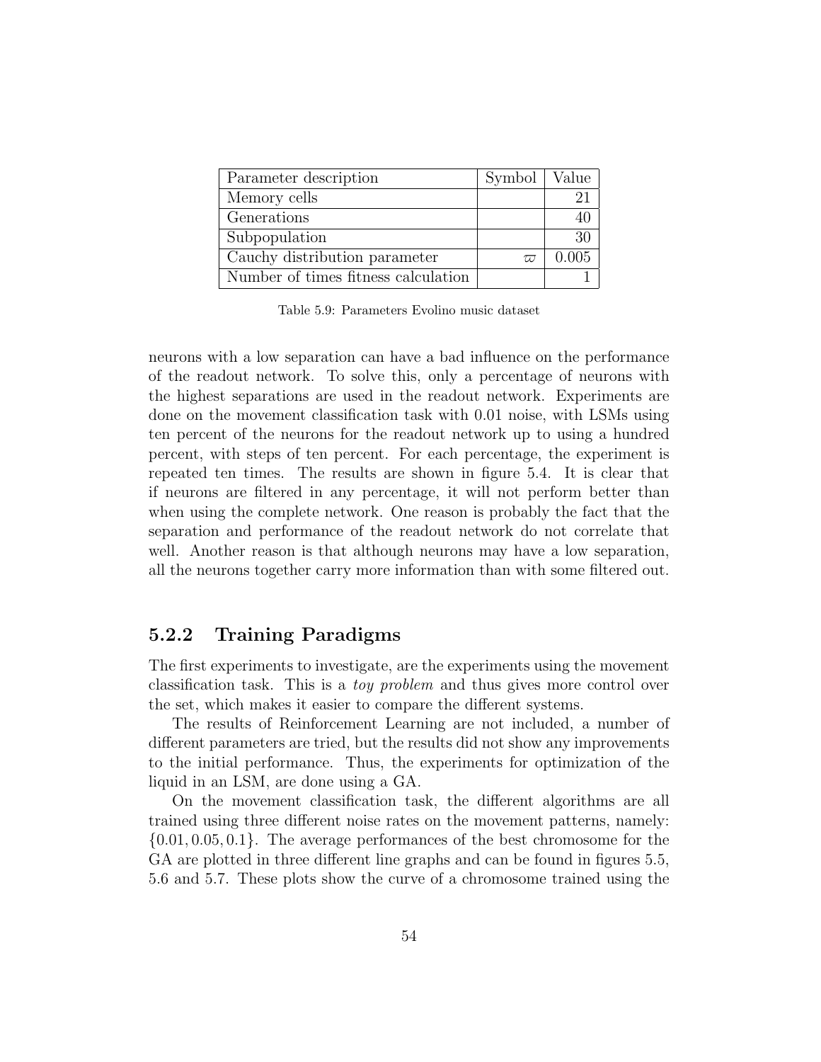| Parameter description | Symbol | Value |
|---|---|---|
| Memory cells | | 21 |
| Generations | | 40 |
| Subpopulation | | 30 |
| Cauchy distribution parameter | $\varpi$ | 0.005 |
| Number of times fitness calculation | | 1 |

Table 5.9: Parameters Evolino music dataset

neurons with a low separation can have a bad influence on the performance of the readout network. To solve this, only a percentage of neurons with the highest separations are used in the readout network. Experiments are done on the movement classification task with 0.01 noise, with LSMs using ten percent of the neurons for the readout network up to using a hundred percent, with steps of ten percent. For each percentage, the experiment is repeated ten times. The results are shown in figure 5.4. It is clear that if neurons are filtered in any percentage, it will not perform better than when using the complete network. One reason is probably the fact that the separation and performance of the readout network do not correlate that well. Another reason is that although neurons may have a low separation, all the neurons together carry more information than with some filtered out.

### 5.2.2 Training Paradigms

The first experiments to investigate, are the experiments using the movement classification task. This is a *toy problem* and thus gives more control over the set, which makes it easier to compare the different systems.

The results of Reinforcement Learning are not included, a number of different parameters are tried, but the results did not show any improvements to the initial performance. Thus, the experiments for optimization of the liquid in an LSM, are done using a GA.

On the movement classification task, the different algorithms are all trained using three different noise rates on the movement patterns, namely: $\{0.01, 0.05, 0.1\}$. The average performances of the best chromosome for the GA are plotted in three different line graphs and can be found in figures 5.5, 5.6 and 5.7. These plots show the curve of a chromosome trained using the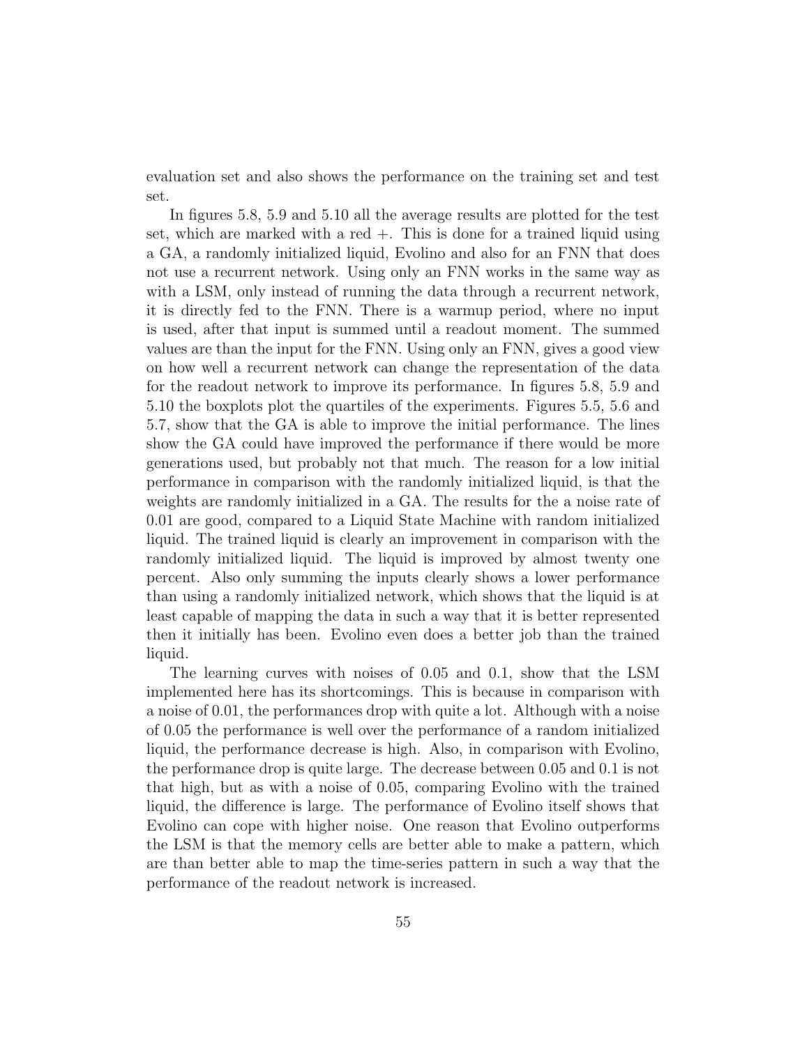evaluation set and also shows the performance on the training set and test set.

In figures 5.8, 5.9 and 5.10 all the average results are plotted for the test set, which are marked with a red +. This is done for a trained liquid using a GA, a randomly initialized liquid, Evolino and also for an FNN that does not use a recurrent network. Using only an FNN works in the same way as with a LSM, only instead of running the data through a recurrent network, it is directly fed to the FNN. There is a warmup period, where no input is used, after that input is summed until a readout moment. The summed values are than the input for the FNN. Using only an FNN, gives a good view on how well a recurrent network can change the representation of the data for the readout network to improve its performance. In figures 5.8, 5.9 and 5.10 the boxplots plot the quartiles of the experiments. Figures 5.5, 5.6 and 5.7, show that the GA is able to improve the initial performance. The lines show the GA could have improved the performance if there would be more generations used, but probably not that much. The reason for a low initial performance in comparison with the randomly initialized liquid, is that the weights are randomly initialized in a GA. The results for the a noise rate of 0.01 are good, compared to a Liquid State Machine with random initialized liquid. The trained liquid is clearly an improvement in comparison with the randomly initialized liquid. The liquid is improved by almost twenty one percent. Also only summing the inputs clearly shows a lower performance than using a randomly initialized network, which shows that the liquid is at least capable of mapping the data in such a way that it is better represented then it initially has been. Evolino even does a better job than the trained liquid.

The learning curves with noises of 0.05 and 0.1, show that the LSM implemented here has its shortcomings. This is because in comparison with a noise of 0.01, the performances drop with quite a lot. Although with a noise of 0.05 the performance is well over the performance of a random initialized liquid, the performance decrease is high. Also, in comparison with Evolino, the performance drop is quite large. The decrease between 0.05 and 0.1 is not that high, but as with a noise of 0.05, comparing Evolino with the trained liquid, the difference is large. The performance of Evolino itself shows that Evolino can cope with higher noise. One reason that Evolino outperforms the LSM is that the memory cells are better able to make a pattern, which are than better able to map the time-series pattern in such a way that the performance of the readout network is increased.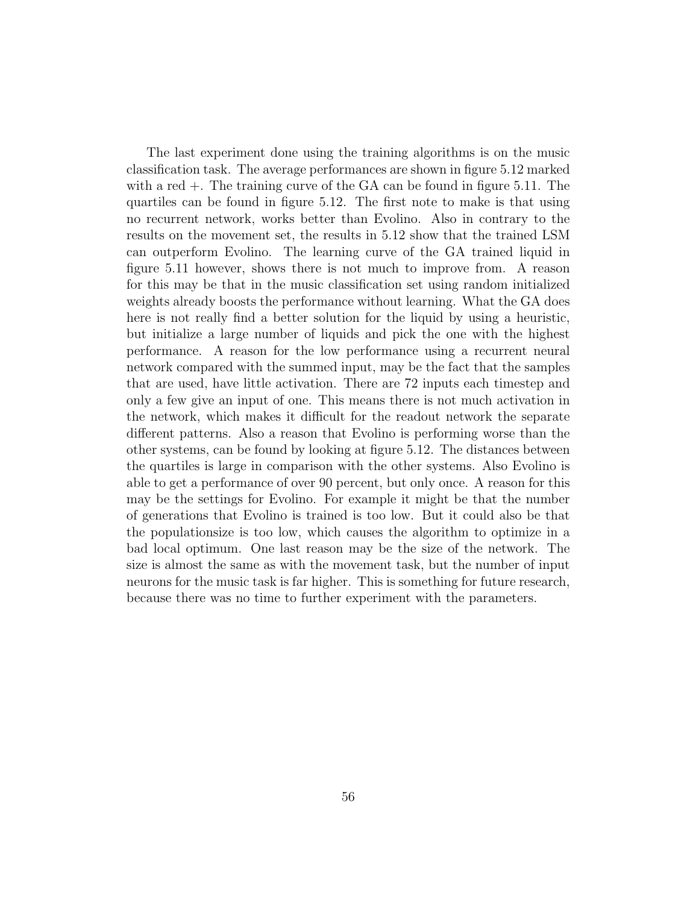The last experiment done using the training algorithms is on the music classification task. The average performances are shown in figure 5.12 marked with a red +. The training curve of the GA can be found in figure 5.11. The quartiles can be found in figure 5.12. The first note to make is that using no recurrent network, works better than Evolino. Also in contrary to the results on the movement set, the results in 5.12 show that the trained LSM can outperform Evolino. The learning curve of the GA trained liquid in figure 5.11 however, shows there is not much to improve from. A reason for this may be that in the music classification set using random initialized weights already boosts the performance without learning. What the GA does here is not really find a better solution for the liquid by using a heuristic, but initialize a large number of liquids and pick the one with the highest performance. A reason for the low performance using a recurrent neural network compared with the summed input, may be the fact that the samples that are used, have little activation. There are 72 inputs each timestep and only a few give an input of one. This means there is not much activation in the network, which makes it difficult for the readout network the separate different patterns. Also a reason that Evolino is performing worse than the other systems, can be found by looking at figure 5.12. The distances between the quartiles is large in comparison with the other systems. Also Evolino is able to get a performance of over 90 percent, but only once. A reason for this may be the settings for Evolino. For example it might be that the number of generations that Evolino is trained is too low. But it could also be that the populationsize is too low, which causes the algorithm to optimize in a bad local optimum. One last reason may be the size of the network. The size is almost the same as with the movement task, but the number of input neurons for the music task is far higher. This is something for future research, because there was no time to further experiment with the parameters.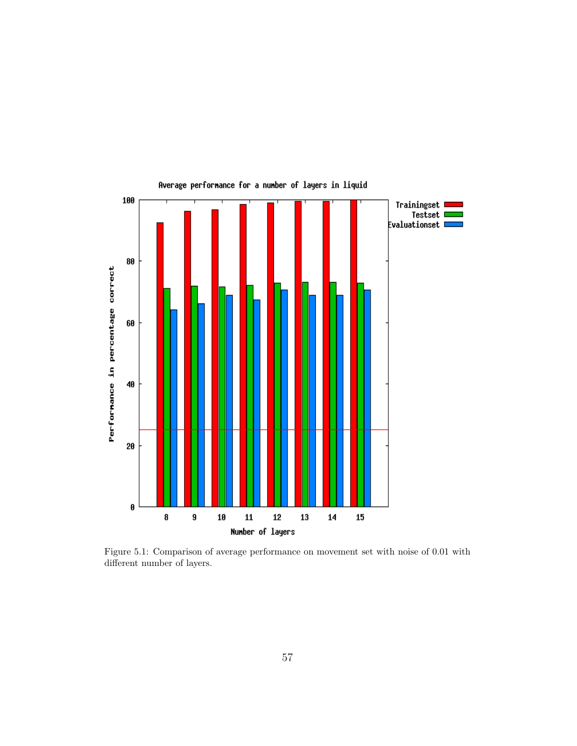Figure 5.1: Comparison of average performance on movement set with noise of 0.01 with different number of layers.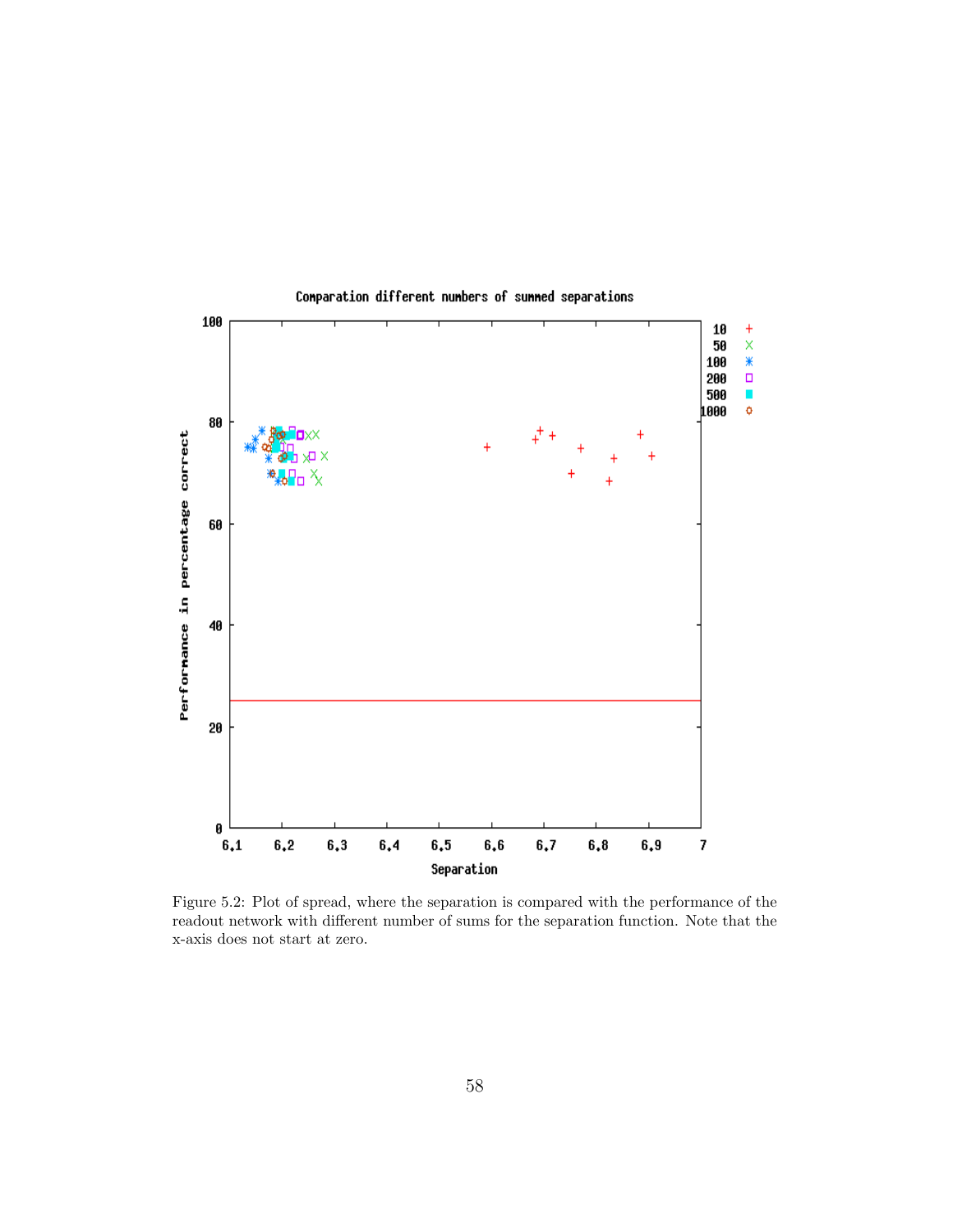Figure 5.2: Plot of spread, where the separation is compared with the performance of the readout network with different number of sums for the separation function. Note that the x-axis does not start at zero.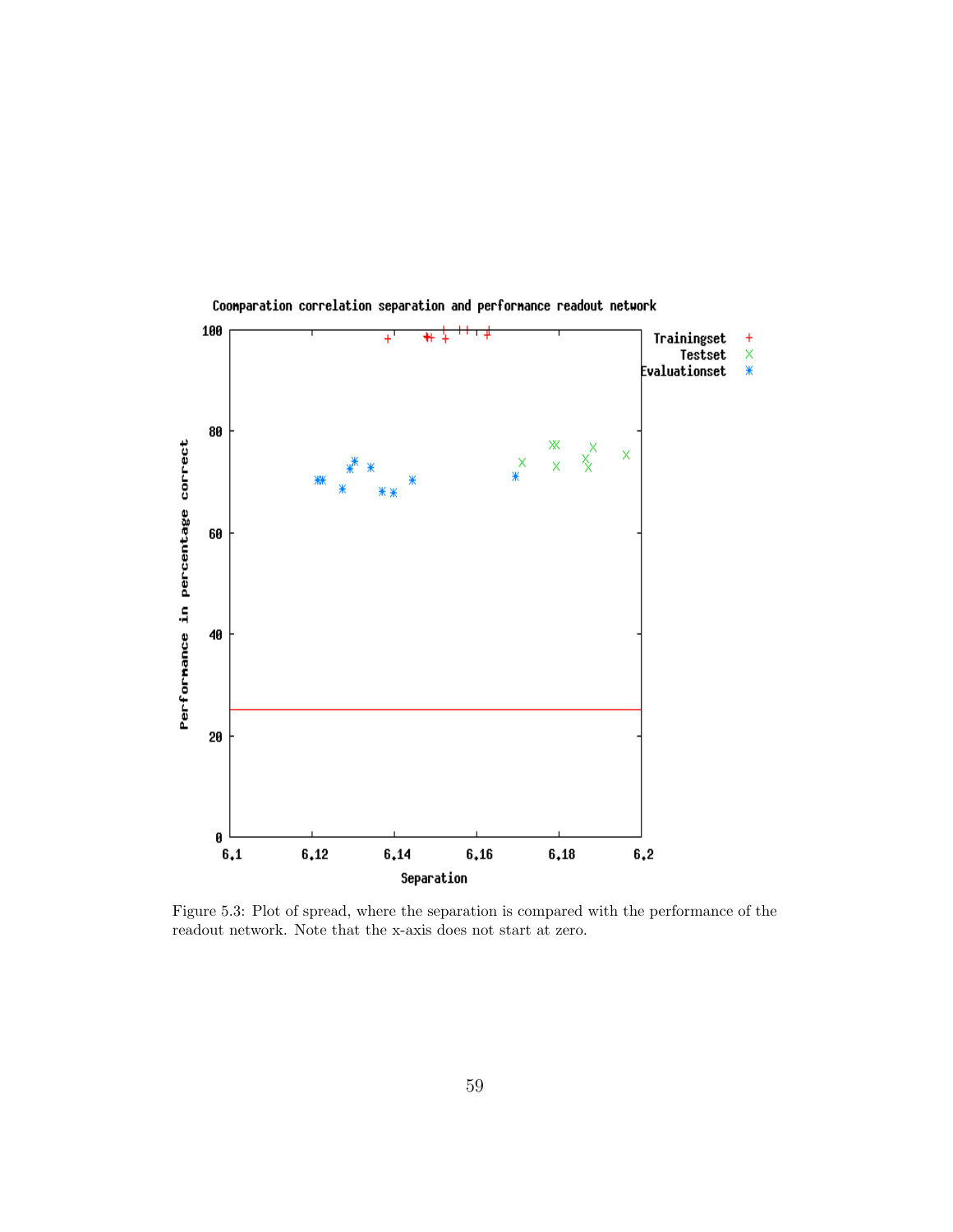Figure 5.3: Plot of spread, where the separation is compared with the performance of the readout network. Note that the x-axis does not start at zero.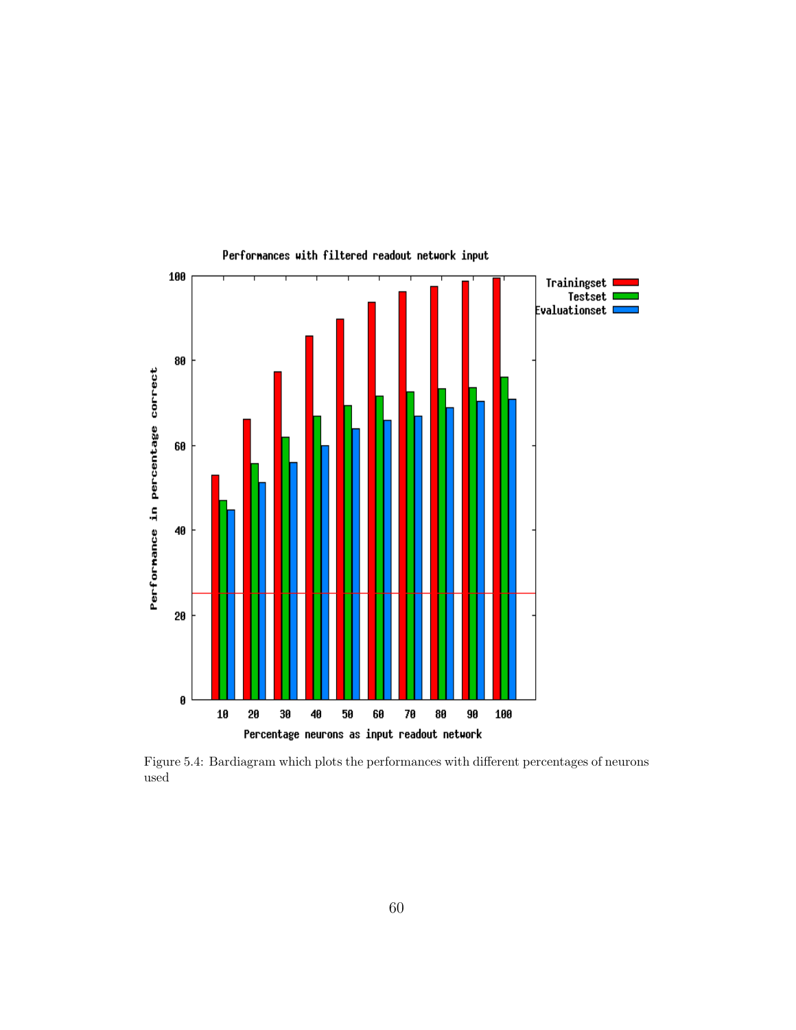Figure 5.4: Bardiagram which plots the performances with different percentages of neurons used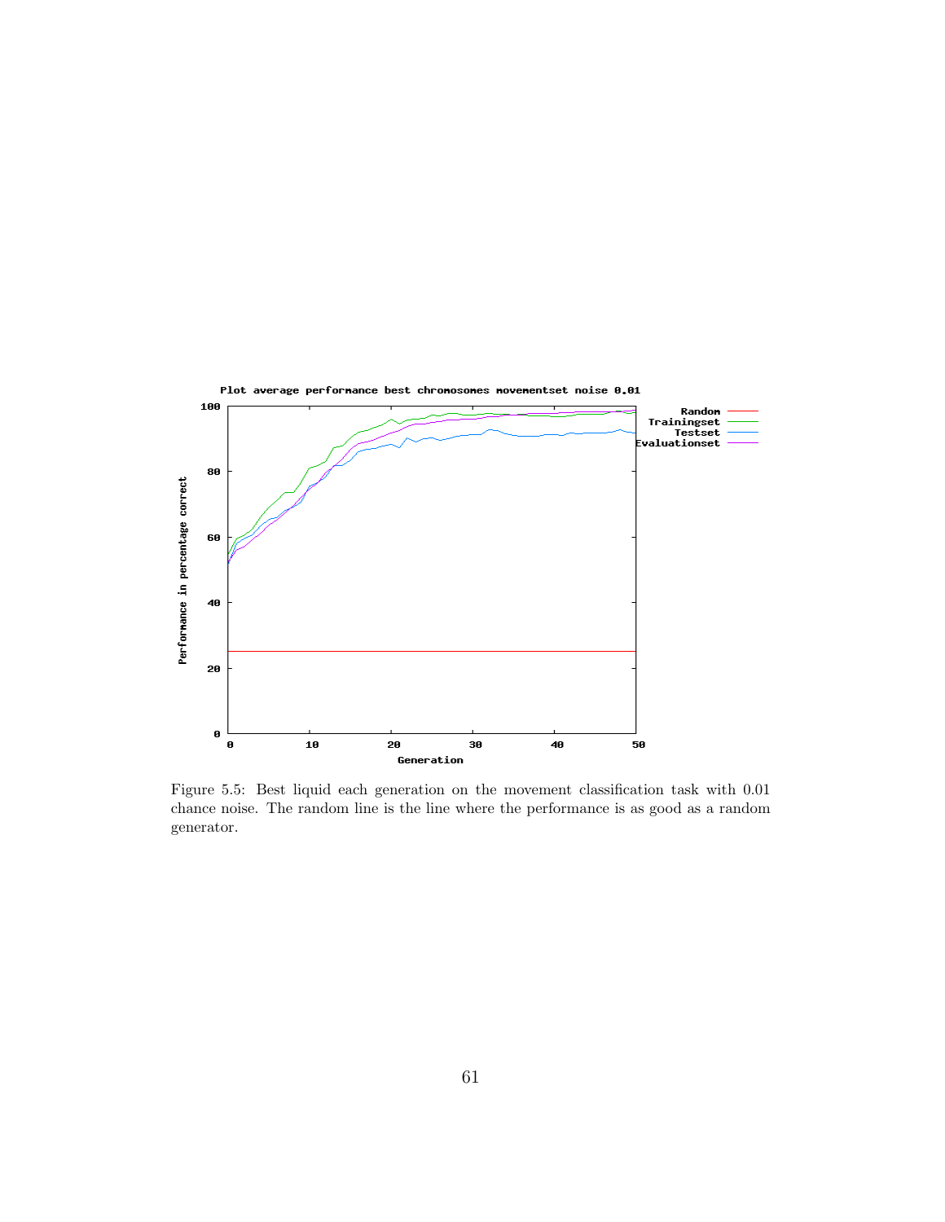Figure 5.5: Best liquid each generation on the movement classification task with 0.01 chance noise. The random line is the line where the performance is as good as a random generator.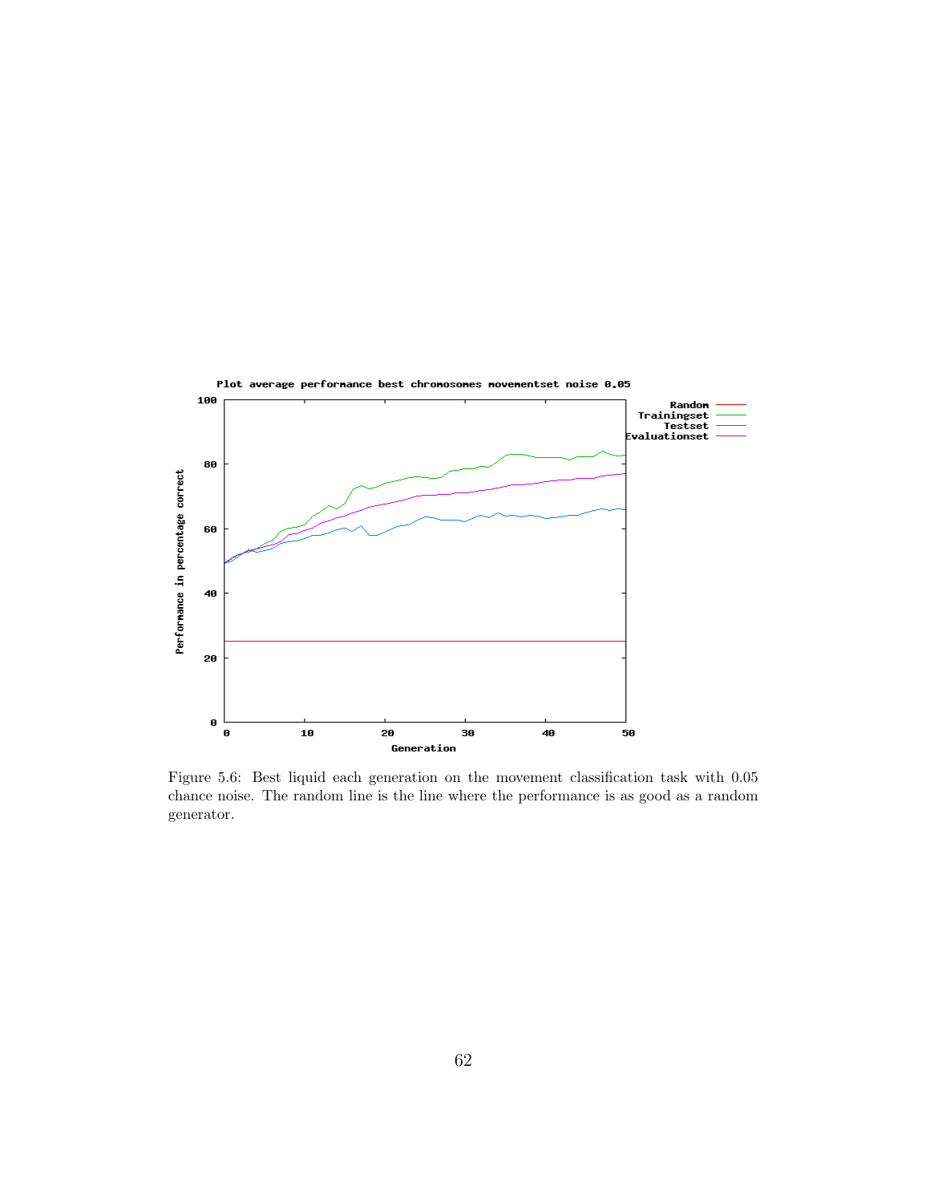Figure 5.6: Best liquid each generation on the movement classification task with 0.05 chance noise. The random line is the line where the performance is as good as a random generator.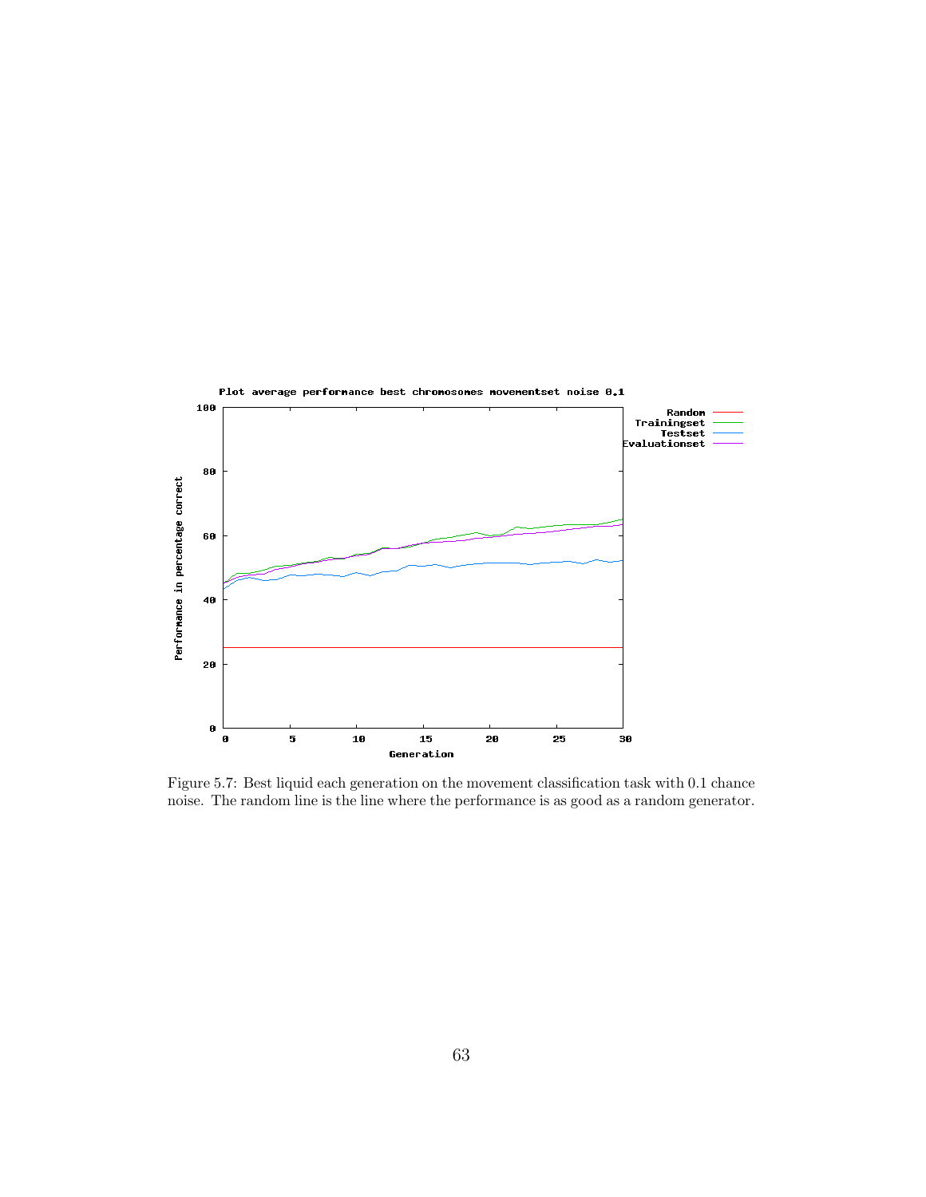Figure 5.7: Best liquid each generation on the movement classification task with 0.1 chance noise. The random line is the line where the performance is as good as a random generator.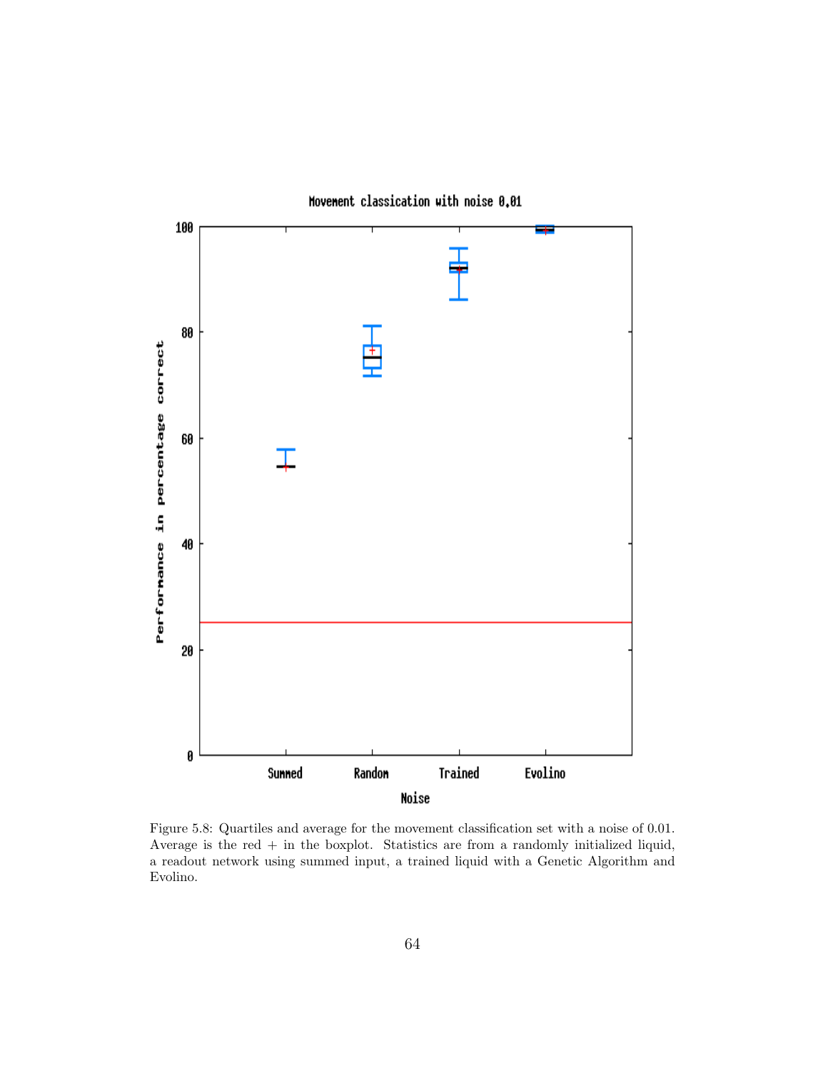Figure 5.8: Quartiles and average for the movement classification set with a noise of 0.01. Average is the red + in the boxplot. Statistics are from a randomly initialized liquid, a readout network using summed input, a trained liquid with a Genetic Algorithm and Evolino.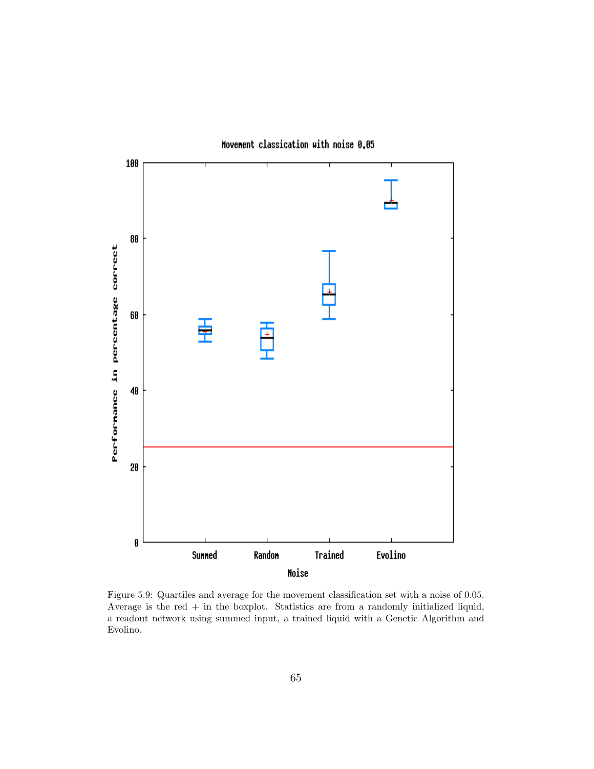Figure 5.9: Quartiles and average for the movement classification set with a noise of 0.05. Average is the red + in the boxplot. Statistics are from a randomly initialized liquid, a readout network using summed input, a trained liquid with a Genetic Algorithm and Evolino.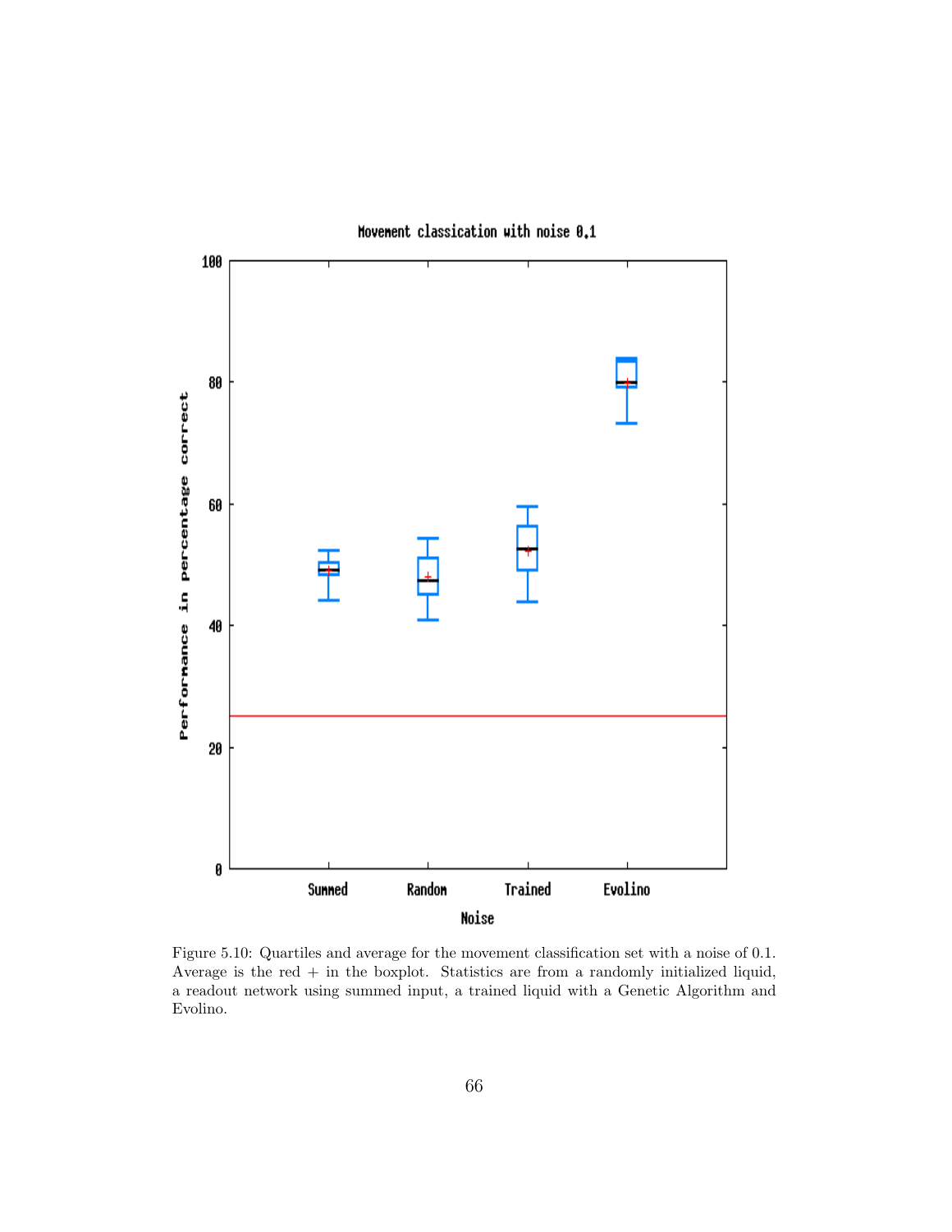Figure 5.10: Quartiles and average for the movement classification set with a noise of 0.1. Average is the red + in the boxplot. Statistics are from a randomly initialized liquid, a readout network using summed input, a trained liquid with a Genetic Algorithm and Evolino.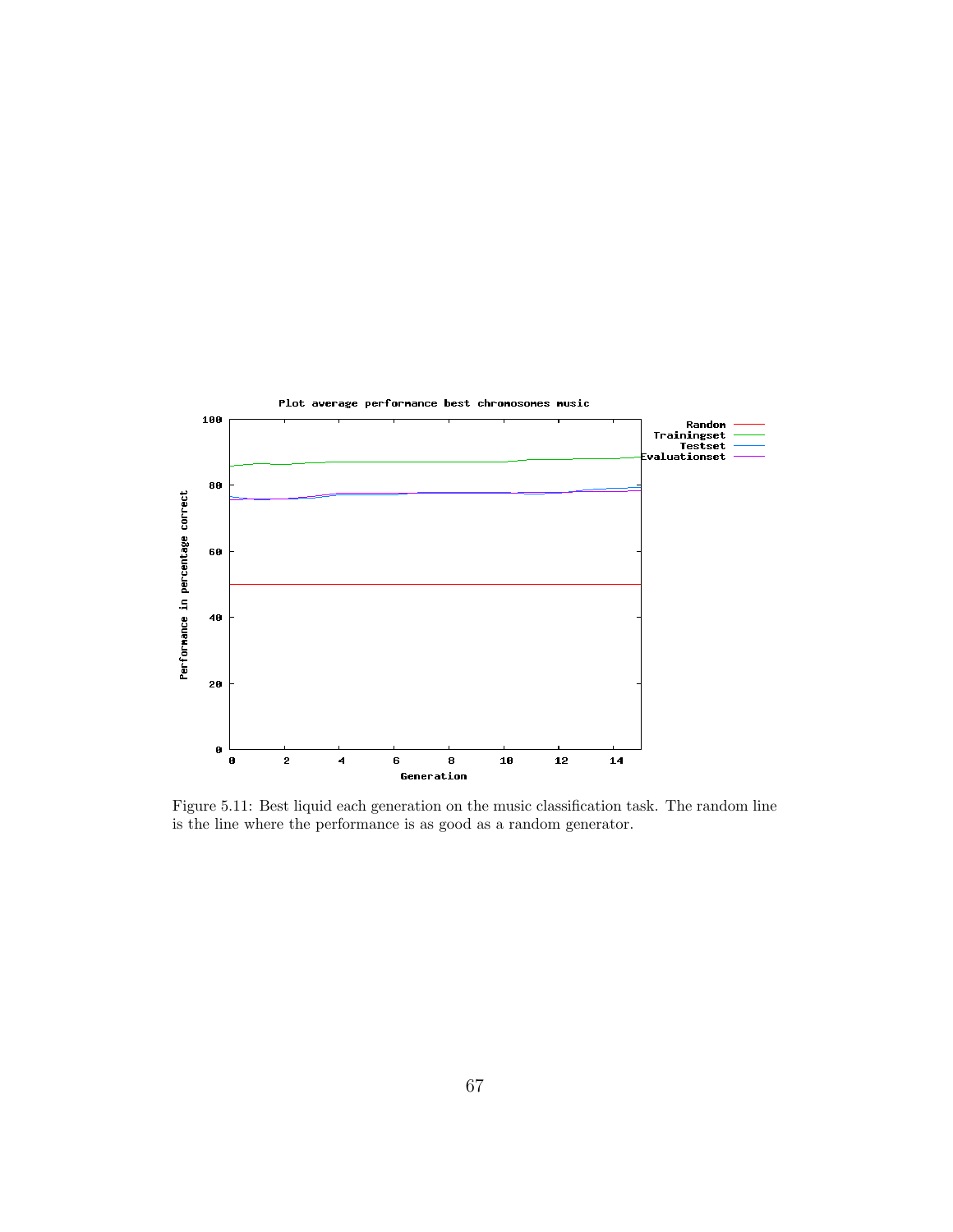Figure 5.11: Best liquid each generation on the music classification task. The random line is the line where the performance is as good as a random generator.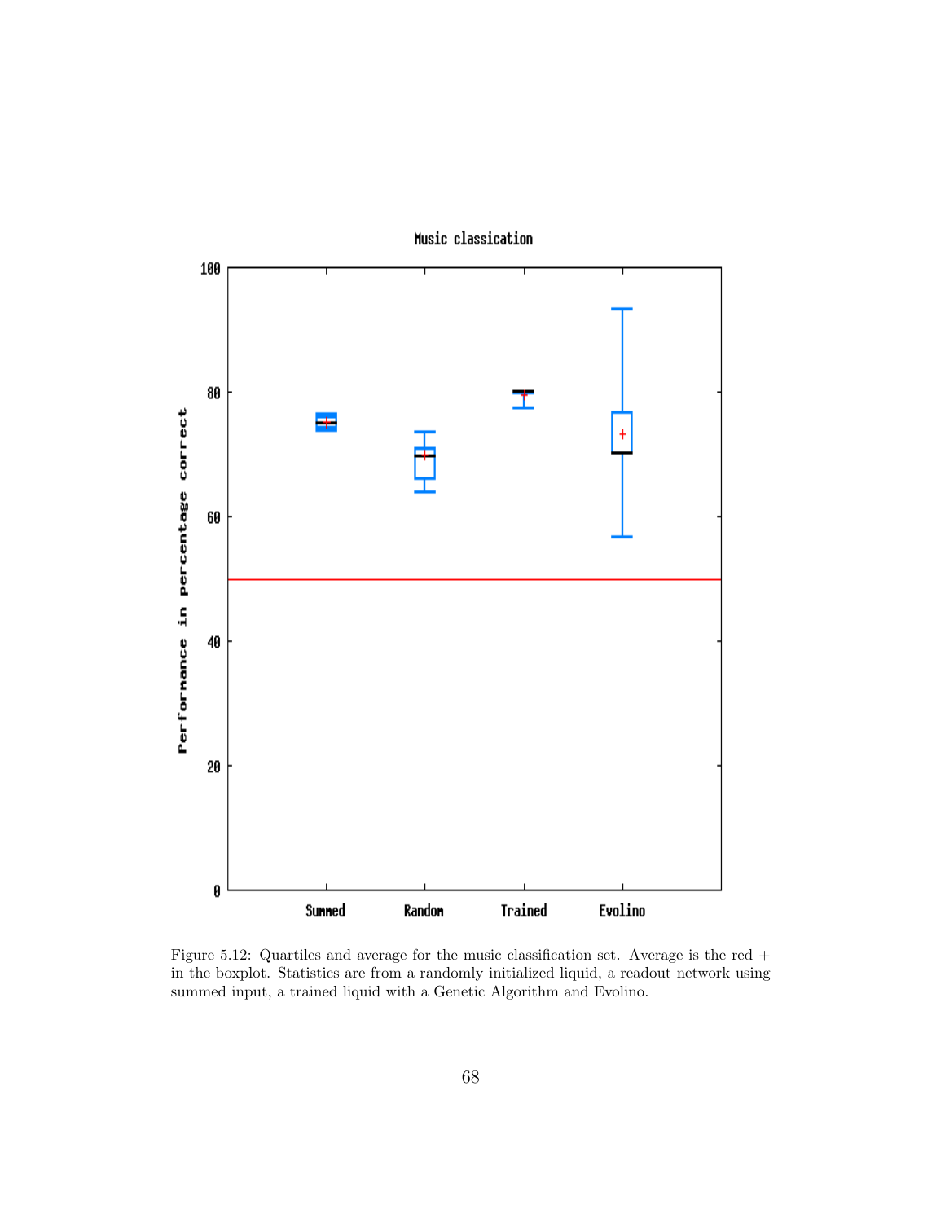Figure 5.12: Quartiles and average for the music classification set. Average is the red + in the boxplot. Statistics are from a randomly initialized liquid, a readout network using summed input, a trained liquid with a Genetic Algorithm and Evolino.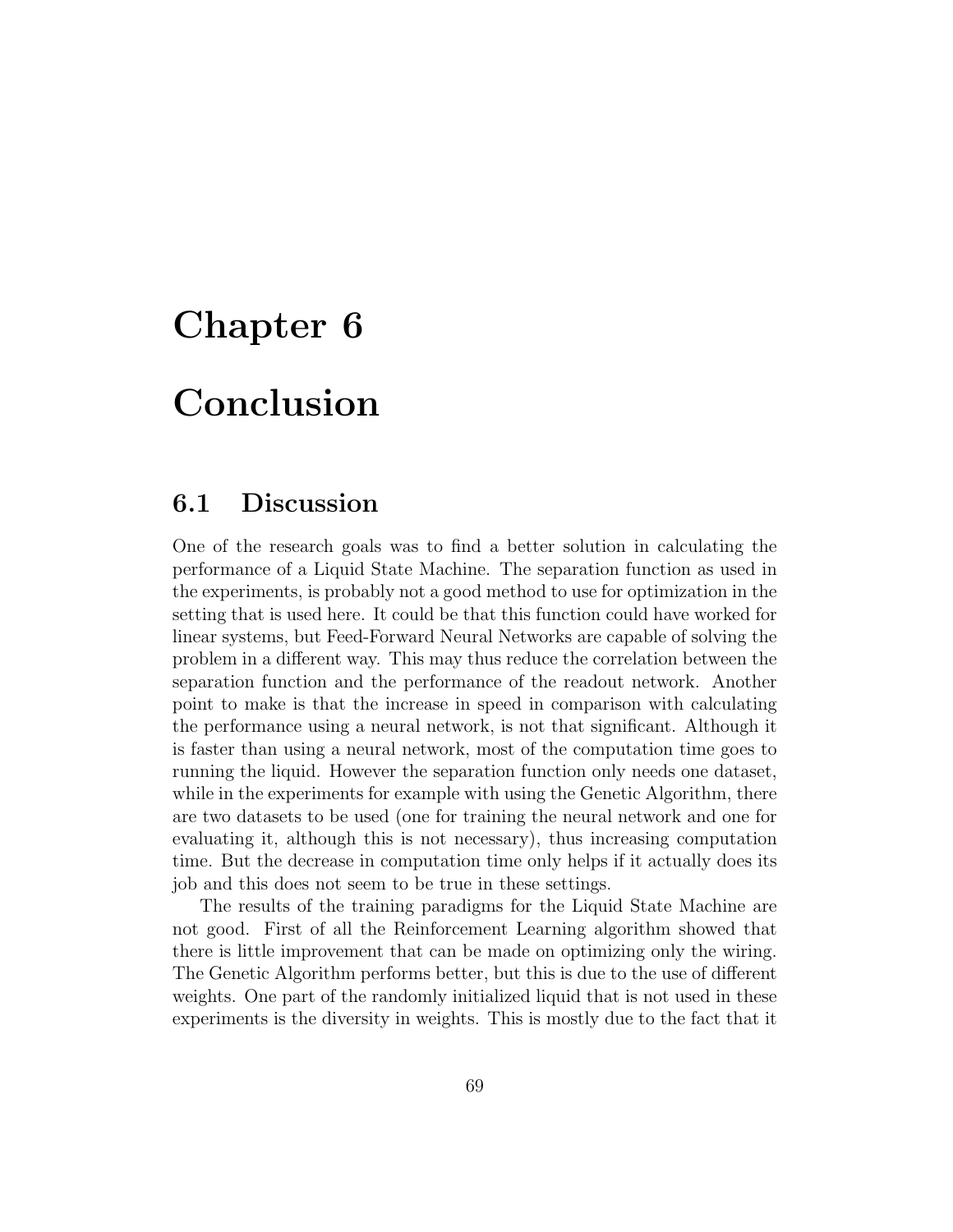# Chapter 6

# Conclusion

## 6.1 Discussion

One of the research goals was to find a better solution in calculating the performance of a Liquid State Machine. The separation function as used in the experiments, is probably not a good method to use for optimization in the setting that is used here. It could be that this function could have worked for linear systems, but Feed-Forward Neural Networks are capable of solving the problem in a different way. This may thus reduce the correlation between the separation function and the performance of the readout network. Another point to make is that the increase in speed in comparison with calculating the performance using a neural network, is not that significant. Although it is faster than using a neural network, most of the computation time goes to running the liquid. However the separation function only needs one dataset, while in the experiments for example with using the Genetic Algorithm, there are two datasets to be used (one for training the neural network and one for evaluating it, although this is not necessary), thus increasing computation time. But the decrease in computation time only helps if it actually does its job and this does not seem to be true in these settings.

The results of the training paradigms for the Liquid State Machine are not good. First of all the Reinforcement Learning algorithm showed that there is little improvement that can be made on optimizing only the wiring. The Genetic Algorithm performs better, but this is due to the use of different weights. One part of the randomly initialized liquid that is not used in these experiments is the diversity in weights. This is mostly due to the fact that it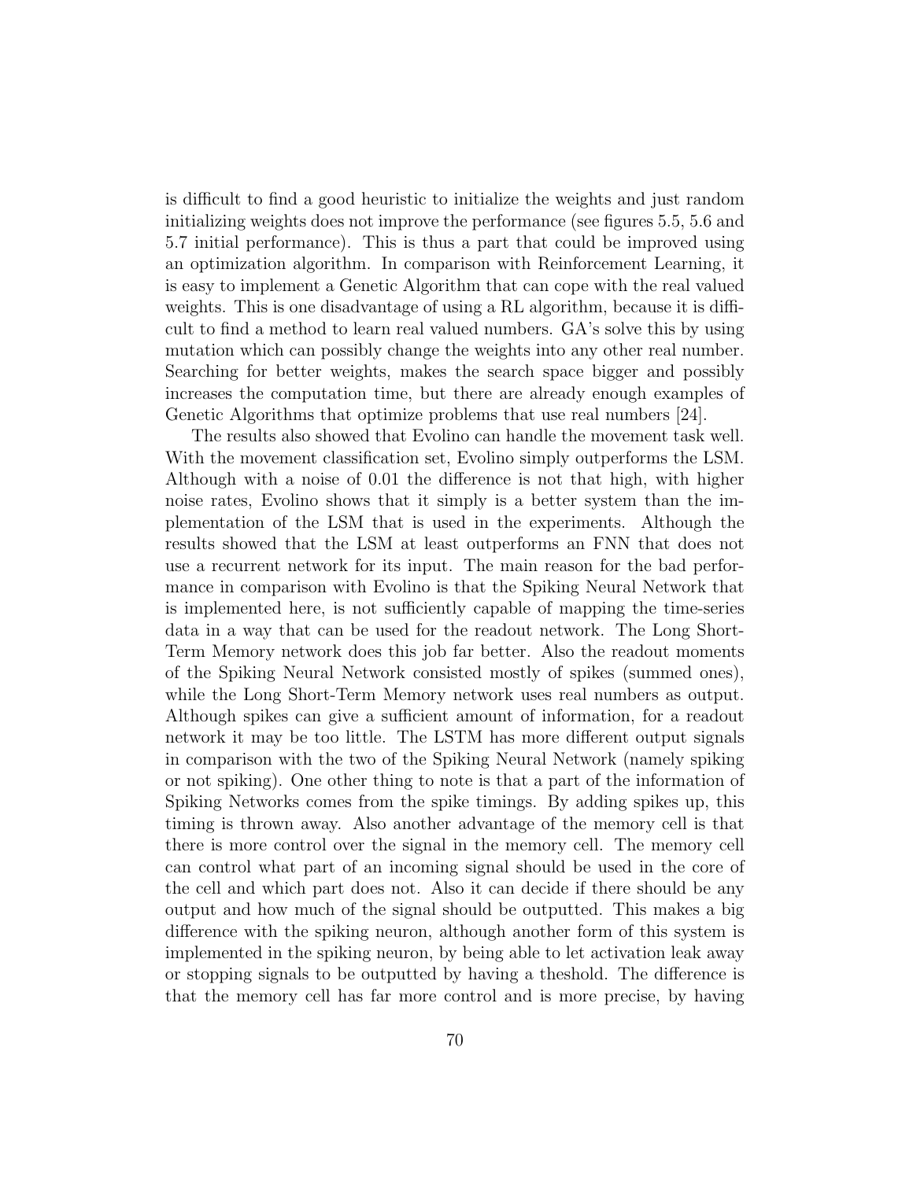is difficult to find a good heuristic to initialize the weights and just random initializing weights does not improve the performance (see figures 5.5, 5.6 and 5.7 initial performance). This is thus a part that could be improved using an optimization algorithm. In comparison with Reinforcement Learning, it is easy to implement a Genetic Algorithm that can cope with the real valued weights. This is one disadvantage of using a RL algorithm, because it is difficult to find a method to learn real valued numbers. GA's solve this by using mutation which can possibly change the weights into any other real number. Searching for better weights, makes the search space bigger and possibly increases the computation time, but there are already enough examples of Genetic Algorithms that optimize problems that use real numbers [24].

The results also showed that Evolino can handle the movement task well. With the movement classification set, Evolino simply outperforms the LSM. Although with a noise of 0.01 the difference is not that high, with higher noise rates, Evolino shows that it simply is a better system than the implementation of the LSM that is used in the experiments. Although the results showed that the LSM at least outperforms an FNN that does not use a recurrent network for its input. The main reason for the bad performance in comparison with Evolino is that the Spiking Neural Network that is implemented here, is not sufficiently capable of mapping the time-series data in a way that can be used for the readout network. The Long Short-Term Memory network does this job far better. Also the readout moments of the Spiking Neural Network consisted mostly of spikes (summed ones), while the Long Short-Term Memory network uses real numbers as output. Although spikes can give a sufficient amount of information, for a readout network it may be too little. The LSTM has more different output signals in comparison with the two of the Spiking Neural Network (namely spiking or not spiking). One other thing to note is that a part of the information of Spiking Networks comes from the spike timings. By adding spikes up, this timing is thrown away. Also another advantage of the memory cell is that there is more control over the signal in the memory cell. The memory cell can control what part of an incoming signal should be used in the core of the cell and which part does not. Also it can decide if there should be any output and how much of the signal should be outputted. This makes a big difference with the spiking neuron, although another form of this system is implemented in the spiking neuron, by being able to let activation leak away or stopping signals to be outputted by having a theshold. The difference is that the memory cell has far more control and is more precise, by having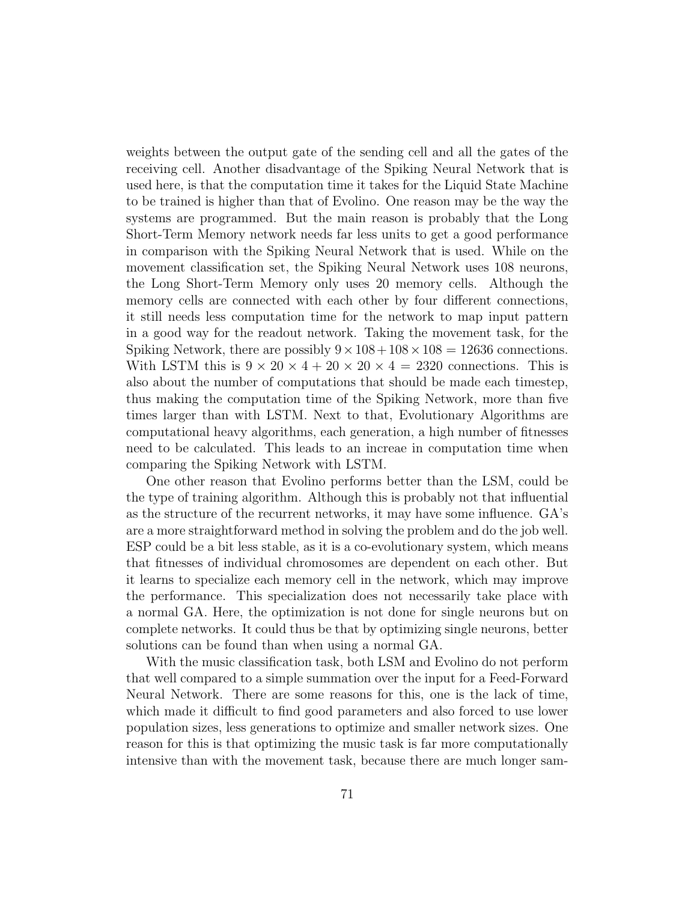weights between the output gate of the sending cell and all the gates of the receiving cell. Another disadvantage of the Spiking Neural Network that is used here, is that the computation time it takes for the Liquid State Machine to be trained is higher than that of Evolino. One reason may be the way the systems are programmed. But the main reason is probably that the Long Short-Term Memory network needs far less units to get a good performance in comparison with the Spiking Neural Network that is used. While on the movement classification set, the Spiking Neural Network uses 108 neurons, the Long Short-Term Memory only uses 20 memory cells. Although the memory cells are connected with each other by four different connections, it still needs less computation time for the network to map input pattern in a good way for the readout network. Taking the movement task, for the Spiking Network, there are possibly $9 \times 108 + 108 \times 108 = 12636$ connections. With LSTM this is $9 \times 20 \times 4 + 20 \times 20 \times 4 = 2320$ connections. This is also about the number of computations that should be made each timestep, thus making the computation time of the Spiking Network, more than five times larger than with LSTM. Next to that, Evolutionary Algorithms are computational heavy algorithms, each generation, a high number of fitnesses need to be calculated. This leads to an increae in computation time when comparing the Spiking Network with LSTM.

One other reason that Evolino performs better than the LSM, could be the type of training algorithm. Although this is probably not that influential as the structure of the recurrent networks, it may have some influence. GA's are a more straightforward method in solving the problem and do the job well. ESP could be a bit less stable, as it is a co-evolutionary system, which means that fitnesses of individual chromosomes are dependent on each other. But it learns to specialize each memory cell in the network, which may improve the performance. This specialization does not necessarily take place with a normal GA. Here, the optimization is not done for single neurons but on complete networks. It could thus be that by optimizing single neurons, better solutions can be found than when using a normal GA.

With the music classification task, both LSM and Evolino do not perform that well compared to a simple summation over the input for a Feed-Forward Neural Network. There are some reasons for this, one is the lack of time, which made it difficult to find good parameters and also forced to use lower population sizes, less generations to optimize and smaller network sizes. One reason for this is that optimizing the music task is far more computationally intensive than with the movement task, because there are much longer sam-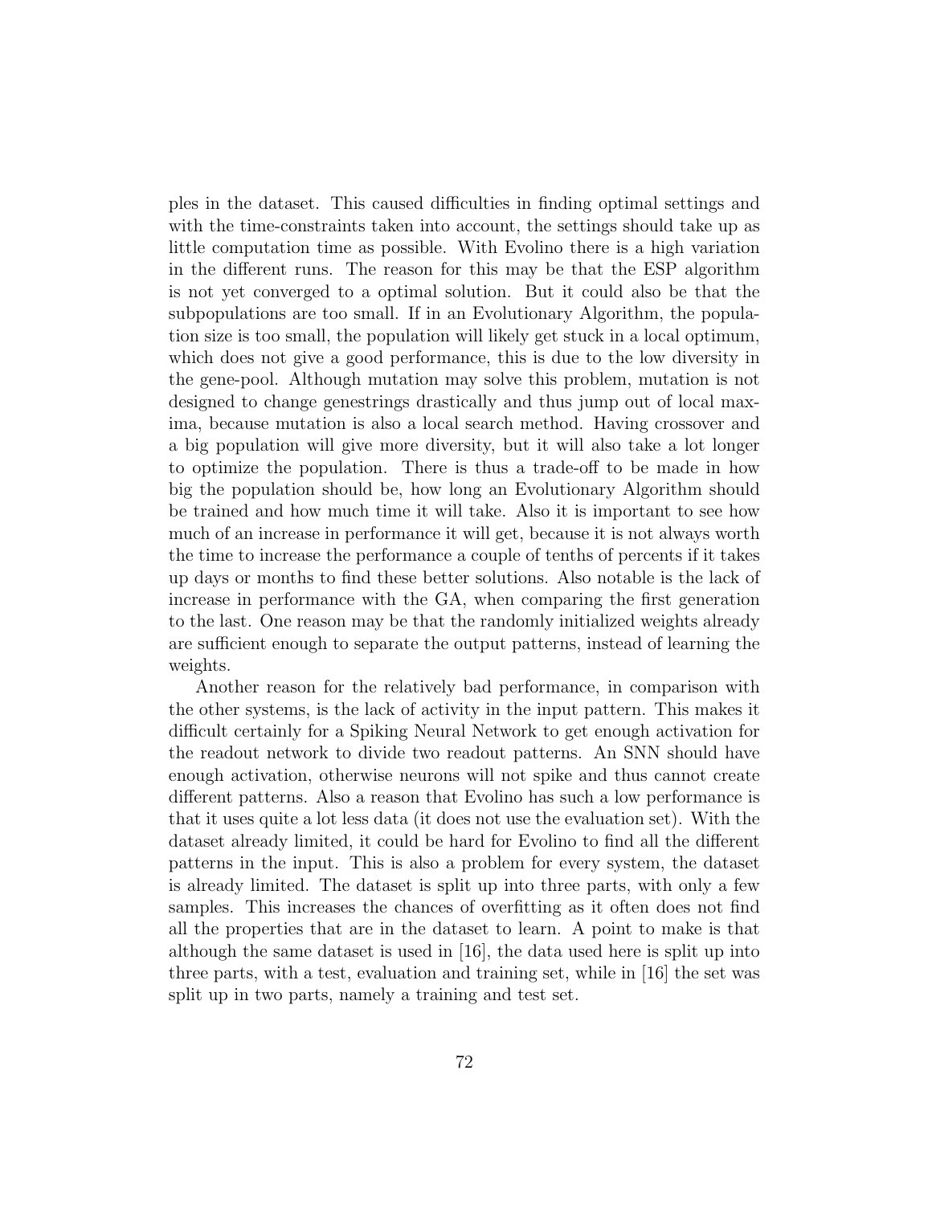ples in the dataset. This caused difficulties in finding optimal settings and with the time-constraints taken into account, the settings should take up as little computation time as possible. With Evolino there is a high variation in the different runs. The reason for this may be that the ESP algorithm is not yet converged to a optimal solution. But it could also be that the subpopulations are too small. If in an Evolutionary Algorithm, the population size is too small, the population will likely get stuck in a local optimum, which does not give a good performance, this is due to the low diversity in the gene-pool. Although mutation may solve this problem, mutation is not designed to change genestrings drastically and thus jump out of local maxima, because mutation is also a local search method. Having crossover and a big population will give more diversity, but it will also take a lot longer to optimize the population. There is thus a trade-off to be made in how big the population should be, how long an Evolutionary Algorithm should be trained and how much time it will take. Also it is important to see how much of an increase in performance it will get, because it is not always worth the time to increase the performance a couple of tenths of percents if it takes up days or months to find these better solutions. Also notable is the lack of increase in performance with the GA, when comparing the first generation to the last. One reason may be that the randomly initialized weights already are sufficient enough to separate the output patterns, instead of learning the weights.

Another reason for the relatively bad performance, in comparison with the other systems, is the lack of activity in the input pattern. This makes it difficult certainly for a Spiking Neural Network to get enough activation for the readout network to divide two readout patterns. An SNN should have enough activation, otherwise neurons will not spike and thus cannot create different patterns. Also a reason that Evolino has such a low performance is that it uses quite a lot less data (it does not use the evaluation set). With the dataset already limited, it could be hard for Evolino to find all the different patterns in the input. This is also a problem for every system, the dataset is already limited. The dataset is split up into three parts, with only a few samples. This increases the chances of overfitting as it often does not find all the properties that are in the dataset to learn. A point to make is that although the same dataset is used in [16], the data used here is split up into three parts, with a test, evaluation and training set, while in [16] the set was split up in two parts, namely a training and test set.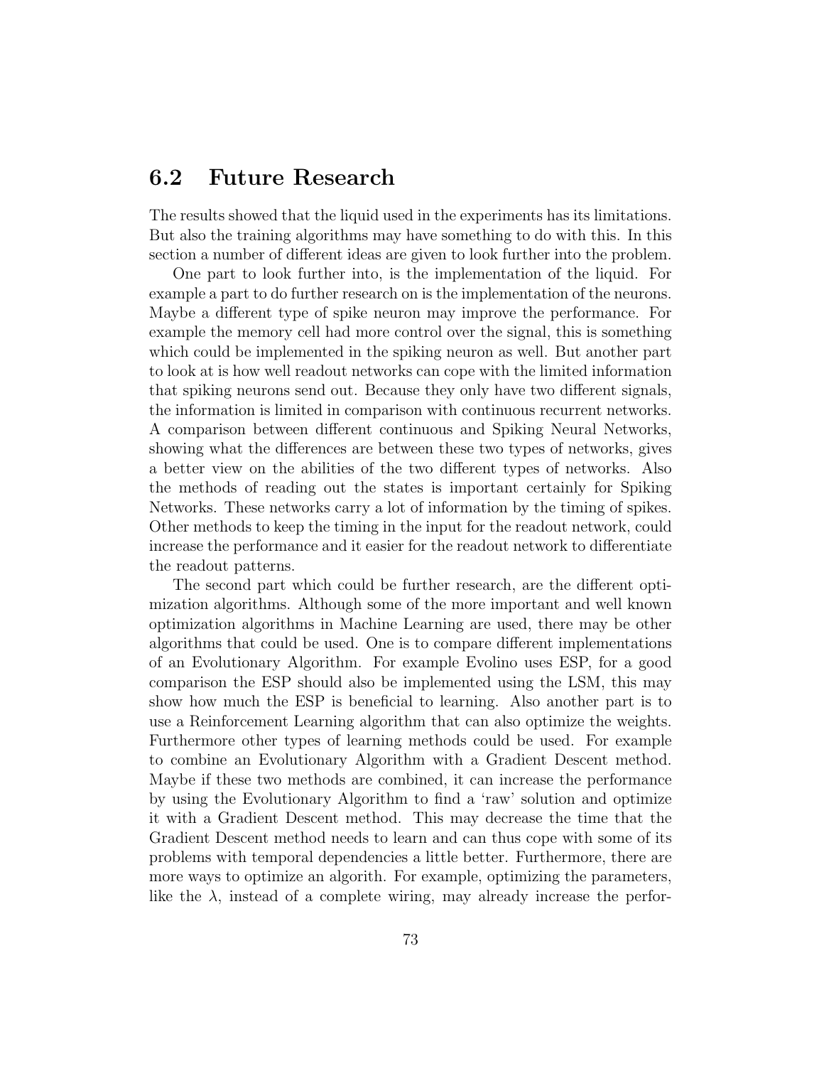## 6.2 Future Research

The results showed that the liquid used in the experiments has its limitations. But also the training algorithms may have something to do with this. In this section a number of different ideas are given to look further into the problem.

One part to look further into, is the implementation of the liquid. For example a part to do further research on is the implementation of the neurons. Maybe a different type of spike neuron may improve the performance. For example the memory cell had more control over the signal, this is something which could be implemented in the spiking neuron as well. But another part to look at is how well readout networks can cope with the limited information that spiking neurons send out. Because they only have two different signals, the information is limited in comparison with continuous recurrent networks. A comparison between different continuous and Spiking Neural Networks, showing what the differences are between these two types of networks, gives a better view on the abilities of the two different types of networks. Also the methods of reading out the states is important certainly for Spiking Networks. These networks carry a lot of information by the timing of spikes. Other methods to keep the timing in the input for the readout network, could increase the performance and it easier for the readout network to differentiate the readout patterns.

The second part which could be further research, are the different optimization algorithms. Although some of the more important and well known optimization algorithms in Machine Learning are used, there may be other algorithms that could be used. One is to compare different implementations of an Evolutionary Algorithm. For example Evolino uses ESP, for a good comparison the ESP should also be implemented using the LSM, this may show how much the ESP is beneficial to learning. Also another part is to use a Reinforcement Learning algorithm that can also optimize the weights. Furthermore other types of learning methods could be used. For example to combine an Evolutionary Algorithm with a Gradient Descent method. Maybe if these two methods are combined, it can increase the performance by using the Evolutionary Algorithm to find a 'raw' solution and optimize it with a Gradient Descent method. This may decrease the time that the Gradient Descent method needs to learn and can thus cope with some of its problems with temporal dependencies a little better. Furthermore, there are more ways to optimize an algorith. For example, optimizing the parameters, like the $\lambda$, instead of a complete wiring, may already increase the perfor-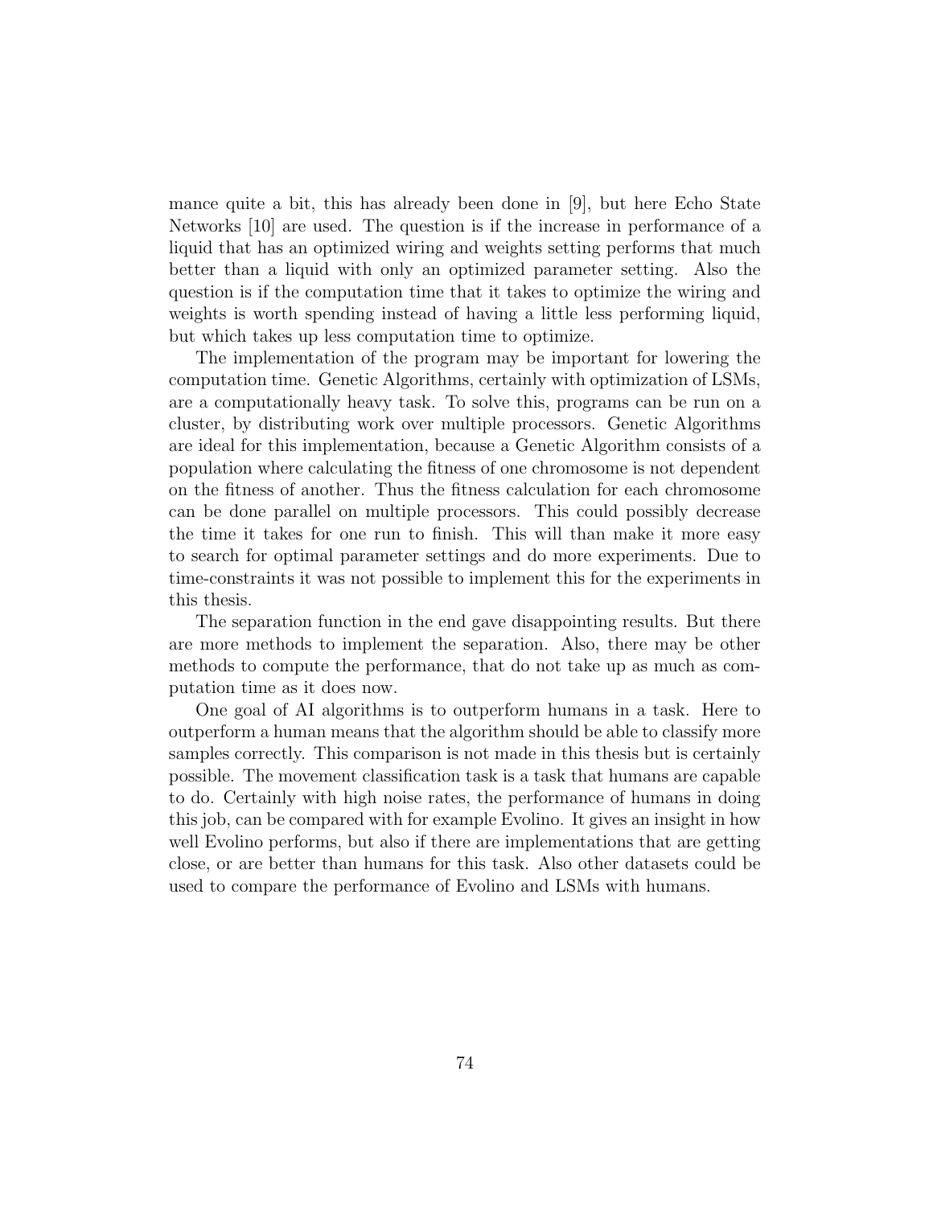mance quite a bit, this has already been done in [9], but here Echo State Networks [10] are used. The question is if the increase in performance of a liquid that has an optimized wiring and weights setting performs that much better than a liquid with only an optimized parameter setting. Also the question is if the computation time that it takes to optimize the wiring and weights is worth spending instead of having a little less performing liquid, but which takes up less computation time to optimize.

The implementation of the program may be important for lowering the computation time. Genetic Algorithms, certainly with optimization of LSMs, are a computationally heavy task. To solve this, programs can be run on a cluster, by distributing work over multiple processors. Genetic Algorithms are ideal for this implementation, because a Genetic Algorithm consists of a population where calculating the fitness of one chromosome is not dependent on the fitness of another. Thus the fitness calculation for each chromosome can be done parallel on multiple processors. This could possibly decrease the time it takes for one run to finish. This will than make it more easy to search for optimal parameter settings and do more experiments. Due to time-constraints it was not possible to implement this for the experiments in this thesis.

The separation function in the end gave disappointing results. But there are more methods to implement the separation. Also, there may be other methods to compute the performance, that do not take up as much as computation time as it does now.

One goal of AI algorithms is to outperform humans in a task. Here to outperform a human means that the algorithm should be able to classify more samples correctly. This comparison is not made in this thesis but is certainly possible. The movement classification task is a task that humans are capable to do. Certainly with high noise rates, the performance of humans in doing this job, can be compared with for example Evolino. It gives an insight in how well Evolino performs, but also if there are implementations that are getting close, or are better than humans for this task. Also other datasets could be used to compare the performance of Evolino and LSMs with humans.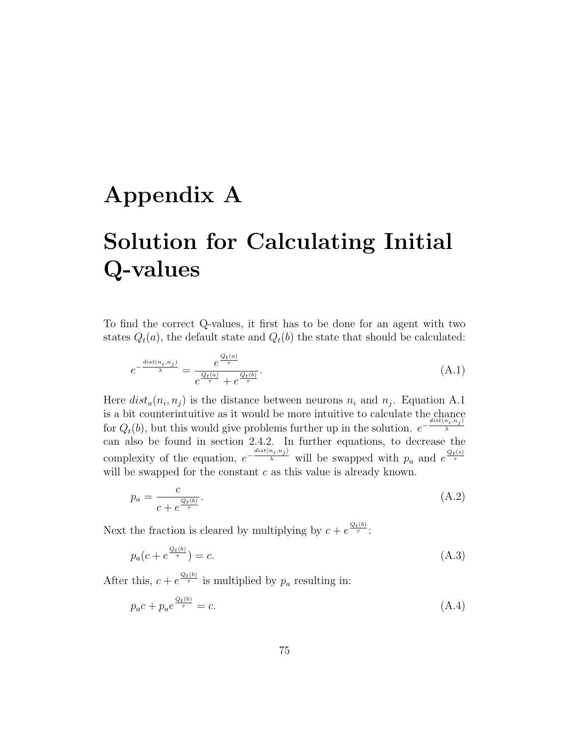# Appendix A

# Solution for Calculating Initial Q-values

To find the correct Q-values, it first has to be done for an agent with two states $Q_t(a)$, the default state and $Q_t(b)$ the state that should be calculated:

$$e^{-\frac{dist(n_i,n_j)}{\lambda}} = \frac{e^{\frac{Q_t(a)}{\tau}}}{e^{\frac{Q_t(a)}{\tau}} + e^{\frac{Q_t(b)}{\tau}}}. \tag{A.1}$$

Here $dist_a(n_i, n_j)$ is the distance between neurons $n_i$ and $n_j$. Equation A.1 is a bit counterintuitive as it would be more intuitive to calculate the chance for $Q_t(b)$, but this would give problems further up in the solution. $e^{-\frac{dist(n_i,n_j)}{\lambda}}$ can also be found in section 2.4.2. In further equations, to decrease the complexity of the equation, $e^{-\frac{dist(n_i,n_j)}{\lambda}}$ will be swapped with $p_a$ and $e^{\frac{Q_t(s)}{\tau}}$ will be swapped for the constant $c$ as this value is already known.

$$p_a = \frac{c}{c + e^{\frac{Q_t(b)}{\tau}}}. \tag{A.2}$$

Next the fraction is cleared by multiplying by $c + e^{\frac{Q_t(b)}{\tau}}$:

$$p_a(c + e^{\frac{Q_t(b)}{\tau}}) = c. \tag{A.3}$$

After this, $c + e^{\frac{Q_t(b)}{\tau}}$ is multiplied by $p_a$ resulting in:

$$p_a c + p_a e^{\frac{Q_t(b)}{\tau}} = c. \tag{A.4}$$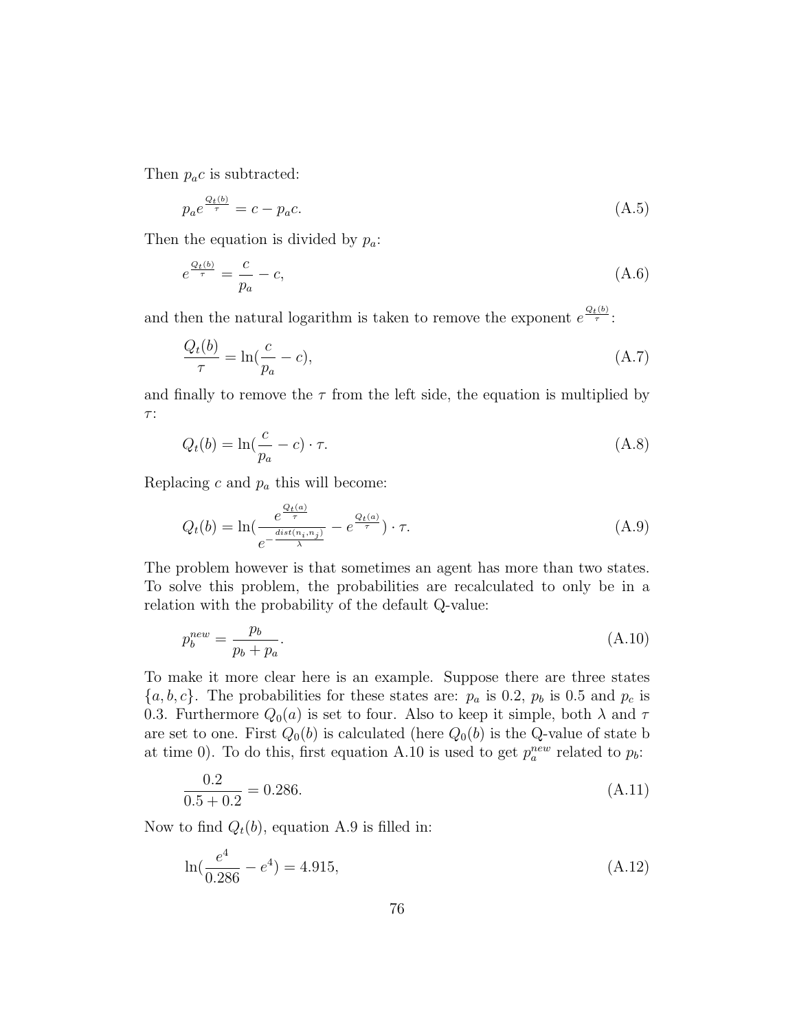Then $p_a c$ is subtracted:

$$p_a e^{\frac{Q_t(b)}{\tau}} = c - p_a c. \tag{A.5}$$

Then the equation is divided by $p_a$:

$$e^{\frac{Q_t(b)}{\tau}} = \frac{c}{p_a} - c, \tag{A.6}$$

and then the natural logarithm is taken to remove the exponent $e^{\frac{Q_t(b)}{\tau}}$:

$$\frac{Q_t(b)}{\tau} = \ln(\frac{c}{p_a} - c), \tag{A.7}$$

and finally to remove the $\tau$ from the left side, the equation is multiplied by $\tau$:

$$Q_t(b) = \ln(\frac{c}{p_a} - c) \cdot \tau. \tag{A.8}$$

Replacing $c$ and $p_a$ this will become:

$$Q_t(b) = \ln(\frac{e^{\frac{Q_t(a)}{\tau}}}{e^{-\frac{dist(n_i,n_j)}{\lambda}}} - e^{\frac{Q_t(a)}{\tau}}) \cdot \tau. \tag{A.9}$$

The problem however is that sometimes an agent has more than two states. To solve this problem, the probabilities are recalculated to only be in a relation with the probability of the default Q-value:

$$p_b^{new} = \frac{p_b}{p_b + p_a}. \tag{A.10}$$

To make it more clear here is an example. Suppose there are three states $\{a, b, c\}$. The probabilities for these states are: $p_a$ is 0.2, $p_b$ is 0.5 and $p_c$ is 0.3. Furthermore $Q_0(a)$ is set to four. Also to keep it simple, both $\lambda$ and $\tau$ are set to one. First $Q_0(b)$ is calculated (here $Q_0(b)$ is the Q-value of state b at time 0). To do this, first equation A.10 is used to get $p_a^{new}$ related to $p_b$:

$$\frac{0.2}{0.5 + 0.2} = 0.286. \tag{A.11}$$

Now to find $Q_t(b)$, equation A.9 is filled in:

$$\ln(\frac{e^4}{0.286} - e^4) = 4.915, \tag{A.12}$$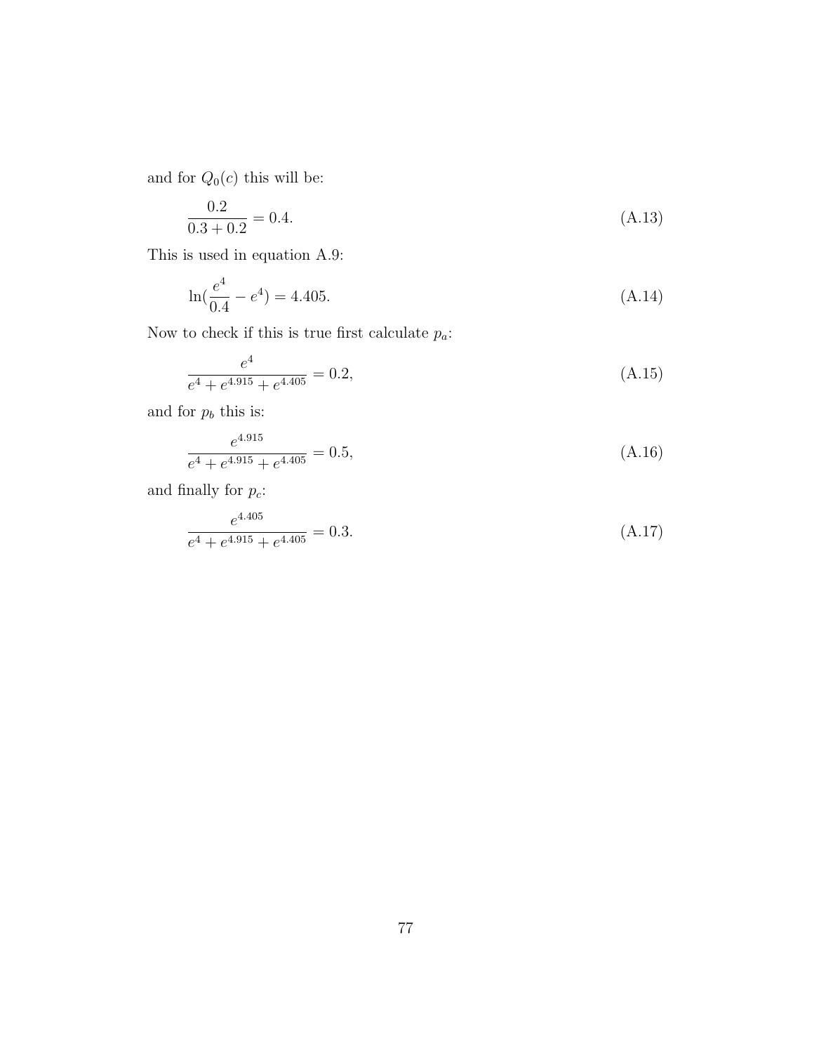and for $Q_0(c)$ this will be:

$$\frac{0.2}{0.3 + 0.2} = 0.4. \tag{A.13}$$

This is used in equation A.9:

$$\ln(\frac{e^4}{0.4} - e^4) = 4.405. \tag{A.14}$$

Now to check if this is true first calculate $p_a$:

$$\frac{e^4}{e^4 + e^{4.915} + e^{4.405}} = 0.2, \tag{A.15}$$

and for $p_b$ this is:

$$\frac{e^{4.915}}{e^4 + e^{4.915} + e^{4.405}} = 0.5, \tag{A.16}$$

and finally for $p_c$:

$$\frac{e^{4.405}}{e^4 + e^{4.915} + e^{4.405}} = 0.3. \tag{A.17}$$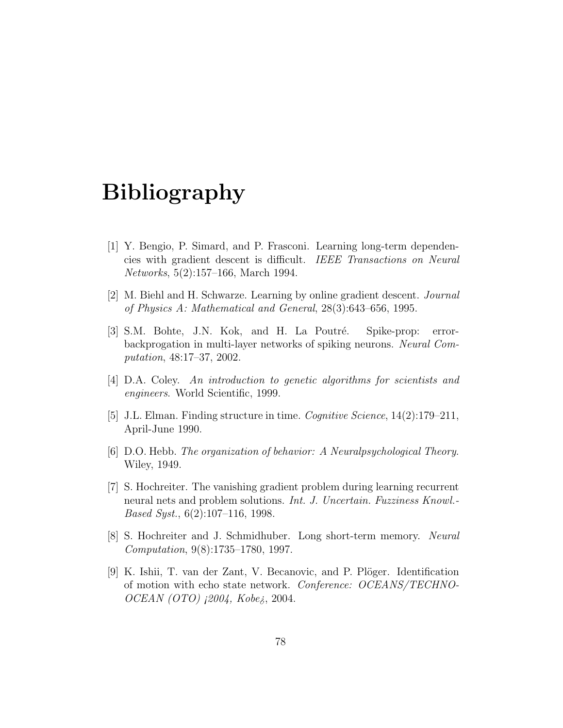# Bibliography

[1] Y. Bengio, P. Simard, and P. Frasconi. Learning long-term dependencies with gradient descent is difficult. *IEEE Transactions on Neural Networks*, 5(2):157–166, March 1994.

[2] M. Biehl and H. Schwarze. Learning by online gradient descent. *Journal of Physics A: Mathematical and General*, 28(3):643–656, 1995.

[3] S.M. Bohte, J.N. Kok, and H. La Poutré. Spike-prop: error-backprogation in multi-layer networks of spiking neurons. *Neural Computation*, 48:17–37, 2002.

[4] D.A. Coley. *An introduction to genetic algorithms for scientists and engineers*. World Scientific, 1999.

[5] J.L. Elman. Finding structure in time. *Cognitive Science*, 14(2):179–211, April-June 1990.

[6] D.O. Hebb. *The organization of behavior: A Neuralpsychological Theory*. Wiley, 1949.

[7] S. Hochreiter. The vanishing gradient problem during learning recurrent neural nets and problem solutions. *Int. J. Uncertain. Fuzziness Knowl.-Based Syst.*, 6(2):107–116, 1998.

[8] S. Hochreiter and J. Schmidhuber. Long short-term memory. *Neural Computation*, 9(8):1735–1780, 1997.

[9] K. Ishii, T. van der Zant, V. Becanovic, and P. Plöger. Identification of motion with echo state network. *Conference: OCEANS/TECHNO-OCEAN (OTO) ¡2004, Kobe¿*, 2004.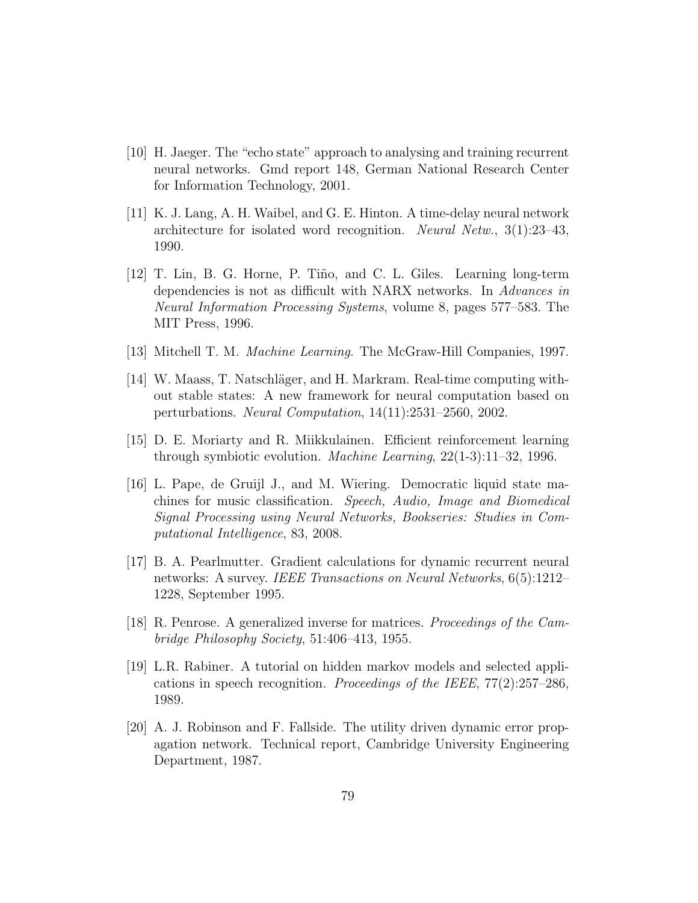[10] H. Jaeger. The "echo state" approach to analysing and training recurrent neural networks. Gmd report 148, German National Research Center for Information Technology, 2001.

[11] K. J. Lang, A. H. Waibel, and G. E. Hinton. A time-delay neural network architecture for isolated word recognition. *Neural Netw.*, 3(1):23–43, 1990.

[12] T. Lin, B. G. Horne, P. Tiňo, and C. L. Giles. Learning long-term dependencies is not as difficult with NARX networks. In *Advances in Neural Information Processing Systems*, volume 8, pages 577–583. The MIT Press, 1996.

[13] Mitchell T. M. *Machine Learning*. The McGraw-Hill Companies, 1997.

[14] W. Maass, T. Natschläger, and H. Markram. Real-time computing without stable states: A new framework for neural computation based on perturbations. *Neural Computation*, 14(11):2531–2560, 2002.

[15] D. E. Moriarty and R. Miikkulainen. Efficient reinforcement learning through symbiotic evolution. *Machine Learning*, 22(1-3):11–32, 1996.

[16] L. Pape, de Gruijl J., and M. Wiering. Democratic liquid state machines for music classification. *Speech, Audio, Image and Biomedical Signal Processing using Neural Networks, Bookseries: Studies in Computational Intelligence*, 83, 2008.

[17] B. A. Pearlmutter. Gradient calculations for dynamic recurrent neural networks: A survey. *IEEE Transactions on Neural Networks*, 6(5):1212–1228, September 1995.

[18] R. Penrose. A generalized inverse for matrices. *Proceedings of the Cambridge Philosophy Society*, 51:406–413, 1955.

[19] L.R. Rabiner. A tutorial on hidden markov models and selected applications in speech recognition. *Proceedings of the IEEE*, 77(2):257–286, 1989.

[20] A. J. Robinson and F. Fallside. The utility driven dynamic error propagation network. Technical report, Cambridge University Engineering Department, 1987.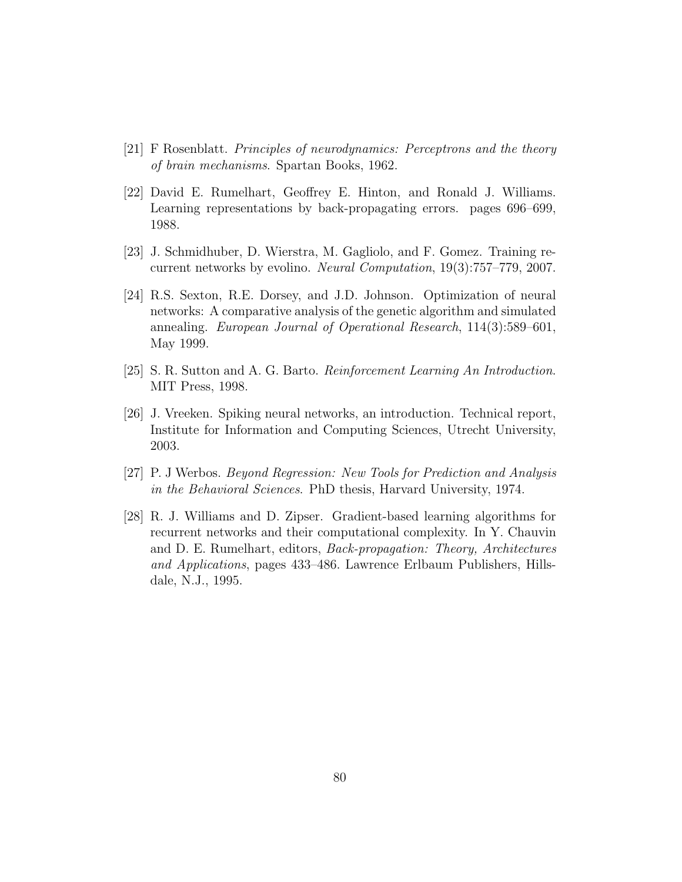[21] F Rosenblatt. *Principles of neurodynamics: Perceptrons and the theory of brain mechanisms*. Spartan Books, 1962.

[22] David E. Rumelhart, Geoffrey E. Hinton, and Ronald J. Williams. Learning representations by back-propagating errors. pages 696–699, 1988.

[23] J. Schmidhuber, D. Wierstra, M. Gagliolo, and F. Gomez. Training recurrent networks by evolino. *Neural Computation*, 19(3):757–779, 2007.

[24] R.S. Sexton, R.E. Dorsey, and J.D. Johnson. Optimization of neural networks: A comparative analysis of the genetic algorithm and simulated annealing. *European Journal of Operational Research*, 114(3):589–601, May 1999.

[25] S. R. Sutton and A. G. Barto. *Reinforcement Learning An Introduction*. MIT Press, 1998.

[26] J. Vreeken. Spiking neural networks, an introduction. Technical report, Institute for Information and Computing Sciences, Utrecht University, 2003.

[27] P. J Werbos. *Beyond Regression: New Tools for Prediction and Analysis in the Behavioral Sciences*. PhD thesis, Harvard University, 1974.

[28] R. J. Williams and D. Zipser. Gradient-based learning algorithms for recurrent networks and their computational complexity. In Y. Chauvin and D. E. Rumelhart, editors, *Back-propagation: Theory, Architectures and Applications*, pages 433–486. Lawrence Erlbaum Publishers, Hillsdale, N.J., 1995.